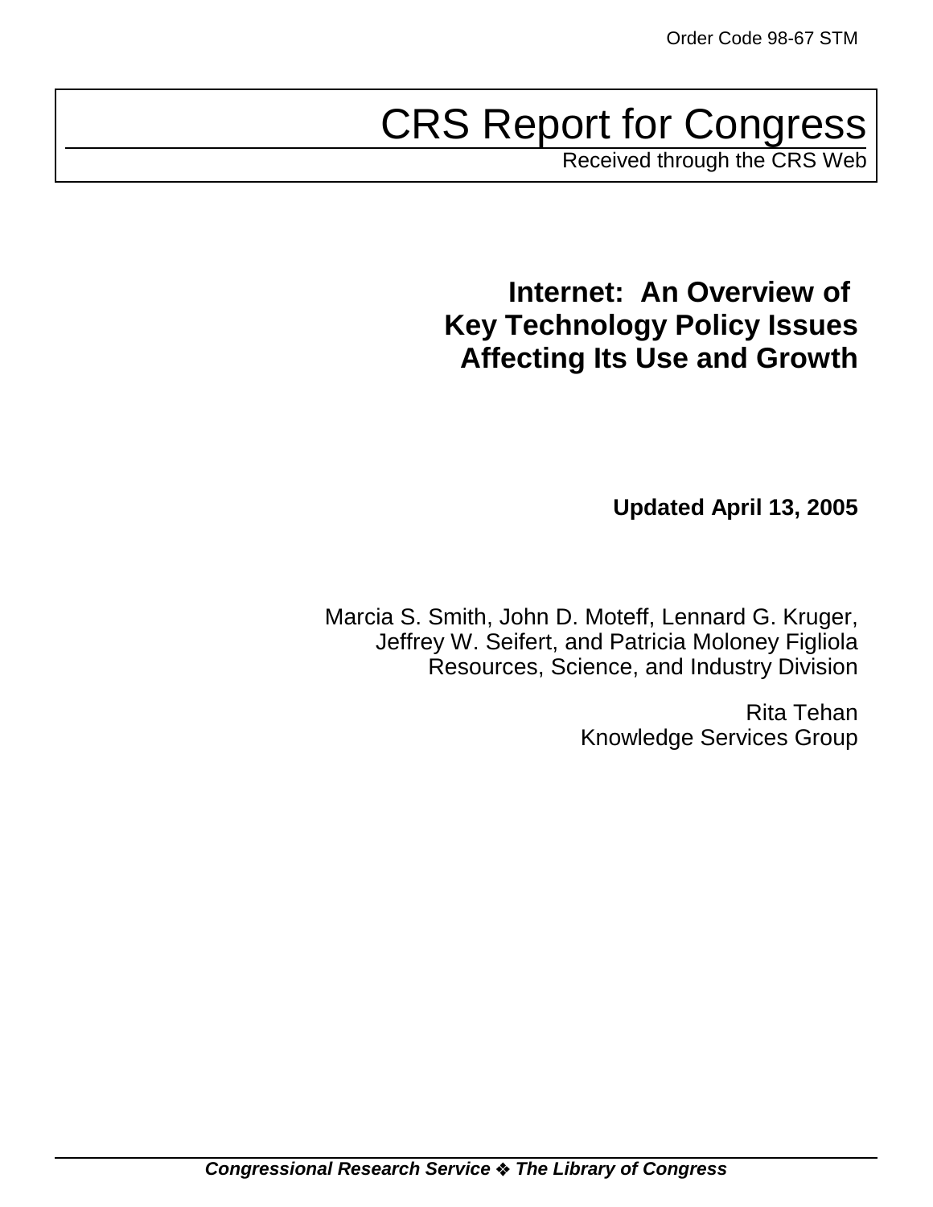Order Code 98-67 STM

# CRS Report for Congress

Received through the CRS Web

## Internet: An Overview of Key Technology Policy Issues Affecting Its Use and Growth

**Updated April 13, 2005**

Marcia S. Smith, John D. Moteff, Lennard G. Kruger, Jeffrey W. Seifert, and Patricia Moloney Figliola
Resources, Science, and Industry Division

Rita Tehan
Knowledge Services Group

***Congressional Research Service ❖ The Library of Congress***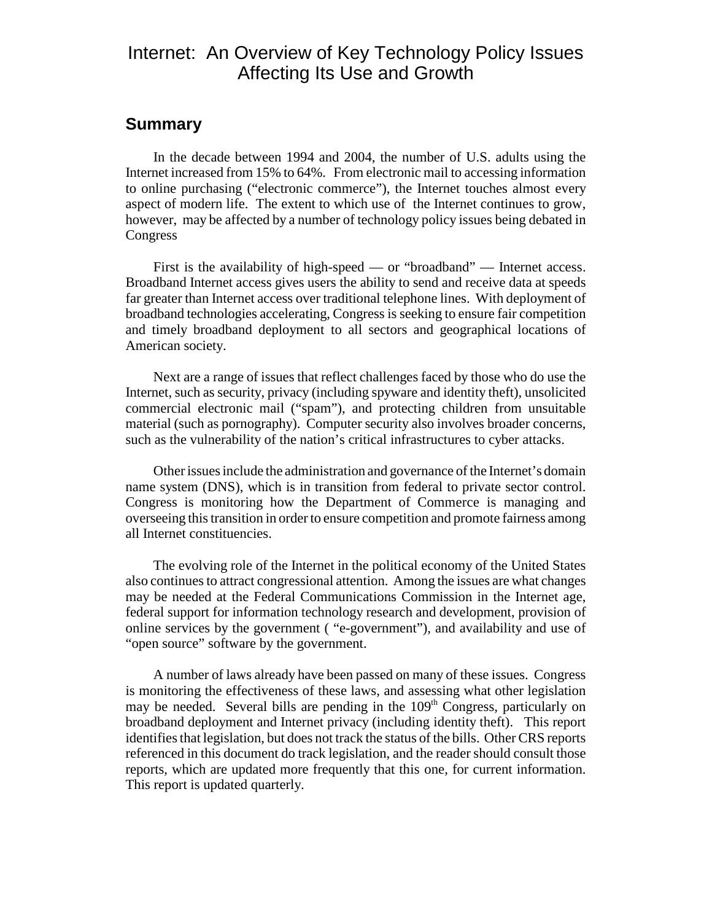# Internet: An Overview of Key Technology Policy Issues Affecting Its Use and Growth

## Summary

In the decade between 1994 and 2004, the number of U.S. adults using the Internet increased from 15% to 64%. From electronic mail to accessing information to online purchasing ("electronic commerce"), the Internet touches almost every aspect of modern life. The extent to which use of the Internet continues to grow, however, may be affected by a number of technology policy issues being debated in Congress

First is the availability of high-speed — or "broadband" — Internet access. Broadband Internet access gives users the ability to send and receive data at speeds far greater than Internet access over traditional telephone lines. With deployment of broadband technologies accelerating, Congress is seeking to ensure fair competition and timely broadband deployment to all sectors and geographical locations of American society.

Next are a range of issues that reflect challenges faced by those who do use the Internet, such as security, privacy (including spyware and identity theft), unsolicited commercial electronic mail ("spam"), and protecting children from unsuitable material (such as pornography). Computer security also involves broader concerns, such as the vulnerability of the nation's critical infrastructures to cyber attacks.

Other issues include the administration and governance of the Internet's domain name system (DNS), which is in transition from federal to private sector control. Congress is monitoring how the Department of Commerce is managing and overseeing this transition in order to ensure competition and promote fairness among all Internet constituencies.

The evolving role of the Internet in the political economy of the United States also continues to attract congressional attention. Among the issues are what changes may be needed at the Federal Communications Commission in the Internet age, federal support for information technology research and development, provision of online services by the government ( "e-government"), and availability and use of "open source" software by the government.

A number of laws already have been passed on many of these issues. Congress is monitoring the effectiveness of these laws, and assessing what other legislation may be needed. Several bills are pending in the 109th Congress, particularly on broadband deployment and Internet privacy (including identity theft). This report identifies that legislation, but does not track the status of the bills. Other CRS reports referenced in this document do track legislation, and the reader should consult those reports, which are updated more frequently that this one, for current information. This report is updated quarterly.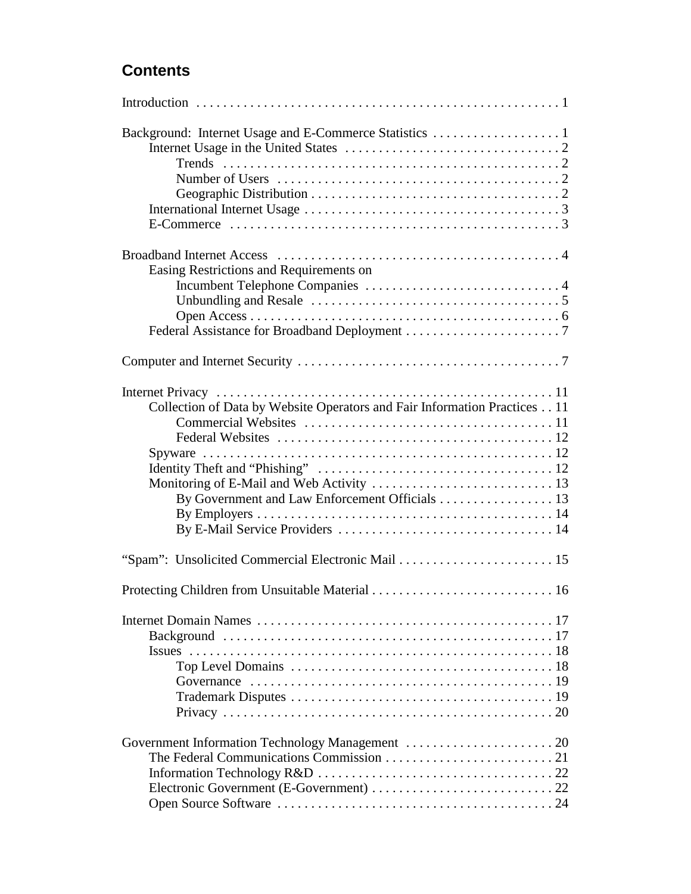## Contents

- Introduction . . . . . . . . . . 1
- Background: Internet Usage and E-Commerce Statistics . . . . . . . . . . 1
  - Internet Usage in the United States . . . . . . . . . . 2
    - Trends . . . . . . . . . . 2
    - Number of Users . . . . . . . . . . 2
    - Geographic Distribution . . . . . . . . . . 2
  - International Internet Usage . . . . . . . . . . 3
  - E-Commerce . . . . . . . . . . 3
- Broadband Internet Access . . . . . . . . . . 4
  - Easing Restrictions and Requirements on
    - Incumbent Telephone Companies . . . . . . . . . . 4
    - Unbundling and Resale . . . . . . . . . . 5
    - Open Access . . . . . . . . . . 6
  - Federal Assistance for Broadband Deployment . . . . . . . . . . 7
- Computer and Internet Security . . . . . . . . . . 7
- Internet Privacy . . . . . . . . . . 11
  - Collection of Data by Website Operators and Fair Information Practices . . 11
    - Commercial Websites . . . . . . . . . . 11
    - Federal Websites . . . . . . . . . . 12
  - Spyware . . . . . . . . . . 12
  - Identity Theft and "Phishing" . . . . . . . . . . 12
  - Monitoring of E-Mail and Web Activity . . . . . . . . . . 13
    - By Government and Law Enforcement Officials . . . . . . . . . . 13
    - By Employers . . . . . . . . . . 14
    - By E-Mail Service Providers . . . . . . . . . . 14
- "Spam": Unsolicited Commercial Electronic Mail . . . . . . . . . . 15
- Protecting Children from Unsuitable Material . . . . . . . . . . 16
- Internet Domain Names . . . . . . . . . . 17
  - Background . . . . . . . . . . 17
  - Issues . . . . . . . . . . 18
    - Top Level Domains . . . . . . . . . . 18
    - Governance . . . . . . . . . . 19
    - Trademark Disputes . . . . . . . . . . 19
    - Privacy . . . . . . . . . . 20
- Government Information Technology Management . . . . . . . . . . 20
  - The Federal Communications Commission . . . . . . . . . . 21
  - Information Technology R&D . . . . . . . . . . 22
  - Electronic Government (E-Government) . . . . . . . . . . 22
  - Open Source Software . . . . . . . . . . 24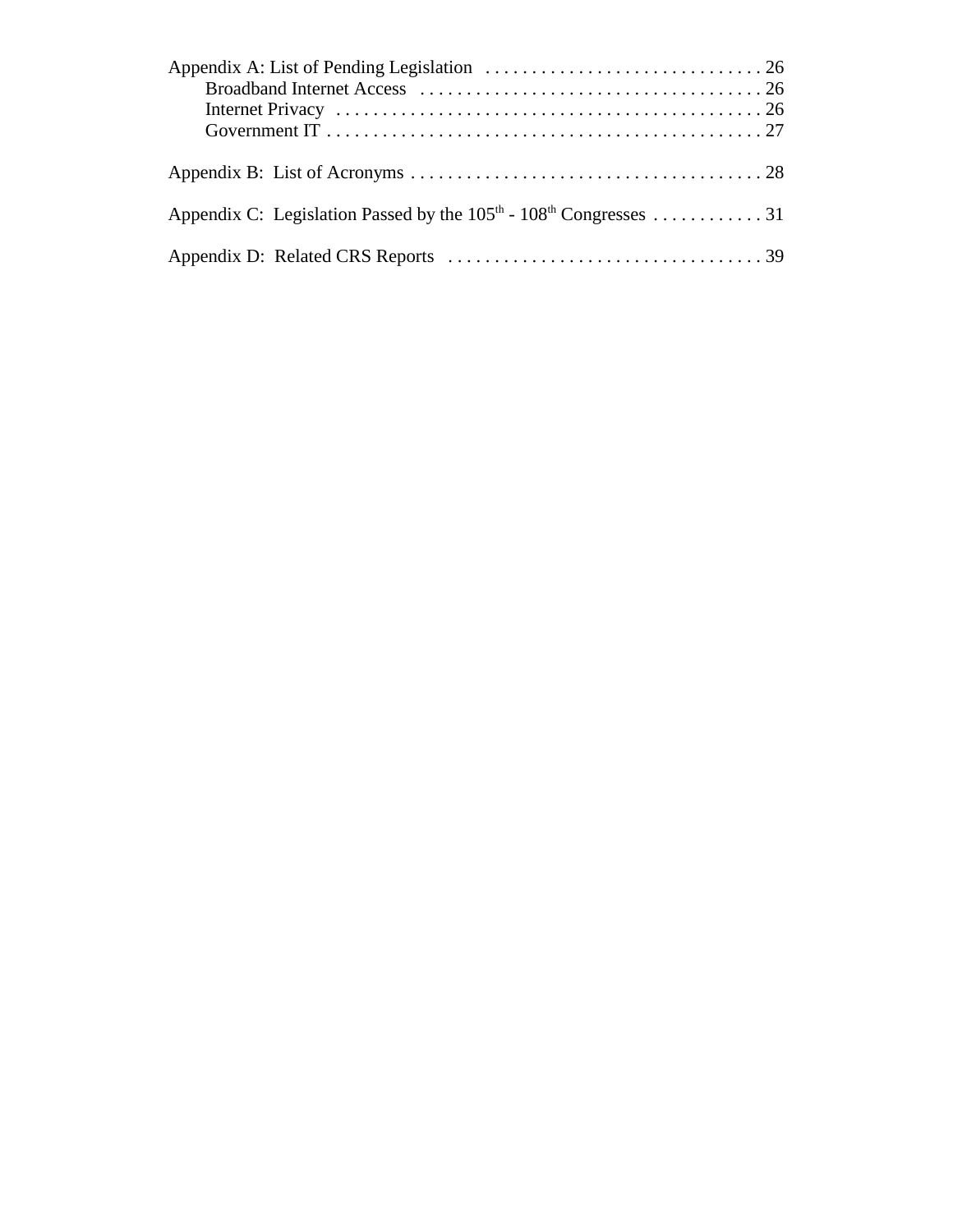Appendix A: List of Pending Legislation . . . . . . . . . . . . . . . . . . . . . . . . . . . . . . 26
Broadband Internet Access . . . . . . . . . . . . . . . . . . . . . . . . . . . . . . . . . . . . 26
Internet Privacy . . . . . . . . . . . . . . . . . . . . . . . . . . . . . . . . . . . . . . . . . . . . . 26
Government IT . . . . . . . . . . . . . . . . . . . . . . . . . . . . . . . . . . . . . . . . . . . . . 27

Appendix B: List of Acronyms . . . . . . . . . . . . . . . . . . . . . . . . . . . . . . . . . . . . . . 28

Appendix C: Legislation Passed by the 105th - 108th Congresses . . . . . . . . . . . . 31

Appendix D: Related CRS Reports . . . . . . . . . . . . . . . . . . . . . . . . . . . . . . . . . . 39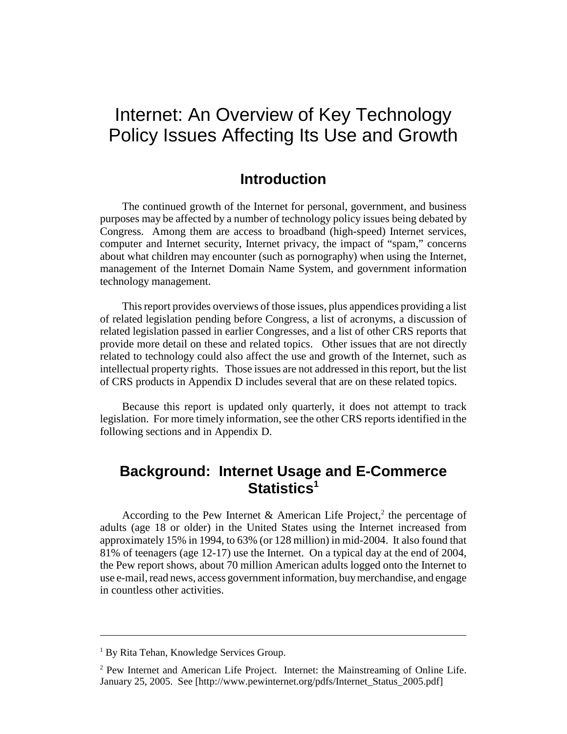# Internet: An Overview of Key Technology Policy Issues Affecting Its Use and Growth

## Introduction

The continued growth of the Internet for personal, government, and business purposes may be affected by a number of technology policy issues being debated by Congress. Among them are access to broadband (high-speed) Internet services, computer and Internet security, Internet privacy, the impact of "spam," concerns about what children may encounter (such as pornography) when using the Internet, management of the Internet Domain Name System, and government information technology management.

This report provides overviews of those issues, plus appendices providing a list of related legislation pending before Congress, a list of acronyms, a discussion of related legislation passed in earlier Congresses, and a list of other CRS reports that provide more detail on these and related topics. Other issues that are not directly related to technology could also affect the use and growth of the Internet, such as intellectual property rights. Those issues are not addressed in this report, but the list of CRS products in Appendix D includes several that are on these related topics.

Because this report is updated only quarterly, it does not attempt to track legislation. For more timely information, see the other CRS reports identified in the following sections and in Appendix D.

## Background: Internet Usage and E-Commerce Statistics[1]

According to the Pew Internet & American Life Project,[2] the percentage of adults (age 18 or older) in the United States using the Internet increased from approximately 15% in 1994, to 63% (or 128 million) in mid-2004. It also found that 81% of teenagers (age 12-17) use the Internet. On a typical day at the end of 2004, the Pew report shows, about 70 million American adults logged onto the Internet to use e-mail, read news, access government information, buy merchandise, and engage in countless other activities.

---

[1] By Rita Tehan, Knowledge Services Group.

[2] Pew Internet and American Life Project. Internet: the Mainstreaming of Online Life. January 25, 2005. See [http://www.pewinternet.org/pdfs/Internet_Status_2005.pdf]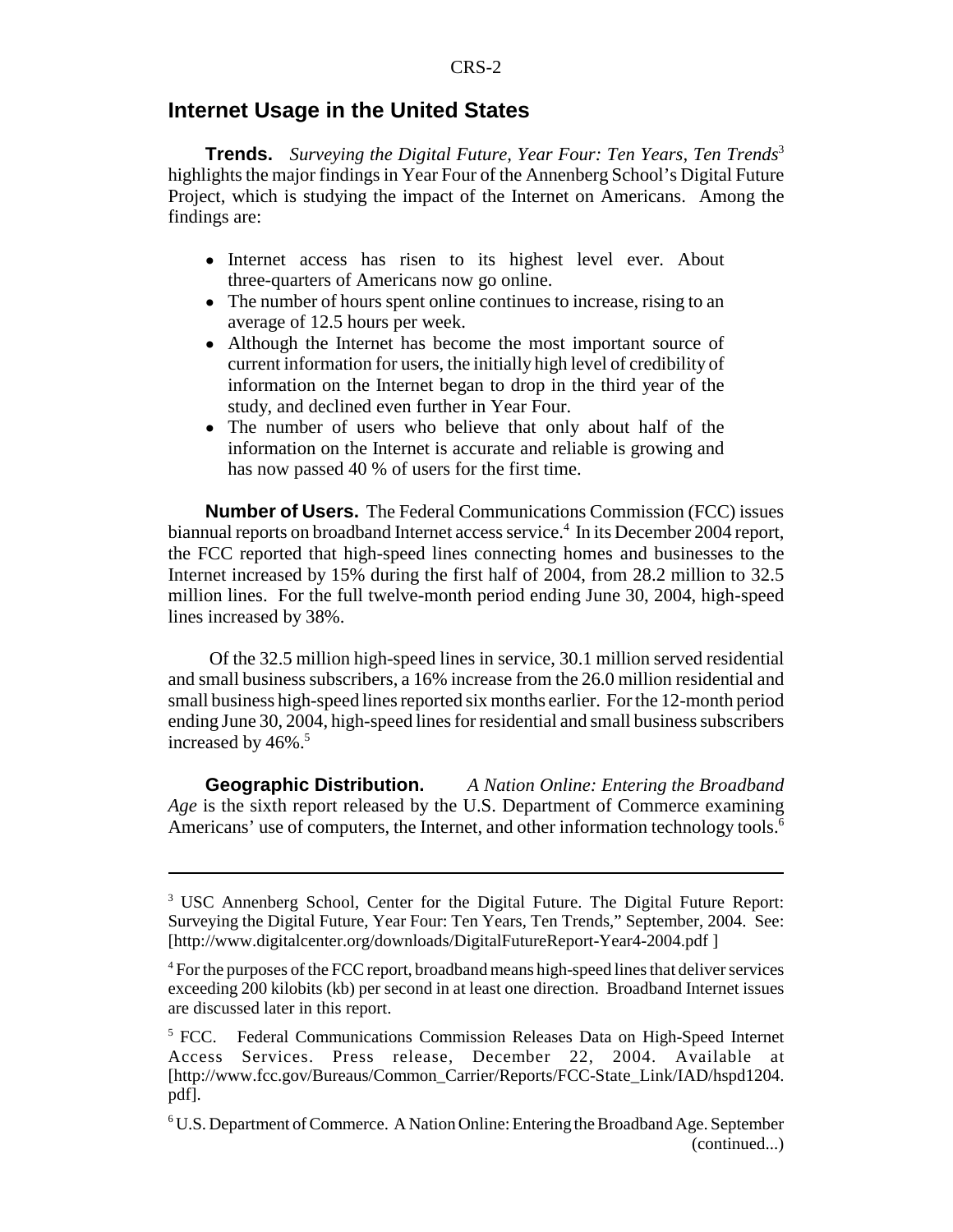## Internet Usage in the United States

**Trends.** *Surveying the Digital Future, Year Four: Ten Years, Ten Trends*[3] highlights the major findings in Year Four of the Annenberg School's Digital Future Project, which is studying the impact of the Internet on Americans. Among the findings are:

- Internet access has risen to its highest level ever. About three-quarters of Americans now go online.
- The number of hours spent online continues to increase, rising to an average of 12.5 hours per week.
- Although the Internet has become the most important source of current information for users, the initially high level of credibility of information on the Internet began to drop in the third year of the study, and declined even further in Year Four.
- The number of users who believe that only about half of the information on the Internet is accurate and reliable is growing and has now passed 40 % of users for the first time.

**Number of Users.** The Federal Communications Commission (FCC) issues biannual reports on broadband Internet access service.[4] In its December 2004 report, the FCC reported that high-speed lines connecting homes and businesses to the Internet increased by 15% during the first half of 2004, from 28.2 million to 32.5 million lines. For the full twelve-month period ending June 30, 2004, high-speed lines increased by 38%.

Of the 32.5 million high-speed lines in service, 30.1 million served residential and small business subscribers, a 16% increase from the 26.0 million residential and small business high-speed lines reported six months earlier. For the 12-month period ending June 30, 2004, high-speed lines for residential and small business subscribers increased by 46%.[5]

**Geographic Distribution.** *A Nation Online: Entering the Broadband Age* is the sixth report released by the U.S. Department of Commerce examining Americans' use of computers, the Internet, and other information technology tools.[6]

---

[3] USC Annenberg School, Center for the Digital Future. The Digital Future Report: Surveying the Digital Future, Year Four: Ten Years, Ten Trends," September, 2004. See: [http://www.digitalcenter.org/downloads/DigitalFutureReport-Year4-2004.pdf ]

[4] For the purposes of the FCC report, broadband means high-speed lines that deliver services exceeding 200 kilobits (kb) per second in at least one direction. Broadband Internet issues are discussed later in this report.

[5] FCC. Federal Communications Commission Releases Data on High-Speed Internet Access Services. Press release, December 22, 2004. Available at [http://www.fcc.gov/Bureaus/Common_Carrier/Reports/FCC-State_Link/IAD/hspd1204.pdf].

[6] U.S. Department of Commerce. A Nation Online: Entering the Broadband Age. September (continued...)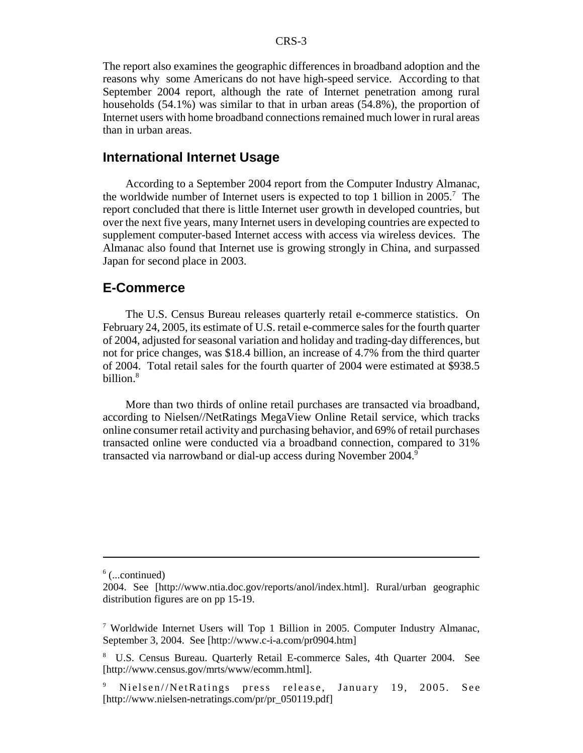The report also examines the geographic differences in broadband adoption and the reasons why some Americans do not have high-speed service. According to that September 2004 report, although the rate of Internet penetration among rural households (54.1%) was similar to that in urban areas (54.8%), the proportion of Internet users with home broadband connections remained much lower in rural areas than in urban areas.

## International Internet Usage

According to a September 2004 report from the Computer Industry Almanac, the worldwide number of Internet users is expected to top 1 billion in 2005.[7] The report concluded that there is little Internet user growth in developed countries, but over the next five years, many Internet users in developing countries are expected to supplement computer-based Internet access with access via wireless devices. The Almanac also found that Internet use is growing strongly in China, and surpassed Japan for second place in 2003.

## E-Commerce

The U.S. Census Bureau releases quarterly retail e-commerce statistics. On February 24, 2005, its estimate of U.S. retail e-commerce sales for the fourth quarter of 2004, adjusted for seasonal variation and holiday and trading-day differences, but not for price changes, was $18.4 billion, an increase of 4.7% from the third quarter of 2004. Total retail sales for the fourth quarter of 2004 were estimated at $938.5 billion.[8]

More than two thirds of online retail purchases are transacted via broadband, according to Nielsen//NetRatings MegaView Online Retail service, which tracks online consumer retail activity and purchasing behavior, and 69% of retail purchases transacted online were conducted via a broadband connection, compared to 31% transacted via narrowband or dial-up access during November 2004.[9]

---

[6] (...continued)
2004. See [http://www.ntia.doc.gov/reports/anol/index.html]. Rural/urban geographic distribution figures are on pp 15-19.

[7] Worldwide Internet Users will Top 1 Billion in 2005. Computer Industry Almanac, September 3, 2004. See [http://www.c-i-a.com/pr0904.htm]

[8] U.S. Census Bureau. Quarterly Retail E-commerce Sales, 4th Quarter 2004. See [http://www.census.gov/mrts/www/ecomm.html].

[9] Nielsen//NetRatings press release, January 19, 2005. See [http://www.nielsen-netratings.com/pr/pr_050119.pdf]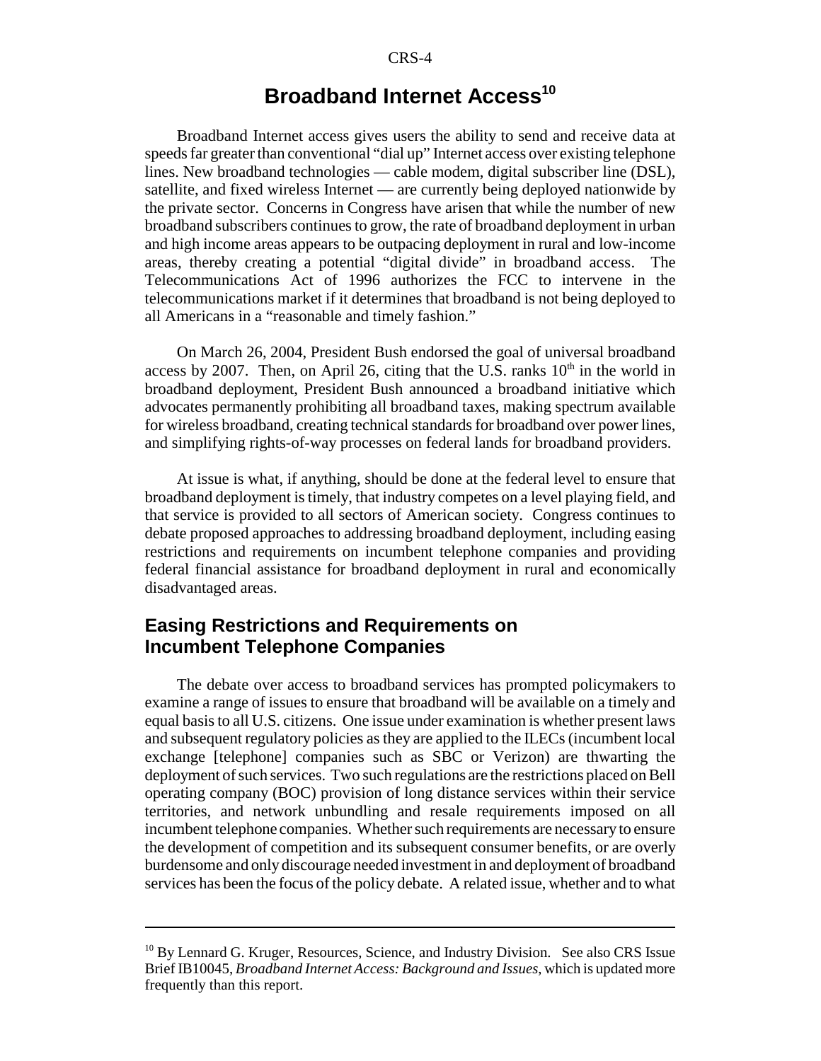# Broadband Internet Access[10]

Broadband Internet access gives users the ability to send and receive data at speeds far greater than conventional "dial up" Internet access over existing telephone lines. New broadband technologies — cable modem, digital subscriber line (DSL), satellite, and fixed wireless Internet — are currently being deployed nationwide by the private sector. Concerns in Congress have arisen that while the number of new broadband subscribers continues to grow, the rate of broadband deployment in urban and high income areas appears to be outpacing deployment in rural and low-income areas, thereby creating a potential "digital divide" in broadband access. The Telecommunications Act of 1996 authorizes the FCC to intervene in the telecommunications market if it determines that broadband is not being deployed to all Americans in a "reasonable and timely fashion."

On March 26, 2004, President Bush endorsed the goal of universal broadband access by 2007. Then, on April 26, citing that the U.S. ranks 10th in the world in broadband deployment, President Bush announced a broadband initiative which advocates permanently prohibiting all broadband taxes, making spectrum available for wireless broadband, creating technical standards for broadband over power lines, and simplifying rights-of-way processes on federal lands for broadband providers.

At issue is what, if anything, should be done at the federal level to ensure that broadband deployment is timely, that industry competes on a level playing field, and that service is provided to all sectors of American society. Congress continues to debate proposed approaches to addressing broadband deployment, including easing restrictions and requirements on incumbent telephone companies and providing federal financial assistance for broadband deployment in rural and economically disadvantaged areas.

## Easing Restrictions and Requirements on Incumbent Telephone Companies

The debate over access to broadband services has prompted policymakers to examine a range of issues to ensure that broadband will be available on a timely and equal basis to all U.S. citizens. One issue under examination is whether present laws and subsequent regulatory policies as they are applied to the ILECs (incumbent local exchange [telephone] companies such as SBC or Verizon) are thwarting the deployment of such services. Two such regulations are the restrictions placed on Bell operating company (BOC) provision of long distance services within their service territories, and network unbundling and resale requirements imposed on all incumbent telephone companies. Whether such requirements are necessary to ensure the development of competition and its subsequent consumer benefits, or are overly burdensome and only discourage needed investment in and deployment of broadband services has been the focus of the policy debate. A related issue, whether and to what

---

[10] By Lennard G. Kruger, Resources, Science, and Industry Division. See also CRS Issue Brief IB10045, *Broadband Internet Access: Background and Issues*, which is updated more frequently than this report.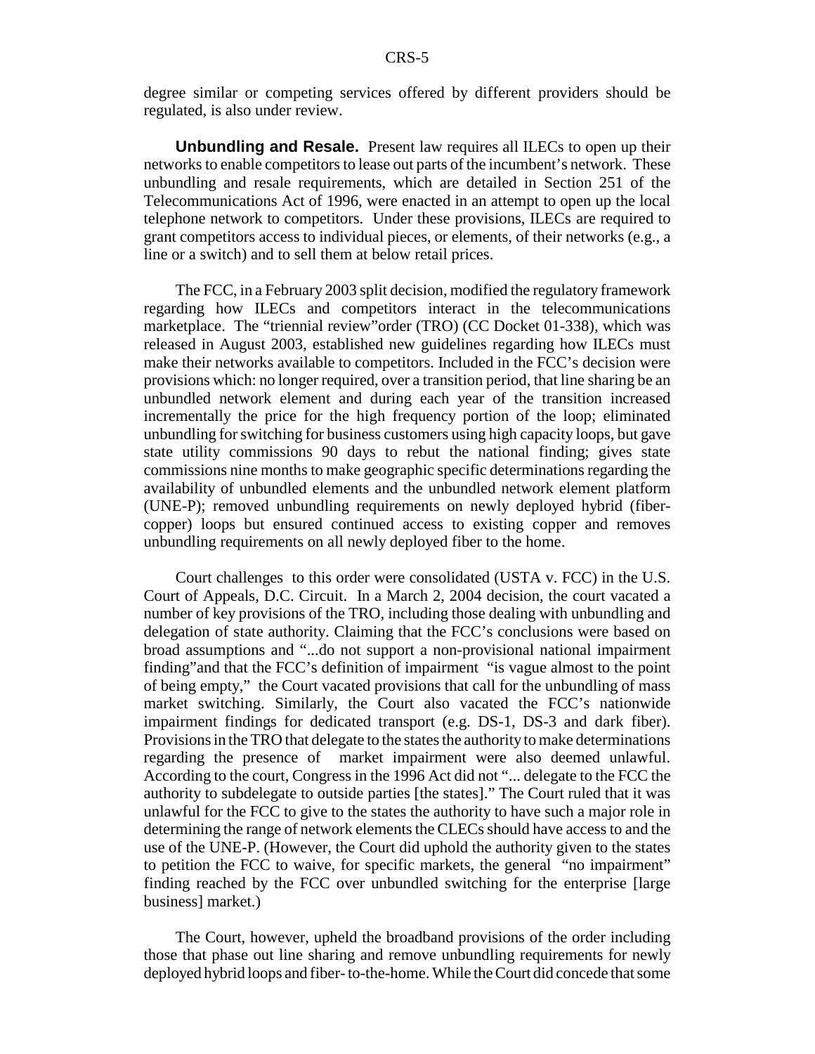degree similar or competing services offered by different providers should be regulated, is also under review.

**Unbundling and Resale.** Present law requires all ILECs to open up their networks to enable competitors to lease out parts of the incumbent's network. These unbundling and resale requirements, which are detailed in Section 251 of the Telecommunications Act of 1996, were enacted in an attempt to open up the local telephone network to competitors. Under these provisions, ILECs are required to grant competitors access to individual pieces, or elements, of their networks (e.g., a line or a switch) and to sell them at below retail prices.

The FCC, in a February 2003 split decision, modified the regulatory framework regarding how ILECs and competitors interact in the telecommunications marketplace. The "triennial review"order (TRO) (CC Docket 01-338), which was released in August 2003, established new guidelines regarding how ILECs must make their networks available to competitors. Included in the FCC's decision were provisions which: no longer required, over a transition period, that line sharing be an unbundled network element and during each year of the transition increased incrementally the price for the high frequency portion of the loop; eliminated unbundling for switching for business customers using high capacity loops, but gave state utility commissions 90 days to rebut the national finding; gives state commissions nine months to make geographic specific determinations regarding the availability of unbundled elements and the unbundled network element platform (UNE-P); removed unbundling requirements on newly deployed hybrid (fiber-copper) loops but ensured continued access to existing copper and removes unbundling requirements on all newly deployed fiber to the home.

Court challenges to this order were consolidated (USTA v. FCC) in the U.S. Court of Appeals, D.C. Circuit. In a March 2, 2004 decision, the court vacated a number of key provisions of the TRO, including those dealing with unbundling and delegation of state authority. Claiming that the FCC's conclusions were based on broad assumptions and "...do not support a non-provisional national impairment finding"and that the FCC's definition of impairment "is vague almost to the point of being empty," the Court vacated provisions that call for the unbundling of mass market switching. Similarly, the Court also vacated the FCC's nationwide impairment findings for dedicated transport (e.g. DS-1, DS-3 and dark fiber). Provisions in the TRO that delegate to the states the authority to make determinations regarding the presence of market impairment were also deemed unlawful. According to the court, Congress in the 1996 Act did not "... delegate to the FCC the authority to subdelegate to outside parties [the states]." The Court ruled that it was unlawful for the FCC to give to the states the authority to have such a major role in determining the range of network elements the CLECs should have access to and the use of the UNE-P. (However, the Court did uphold the authority given to the states to petition the FCC to waive, for specific markets, the general "no impairment" finding reached by the FCC over unbundled switching for the enterprise [large business] market.)

The Court, however, upheld the broadband provisions of the order including those that phase out line sharing and remove unbundling requirements for newly deployed hybrid loops and fiber- to-the-home. While the Court did concede that some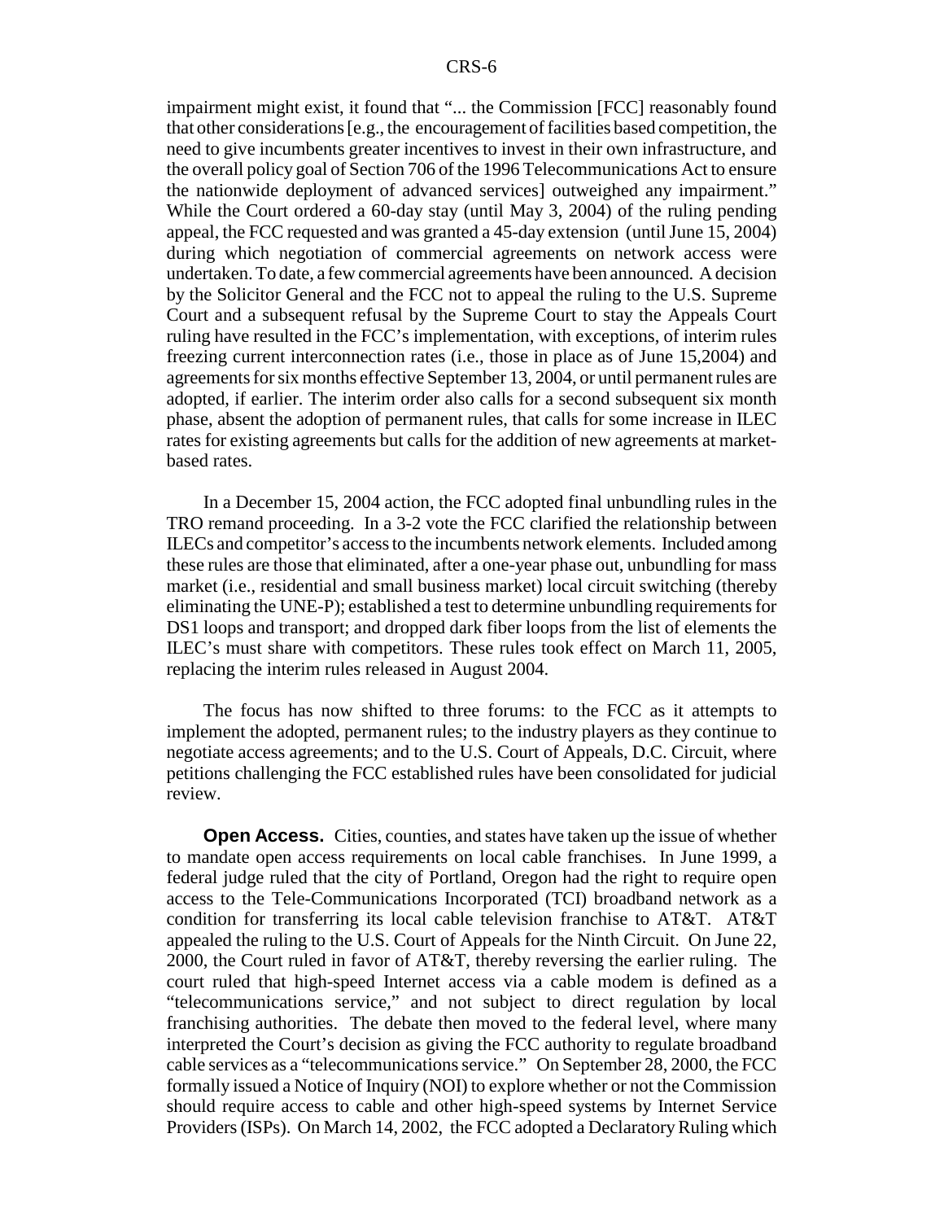impairment might exist, it found that "... the Commission [FCC] reasonably found that other considerations [e.g., the encouragement of facilities based competition, the need to give incumbents greater incentives to invest in their own infrastructure, and the overall policy goal of Section 706 of the 1996 Telecommunications Act to ensure the nationwide deployment of advanced services] outweighed any impairment." While the Court ordered a 60-day stay (until May 3, 2004) of the ruling pending appeal, the FCC requested and was granted a 45-day extension (until June 15, 2004) during which negotiation of commercial agreements on network access were undertaken. To date, a few commercial agreements have been announced. A decision by the Solicitor General and the FCC not to appeal the ruling to the U.S. Supreme Court and a subsequent refusal by the Supreme Court to stay the Appeals Court ruling have resulted in the FCC's implementation, with exceptions, of interim rules freezing current interconnection rates (i.e., those in place as of June 15,2004) and agreements for six months effective September 13, 2004, or until permanent rules are adopted, if earlier. The interim order also calls for a second subsequent six month phase, absent the adoption of permanent rules, that calls for some increase in ILEC rates for existing agreements but calls for the addition of new agreements at market-based rates.

In a December 15, 2004 action, the FCC adopted final unbundling rules in the TRO remand proceeding. In a 3-2 vote the FCC clarified the relationship between ILECs and competitor's access to the incumbents network elements. Included among these rules are those that eliminated, after a one-year phase out, unbundling for mass market (i.e., residential and small business market) local circuit switching (thereby eliminating the UNE-P); established a test to determine unbundling requirements for DS1 loops and transport; and dropped dark fiber loops from the list of elements the ILEC's must share with competitors. These rules took effect on March 11, 2005, replacing the interim rules released in August 2004.

The focus has now shifted to three forums: to the FCC as it attempts to implement the adopted, permanent rules; to the industry players as they continue to negotiate access agreements; and to the U.S. Court of Appeals, D.C. Circuit, where petitions challenging the FCC established rules have been consolidated for judicial review.

**Open Access.** Cities, counties, and states have taken up the issue of whether to mandate open access requirements on local cable franchises. In June 1999, a federal judge ruled that the city of Portland, Oregon had the right to require open access to the Tele-Communications Incorporated (TCI) broadband network as a condition for transferring its local cable television franchise to AT&T. AT&T appealed the ruling to the U.S. Court of Appeals for the Ninth Circuit. On June 22, 2000, the Court ruled in favor of AT&T, thereby reversing the earlier ruling. The court ruled that high-speed Internet access via a cable modem is defined as a "telecommunications service," and not subject to direct regulation by local franchising authorities. The debate then moved to the federal level, where many interpreted the Court's decision as giving the FCC authority to regulate broadband cable services as a "telecommunications service." On September 28, 2000, the FCC formally issued a Notice of Inquiry (NOI) to explore whether or not the Commission should require access to cable and other high-speed systems by Internet Service Providers (ISPs). On March 14, 2002, the FCC adopted a Declaratory Ruling which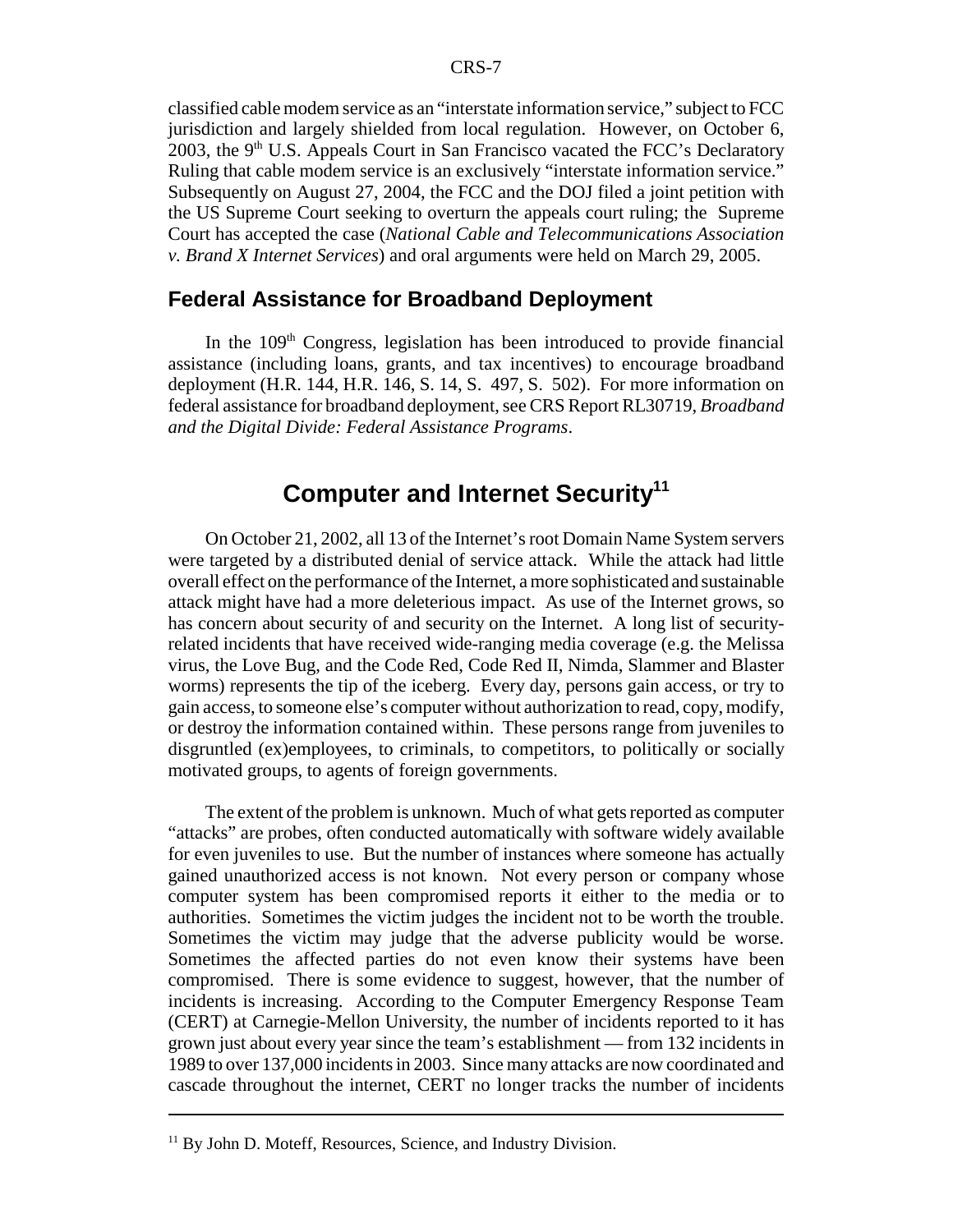classified cable modem service as an "interstate information service," subject to FCC jurisdiction and largely shielded from local regulation. However, on October 6, 2003, the 9th U.S. Appeals Court in San Francisco vacated the FCC's Declaratory Ruling that cable modem service is an exclusively "interstate information service." Subsequently on August 27, 2004, the FCC and the DOJ filed a joint petition with the US Supreme Court seeking to overturn the appeals court ruling; the Supreme Court has accepted the case (*National Cable and Telecommunications Association v. Brand X Internet Services*) and oral arguments were held on March 29, 2005.

## Federal Assistance for Broadband Deployment

In the 109th Congress, legislation has been introduced to provide financial assistance (including loans, grants, and tax incentives) to encourage broadband deployment (H.R. 144, H.R. 146, S. 14, S. 497, S. 502). For more information on federal assistance for broadband deployment, see CRS Report RL30719, *Broadband and the Digital Divide: Federal Assistance Programs*.

# Computer and Internet Security[11]

On October 21, 2002, all 13 of the Internet's root Domain Name System servers were targeted by a distributed denial of service attack. While the attack had little overall effect on the performance of the Internet, a more sophisticated and sustainable attack might have had a more deleterious impact. As use of the Internet grows, so has concern about security of and security on the Internet. A long list of security-related incidents that have received wide-ranging media coverage (e.g. the Melissa virus, the Love Bug, and the Code Red, Code Red II, Nimda, Slammer and Blaster worms) represents the tip of the iceberg. Every day, persons gain access, or try to gain access, to someone else's computer without authorization to read, copy, modify, or destroy the information contained within. These persons range from juveniles to disgruntled (ex)employees, to criminals, to competitors, to politically or socially motivated groups, to agents of foreign governments.

The extent of the problem is unknown. Much of what gets reported as computer "attacks" are probes, often conducted automatically with software widely available for even juveniles to use. But the number of instances where someone has actually gained unauthorized access is not known. Not every person or company whose computer system has been compromised reports it either to the media or to authorities. Sometimes the victim judges the incident not to be worth the trouble. Sometimes the victim may judge that the adverse publicity would be worse. Sometimes the affected parties do not even know their systems have been compromised. There is some evidence to suggest, however, that the number of incidents is increasing. According to the Computer Emergency Response Team (CERT) at Carnegie-Mellon University, the number of incidents reported to it has grown just about every year since the team's establishment — from 132 incidents in 1989 to over 137,000 incidents in 2003. Since many attacks are now coordinated and cascade throughout the internet, CERT no longer tracks the number of incidents

---

[11] By John D. Moteff, Resources, Science, and Industry Division.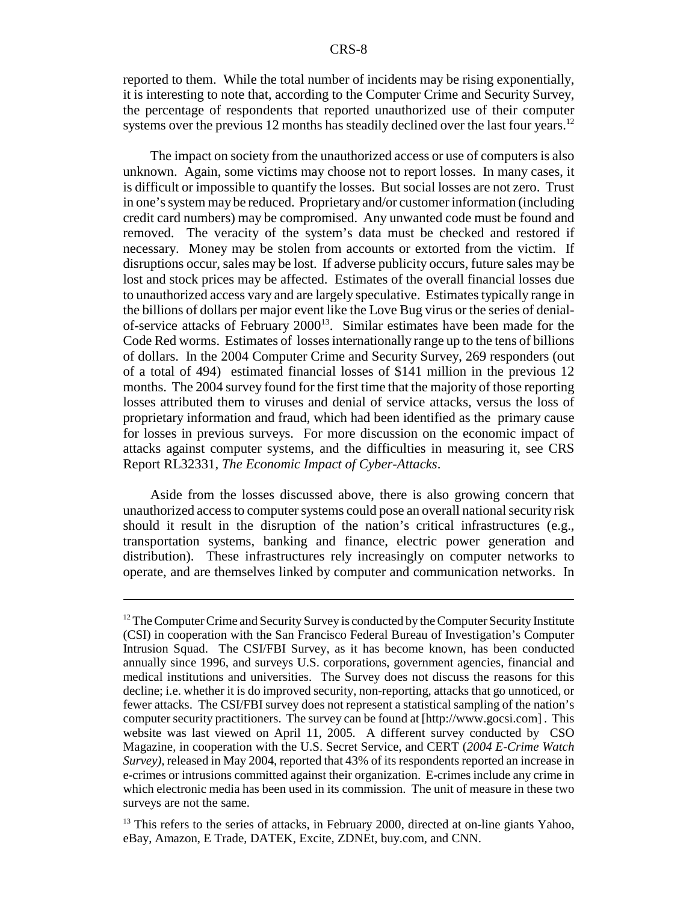reported to them. While the total number of incidents may be rising exponentially, it is interesting to note that, according to the Computer Crime and Security Survey, the percentage of respondents that reported unauthorized use of their computer systems over the previous 12 months has steadily declined over the last four years.[12]

The impact on society from the unauthorized access or use of computers is also unknown. Again, some victims may choose not to report losses. In many cases, it is difficult or impossible to quantify the losses. But social losses are not zero. Trust in one's system may be reduced. Proprietary and/or customer information (including credit card numbers) may be compromised. Any unwanted code must be found and removed. The veracity of the system's data must be checked and restored if necessary. Money may be stolen from accounts or extorted from the victim. If disruptions occur, sales may be lost. If adverse publicity occurs, future sales may be lost and stock prices may be affected. Estimates of the overall financial losses due to unauthorized access vary and are largely speculative. Estimates typically range in the billions of dollars per major event like the Love Bug virus or the series of denial-of-service attacks of February 2000[13]. Similar estimates have been made for the Code Red worms. Estimates of losses internationally range up to the tens of billions of dollars. In the 2004 Computer Crime and Security Survey, 269 responders (out of a total of 494) estimated financial losses of $141 million in the previous 12 months. The 2004 survey found for the first time that the majority of those reporting losses attributed them to viruses and denial of service attacks, versus the loss of proprietary information and fraud, which had been identified as the primary cause for losses in previous surveys. For more discussion on the economic impact of attacks against computer systems, and the difficulties in measuring it, see CRS Report RL32331, *The Economic Impact of Cyber-Attacks*.

Aside from the losses discussed above, there is also growing concern that unauthorized access to computer systems could pose an overall national security risk should it result in the disruption of the nation's critical infrastructures (e.g., transportation systems, banking and finance, electric power generation and distribution). These infrastructures rely increasingly on computer networks to operate, and are themselves linked by computer and communication networks. In

---

[12] The Computer Crime and Security Survey is conducted by the Computer Security Institute (CSI) in cooperation with the San Francisco Federal Bureau of Investigation's Computer Intrusion Squad. The CSI/FBI Survey, as it has become known, has been conducted annually since 1996, and surveys U.S. corporations, government agencies, financial and medical institutions and universities. The Survey does not discuss the reasons for this decline; i.e. whether it is do improved security, non-reporting, attacks that go unnoticed, or fewer attacks. The CSI/FBI survey does not represent a statistical sampling of the nation's computer security practitioners. The survey can be found at [http://www.gocsi.com] . This website was last viewed on April 11, 2005. A different survey conducted by CSO Magazine, in cooperation with the U.S. Secret Service, and CERT (*2004 E-Crime Watch Survey)*, released in May 2004, reported that 43% of its respondents reported an increase in e-crimes or intrusions committed against their organization. E-crimes include any crime in which electronic media has been used in its commission. The unit of measure in these two surveys are not the same.

[13] This refers to the series of attacks, in February 2000, directed at on-line giants Yahoo, eBay, Amazon, E Trade, DATEK, Excite, ZDNEt, buy.com, and CNN.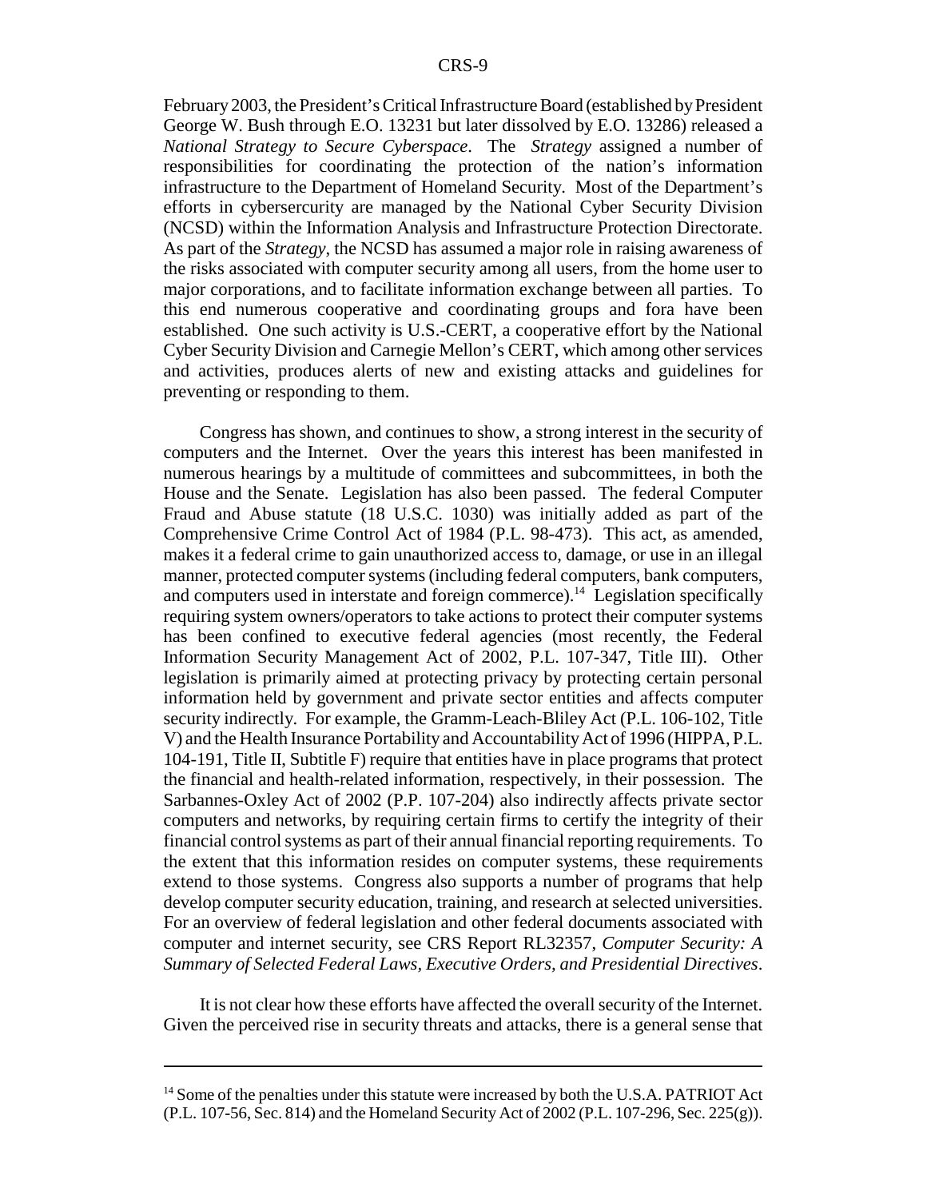February 2003, the President's Critical Infrastructure Board (established by President George W. Bush through E.O. 13231 but later dissolved by E.O. 13286) released a *National Strategy to Secure Cyberspace*. The *Strategy* assigned a number of responsibilities for coordinating the protection of the nation's information infrastructure to the Department of Homeland Security. Most of the Department's efforts in cybersercurity are managed by the National Cyber Security Division (NCSD) within the Information Analysis and Infrastructure Protection Directorate. As part of the *Strategy*, the NCSD has assumed a major role in raising awareness of the risks associated with computer security among all users, from the home user to major corporations, and to facilitate information exchange between all parties. To this end numerous cooperative and coordinating groups and fora have been established. One such activity is U.S.-CERT, a cooperative effort by the National Cyber Security Division and Carnegie Mellon's CERT, which among other services and activities, produces alerts of new and existing attacks and guidelines for preventing or responding to them.

Congress has shown, and continues to show, a strong interest in the security of computers and the Internet. Over the years this interest has been manifested in numerous hearings by a multitude of committees and subcommittees, in both the House and the Senate. Legislation has also been passed. The federal Computer Fraud and Abuse statute (18 U.S.C. 1030) was initially added as part of the Comprehensive Crime Control Act of 1984 (P.L. 98-473). This act, as amended, makes it a federal crime to gain unauthorized access to, damage, or use in an illegal manner, protected computer systems (including federal computers, bank computers, and computers used in interstate and foreign commerce).[14] Legislation specifically requiring system owners/operators to take actions to protect their computer systems has been confined to executive federal agencies (most recently, the Federal Information Security Management Act of 2002, P.L. 107-347, Title III). Other legislation is primarily aimed at protecting privacy by protecting certain personal information held by government and private sector entities and affects computer security indirectly. For example, the Gramm-Leach-Bliley Act (P.L. 106-102, Title V) and the Health Insurance Portability and Accountability Act of 1996 (HIPPA, P.L. 104-191, Title II, Subtitle F) require that entities have in place programs that protect the financial and health-related information, respectively, in their possession. The Sarbannes-Oxley Act of 2002 (P.P. 107-204) also indirectly affects private sector computers and networks, by requiring certain firms to certify the integrity of their financial control systems as part of their annual financial reporting requirements. To the extent that this information resides on computer systems, these requirements extend to those systems. Congress also supports a number of programs that help develop computer security education, training, and research at selected universities. For an overview of federal legislation and other federal documents associated with computer and internet security, see CRS Report RL32357, *Computer Security: A Summary of Selected Federal Laws, Executive Orders, and Presidential Directives*.

It is not clear how these efforts have affected the overall security of the Internet. Given the perceived rise in security threats and attacks, there is a general sense that

---

[14] Some of the penalties under this statute were increased by both the U.S.A. PATRIOT Act (P.L. 107-56, Sec. 814) and the Homeland Security Act of 2002 (P.L. 107-296, Sec. 225(g)).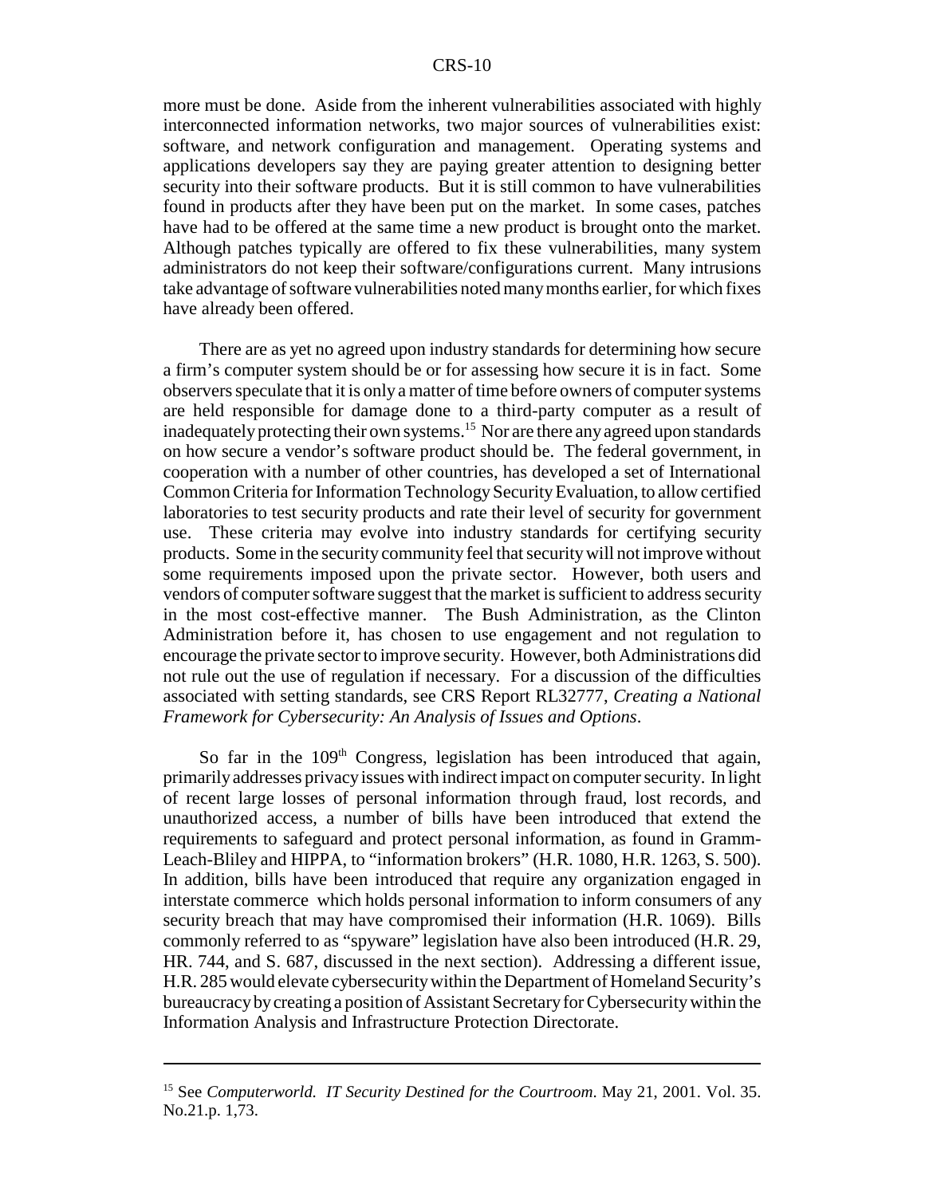more must be done. Aside from the inherent vulnerabilities associated with highly interconnected information networks, two major sources of vulnerabilities exist: software, and network configuration and management. Operating systems and applications developers say they are paying greater attention to designing better security into their software products. But it is still common to have vulnerabilities found in products after they have been put on the market. In some cases, patches have had to be offered at the same time a new product is brought onto the market. Although patches typically are offered to fix these vulnerabilities, many system administrators do not keep their software/configurations current. Many intrusions take advantage of software vulnerabilities noted many months earlier, for which fixes have already been offered.

There are as yet no agreed upon industry standards for determining how secure a firm's computer system should be or for assessing how secure it is in fact. Some observers speculate that it is only a matter of time before owners of computer systems are held responsible for damage done to a third-party computer as a result of inadequately protecting their own systems.[15] Nor are there any agreed upon standards on how secure a vendor's software product should be. The federal government, in cooperation with a number of other countries, has developed a set of International Common Criteria for Information Technology Security Evaluation, to allow certified laboratories to test security products and rate their level of security for government use. These criteria may evolve into industry standards for certifying security products. Some in the security community feel that security will not improve without some requirements imposed upon the private sector. However, both users and vendors of computer software suggest that the market is sufficient to address security in the most cost-effective manner. The Bush Administration, as the Clinton Administration before it, has chosen to use engagement and not regulation to encourage the private sector to improve security. However, both Administrations did not rule out the use of regulation if necessary. For a discussion of the difficulties associated with setting standards, see CRS Report RL32777, *Creating a National Framework for Cybersecurity: An Analysis of Issues and Options*.

So far in the 109th Congress, legislation has been introduced that again, primarily addresses privacy issues with indirect impact on computer security. In light of recent large losses of personal information through fraud, lost records, and unauthorized access, a number of bills have been introduced that extend the requirements to safeguard and protect personal information, as found in Gramm-Leach-Bliley and HIPPA, to "information brokers" (H.R. 1080, H.R. 1263, S. 500). In addition, bills have been introduced that require any organization engaged in interstate commerce which holds personal information to inform consumers of any security breach that may have compromised their information (H.R. 1069). Bills commonly referred to as "spyware" legislation have also been introduced (H.R. 29, HR. 744, and S. 687, discussed in the next section). Addressing a different issue, H.R. 285 would elevate cybersecurity within the Department of Homeland Security's bureaucracy by creating a position of Assistant Secretary for Cybersecurity within the Information Analysis and Infrastructure Protection Directorate.

---

[15] See *Computerworld. IT Security Destined for the Courtroom*. May 21, 2001. Vol. 35. No.21.p. 1,73.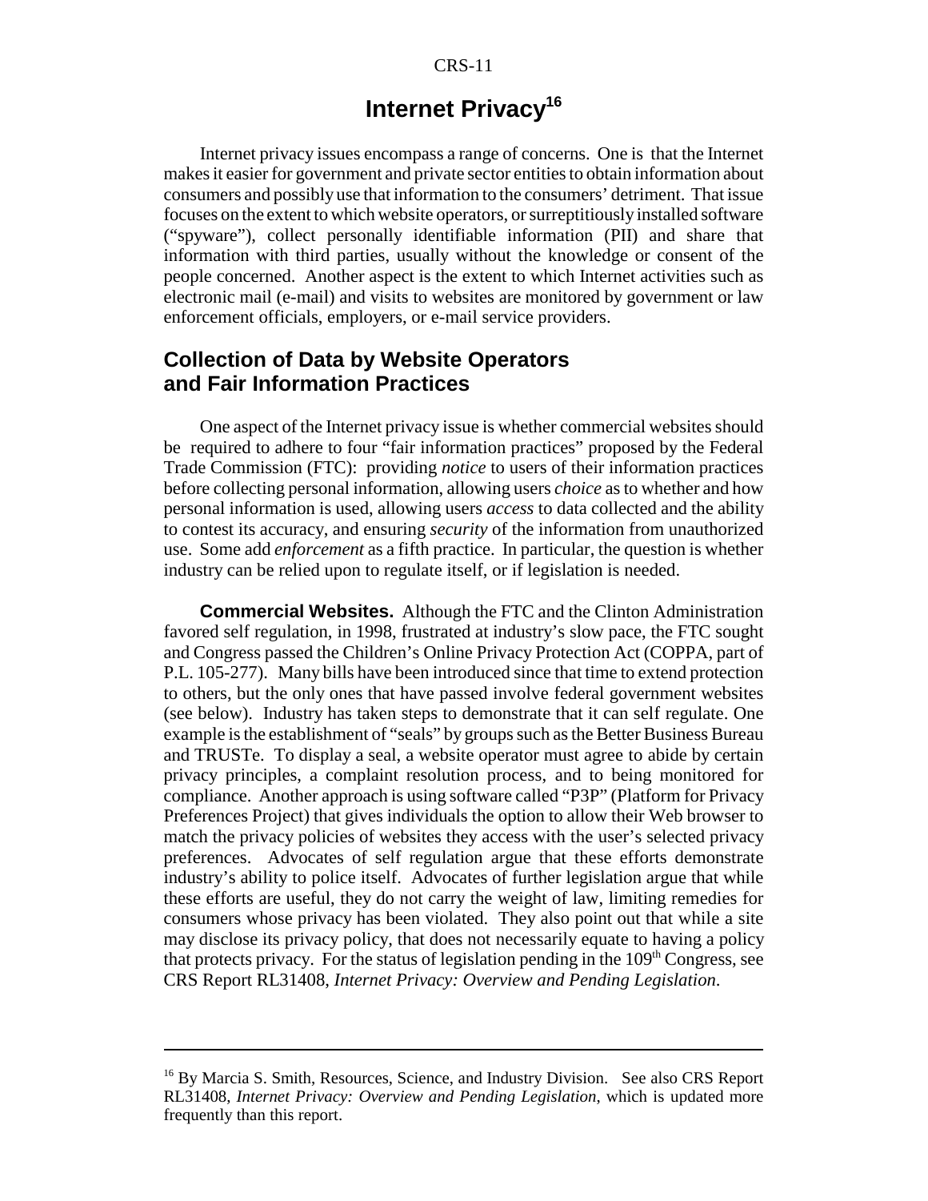# Internet Privacy[16]

Internet privacy issues encompass a range of concerns. One is that the Internet makes it easier for government and private sector entities to obtain information about consumers and possibly use that information to the consumers' detriment. That issue focuses on the extent to which website operators, or surreptitiously installed software ("spyware"), collect personally identifiable information (PII) and share that information with third parties, usually without the knowledge or consent of the people concerned. Another aspect is the extent to which Internet activities such as electronic mail (e-mail) and visits to websites are monitored by government or law enforcement officials, employers, or e-mail service providers.

## Collection of Data by Website Operators and Fair Information Practices

One aspect of the Internet privacy issue is whether commercial websites should be required to adhere to four "fair information practices" proposed by the Federal Trade Commission (FTC): providing *notice* to users of their information practices before collecting personal information, allowing users *choice* as to whether and how personal information is used, allowing users *access* to data collected and the ability to contest its accuracy, and ensuring *security* of the information from unauthorized use. Some add *enforcement* as a fifth practice. In particular, the question is whether industry can be relied upon to regulate itself, or if legislation is needed.

**Commercial Websites.** Although the FTC and the Clinton Administration favored self regulation, in 1998, frustrated at industry's slow pace, the FTC sought and Congress passed the Children's Online Privacy Protection Act (COPPA, part of P.L. 105-277). Many bills have been introduced since that time to extend protection to others, but the only ones that have passed involve federal government websites (see below). Industry has taken steps to demonstrate that it can self regulate. One example is the establishment of "seals" by groups such as the Better Business Bureau and TRUSTe. To display a seal, a website operator must agree to abide by certain privacy principles, a complaint resolution process, and to being monitored for compliance. Another approach is using software called "P3P" (Platform for Privacy Preferences Project) that gives individuals the option to allow their Web browser to match the privacy policies of websites they access with the user's selected privacy preferences. Advocates of self regulation argue that these efforts demonstrate industry's ability to police itself. Advocates of further legislation argue that while these efforts are useful, they do not carry the weight of law, limiting remedies for consumers whose privacy has been violated. They also point out that while a site may disclose its privacy policy, that does not necessarily equate to having a policy that protects privacy. For the status of legislation pending in the 109th Congress, see CRS Report RL31408, *Internet Privacy: Overview and Pending Legislation*.

---

[16] By Marcia S. Smith, Resources, Science, and Industry Division. See also CRS Report RL31408, *Internet Privacy: Overview and Pending Legislation*, which is updated more frequently than this report.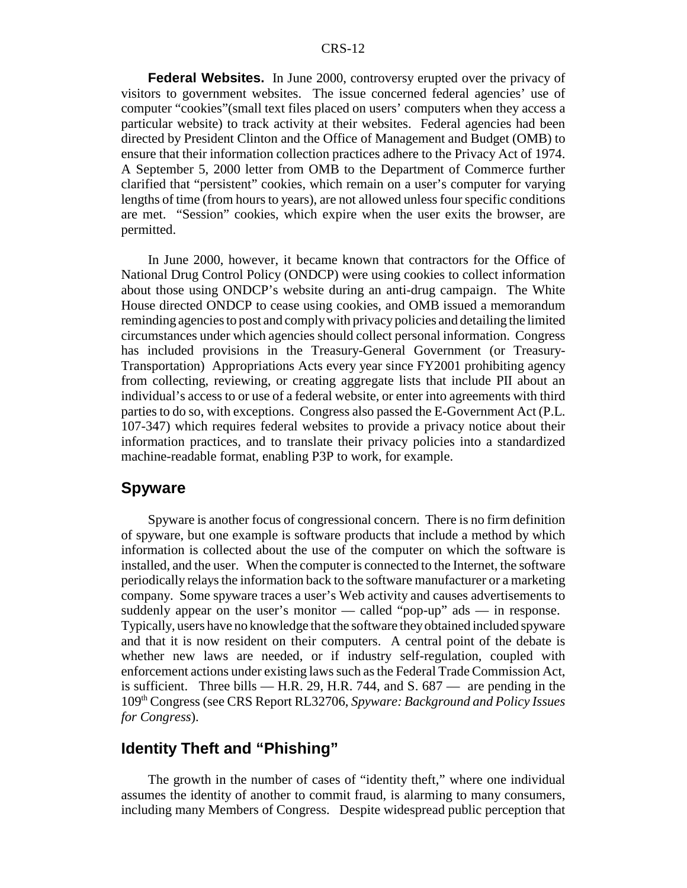**Federal Websites.** In June 2000, controversy erupted over the privacy of visitors to government websites. The issue concerned federal agencies' use of computer "cookies"(small text files placed on users' computers when they access a particular website) to track activity at their websites. Federal agencies had been directed by President Clinton and the Office of Management and Budget (OMB) to ensure that their information collection practices adhere to the Privacy Act of 1974. A September 5, 2000 letter from OMB to the Department of Commerce further clarified that "persistent" cookies, which remain on a user's computer for varying lengths of time (from hours to years), are not allowed unless four specific conditions are met. "Session" cookies, which expire when the user exits the browser, are permitted.

In June 2000, however, it became known that contractors for the Office of National Drug Control Policy (ONDCP) were using cookies to collect information about those using ONDCP's website during an anti-drug campaign. The White House directed ONDCP to cease using cookies, and OMB issued a memorandum reminding agencies to post and comply with privacy policies and detailing the limited circumstances under which agencies should collect personal information. Congress has included provisions in the Treasury-General Government (or Treasury-Transportation) Appropriations Acts every year since FY2001 prohibiting agency from collecting, reviewing, or creating aggregate lists that include PII about an individual's access to or use of a federal website, or enter into agreements with third parties to do so, with exceptions. Congress also passed the E-Government Act (P.L. 107-347) which requires federal websites to provide a privacy notice about their information practices, and to translate their privacy policies into a standardized machine-readable format, enabling P3P to work, for example.

## Spyware

Spyware is another focus of congressional concern. There is no firm definition of spyware, but one example is software products that include a method by which information is collected about the use of the computer on which the software is installed, and the user. When the computer is connected to the Internet, the software periodically relays the information back to the software manufacturer or a marketing company. Some spyware traces a user's Web activity and causes advertisements to suddenly appear on the user's monitor — called "pop-up" ads — in response. Typically, users have no knowledge that the software they obtained included spyware and that it is now resident on their computers. A central point of the debate is whether new laws are needed, or if industry self-regulation, coupled with enforcement actions under existing laws such as the Federal Trade Commission Act, is sufficient. Three bills — H.R. 29, H.R. 744, and S. 687 — are pending in the 109th Congress (see CRS Report RL32706, *Spyware: Background and Policy Issues for Congress*).

## Identity Theft and "Phishing"

The growth in the number of cases of "identity theft," where one individual assumes the identity of another to commit fraud, is alarming to many consumers, including many Members of Congress. Despite widespread public perception that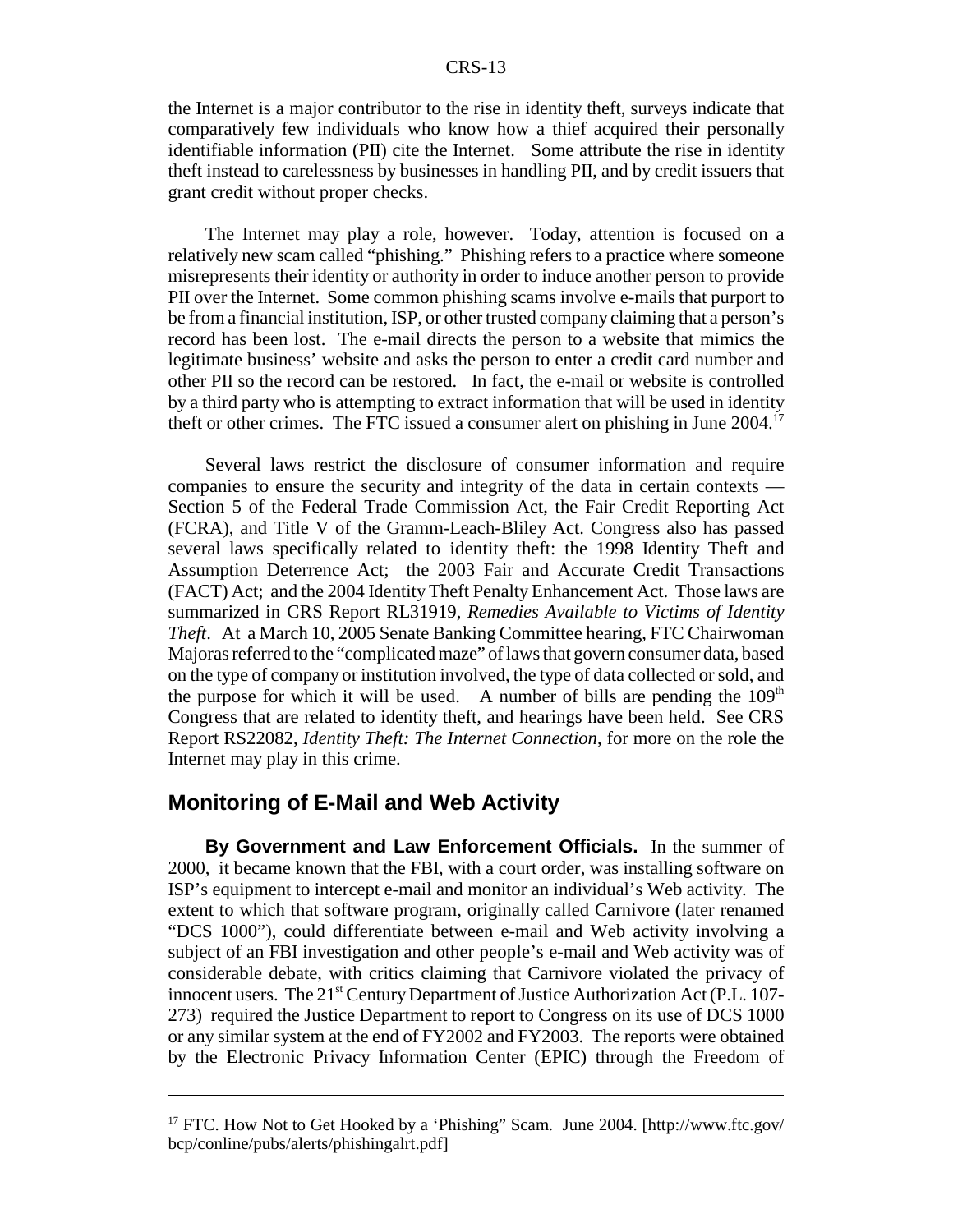the Internet is a major contributor to the rise in identity theft, surveys indicate that comparatively few individuals who know how a thief acquired their personally identifiable information (PII) cite the Internet. Some attribute the rise in identity theft instead to carelessness by businesses in handling PII, and by credit issuers that grant credit without proper checks.

The Internet may play a role, however. Today, attention is focused on a relatively new scam called "phishing." Phishing refers to a practice where someone misrepresents their identity or authority in order to induce another person to provide PII over the Internet. Some common phishing scams involve e-mails that purport to be from a financial institution, ISP, or other trusted company claiming that a person's record has been lost. The e-mail directs the person to a website that mimics the legitimate business' website and asks the person to enter a credit card number and other PII so the record can be restored. In fact, the e-mail or website is controlled by a third party who is attempting to extract information that will be used in identity theft or other crimes. The FTC issued a consumer alert on phishing in June 2004.[17]

Several laws restrict the disclosure of consumer information and require companies to ensure the security and integrity of the data in certain contexts — Section 5 of the Federal Trade Commission Act, the Fair Credit Reporting Act (FCRA), and Title V of the Gramm-Leach-Bliley Act. Congress also has passed several laws specifically related to identity theft: the 1998 Identity Theft and Assumption Deterrence Act; the 2003 Fair and Accurate Credit Transactions (FACT) Act; and the 2004 Identity Theft Penalty Enhancement Act. Those laws are summarized in CRS Report RL31919, *Remedies Available to Victims of Identity Theft*. At a March 10, 2005 Senate Banking Committee hearing, FTC Chairwoman Majoras referred to the "complicated maze" of laws that govern consumer data, based on the type of company or institution involved, the type of data collected or sold, and the purpose for which it will be used. A number of bills are pending the 109th Congress that are related to identity theft, and hearings have been held. See CRS Report RS22082, *Identity Theft: The Internet Connection*, for more on the role the Internet may play in this crime.

## Monitoring of E-Mail and Web Activity

**By Government and Law Enforcement Officials.** In the summer of 2000, it became known that the FBI, with a court order, was installing software on ISP's equipment to intercept e-mail and monitor an individual's Web activity. The extent to which that software program, originally called Carnivore (later renamed "DCS 1000"), could differentiate between e-mail and Web activity involving a subject of an FBI investigation and other people's e-mail and Web activity was of considerable debate, with critics claiming that Carnivore violated the privacy of innocent users. The 21st Century Department of Justice Authorization Act (P.L. 107-273) required the Justice Department to report to Congress on its use of DCS 1000 or any similar system at the end of FY2002 and FY2003. The reports were obtained by the Electronic Privacy Information Center (EPIC) through the Freedom of

---

[17] FTC. How Not to Get Hooked by a 'Phishing" Scam. June 2004. [http://www.ftc.gov/bcp/conline/pubs/alerts/phishingalrt.pdf]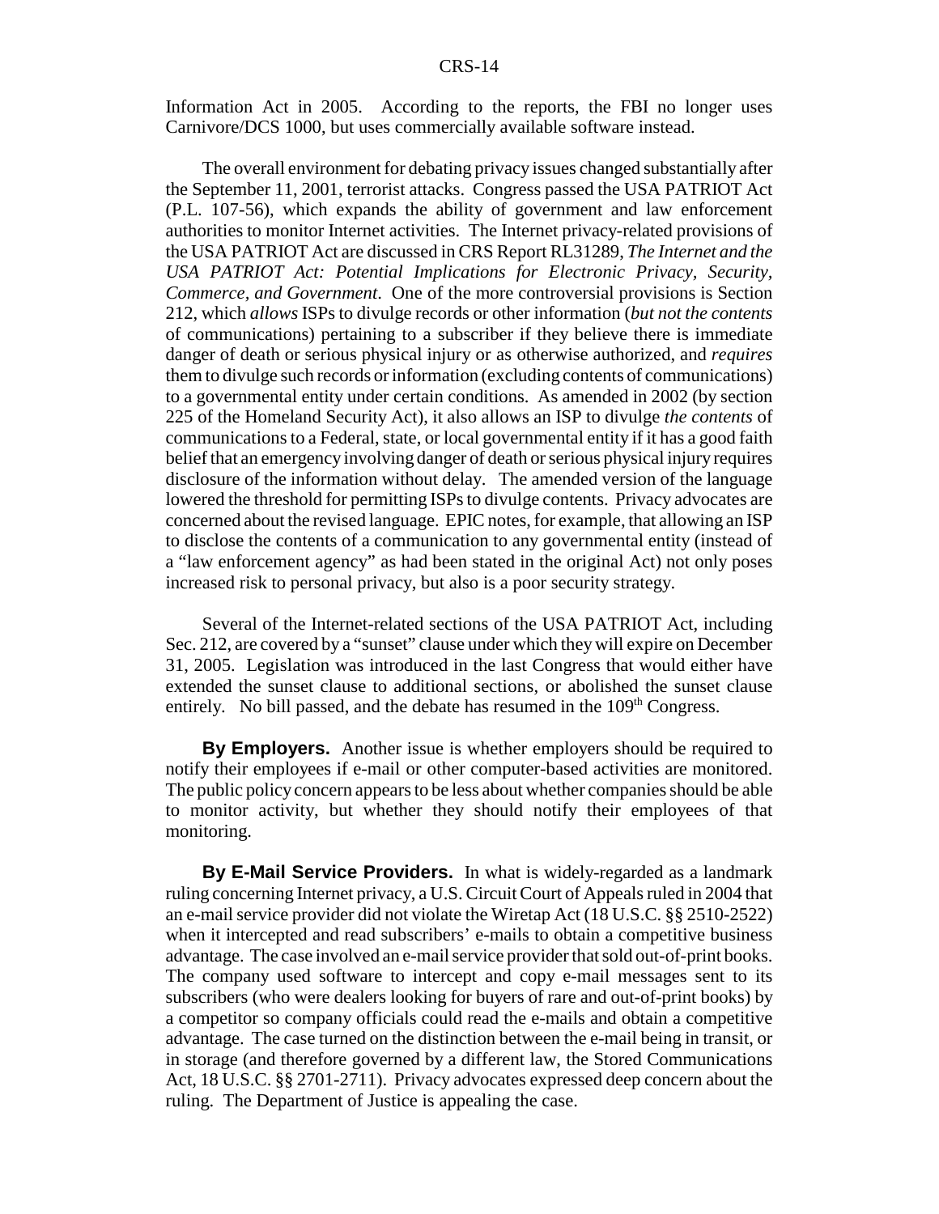Information Act in 2005. According to the reports, the FBI no longer uses Carnivore/DCS 1000, but uses commercially available software instead.

The overall environment for debating privacy issues changed substantially after the September 11, 2001, terrorist attacks. Congress passed the USA PATRIOT Act (P.L. 107-56), which expands the ability of government and law enforcement authorities to monitor Internet activities. The Internet privacy-related provisions of the USA PATRIOT Act are discussed in CRS Report RL31289, *The Internet and the USA PATRIOT Act: Potential Implications for Electronic Privacy, Security, Commerce, and Government*. One of the more controversial provisions is Section 212, which *allows* ISPs to divulge records or other information (*but not the contents* of communications) pertaining to a subscriber if they believe there is immediate danger of death or serious physical injury or as otherwise authorized, and *requires* them to divulge such records or information (excluding contents of communications) to a governmental entity under certain conditions. As amended in 2002 (by section 225 of the Homeland Security Act), it also allows an ISP to divulge *the contents* of communications to a Federal, state, or local governmental entity if it has a good faith belief that an emergency involving danger of death or serious physical injury requires disclosure of the information without delay. The amended version of the language lowered the threshold for permitting ISPs to divulge contents. Privacy advocates are concerned about the revised language. EPIC notes, for example, that allowing an ISP to disclose the contents of a communication to any governmental entity (instead of a "law enforcement agency" as had been stated in the original Act) not only poses increased risk to personal privacy, but also is a poor security strategy.

Several of the Internet-related sections of the USA PATRIOT Act, including Sec. 212, are covered by a "sunset" clause under which they will expire on December 31, 2005. Legislation was introduced in the last Congress that would either have extended the sunset clause to additional sections, or abolished the sunset clause entirely. No bill passed, and the debate has resumed in the 109th Congress.

**By Employers.** Another issue is whether employers should be required to notify their employees if e-mail or other computer-based activities are monitored. The public policy concern appears to be less about whether companies should be able to monitor activity, but whether they should notify their employees of that monitoring.

**By E-Mail Service Providers.** In what is widely-regarded as a landmark ruling concerning Internet privacy, a U.S. Circuit Court of Appeals ruled in 2004 that an e-mail service provider did not violate the Wiretap Act (18 U.S.C. §§ 2510-2522) when it intercepted and read subscribers' e-mails to obtain a competitive business advantage. The case involved an e-mail service provider that sold out-of-print books. The company used software to intercept and copy e-mail messages sent to its subscribers (who were dealers looking for buyers of rare and out-of-print books) by a competitor so company officials could read the e-mails and obtain a competitive advantage. The case turned on the distinction between the e-mail being in transit, or in storage (and therefore governed by a different law, the Stored Communications Act, 18 U.S.C. §§ 2701-2711). Privacy advocates expressed deep concern about the ruling. The Department of Justice is appealing the case.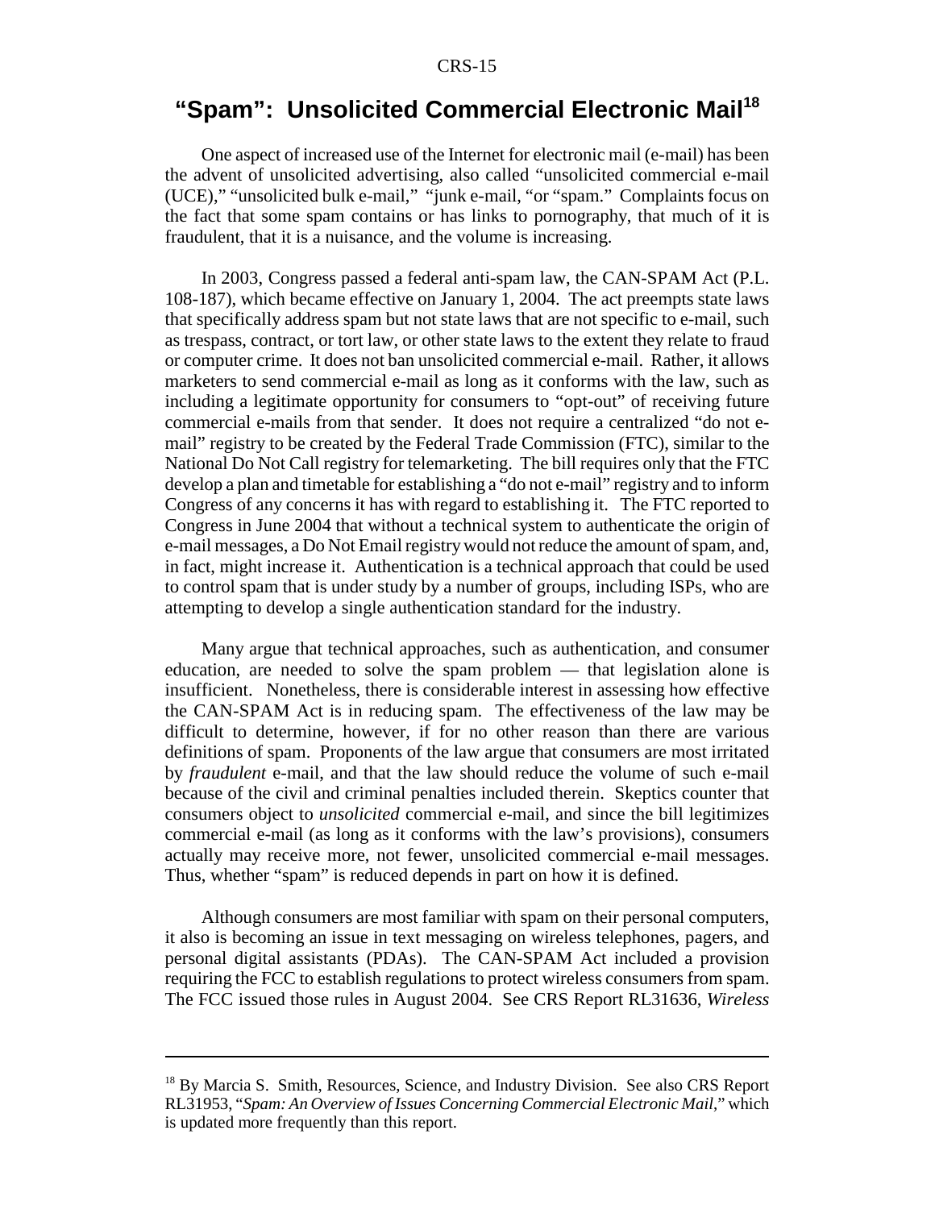# "Spam": Unsolicited Commercial Electronic Mail[18]

One aspect of increased use of the Internet for electronic mail (e-mail) has been the advent of unsolicited advertising, also called "unsolicited commercial e-mail (UCE)," "unsolicited bulk e-mail," "junk e-mail, "or "spam." Complaints focus on the fact that some spam contains or has links to pornography, that much of it is fraudulent, that it is a nuisance, and the volume is increasing.

In 2003, Congress passed a federal anti-spam law, the CAN-SPAM Act (P.L. 108-187), which became effective on January 1, 2004. The act preempts state laws that specifically address spam but not state laws that are not specific to e-mail, such as trespass, contract, or tort law, or other state laws to the extent they relate to fraud or computer crime. It does not ban unsolicited commercial e-mail. Rather, it allows marketers to send commercial e-mail as long as it conforms with the law, such as including a legitimate opportunity for consumers to "opt-out" of receiving future commercial e-mails from that sender. It does not require a centralized "do not e-mail" registry to be created by the Federal Trade Commission (FTC), similar to the National Do Not Call registry for telemarketing. The bill requires only that the FTC develop a plan and timetable for establishing a "do not e-mail" registry and to inform Congress of any concerns it has with regard to establishing it. The FTC reported to Congress in June 2004 that without a technical system to authenticate the origin of e-mail messages, a Do Not Email registry would not reduce the amount of spam, and, in fact, might increase it. Authentication is a technical approach that could be used to control spam that is under study by a number of groups, including ISPs, who are attempting to develop a single authentication standard for the industry.

Many argue that technical approaches, such as authentication, and consumer education, are needed to solve the spam problem — that legislation alone is insufficient. Nonetheless, there is considerable interest in assessing how effective the CAN-SPAM Act is in reducing spam. The effectiveness of the law may be difficult to determine, however, if for no other reason than there are various definitions of spam. Proponents of the law argue that consumers are most irritated by *fraudulent* e-mail, and that the law should reduce the volume of such e-mail because of the civil and criminal penalties included therein. Skeptics counter that consumers object to *unsolicited* commercial e-mail, and since the bill legitimizes commercial e-mail (as long as it conforms with the law's provisions), consumers actually may receive more, not fewer, unsolicited commercial e-mail messages. Thus, whether "spam" is reduced depends in part on how it is defined.

Although consumers are most familiar with spam on their personal computers, it also is becoming an issue in text messaging on wireless telephones, pagers, and personal digital assistants (PDAs). The CAN-SPAM Act included a provision requiring the FCC to establish regulations to protect wireless consumers from spam. The FCC issued those rules in August 2004. See CRS Report RL31636, *Wireless*

---

[18] By Marcia S. Smith, Resources, Science, and Industry Division. See also CRS Report RL31953, "*Spam: An Overview of Issues Concerning Commercial Electronic Mail*," which is updated more frequently than this report.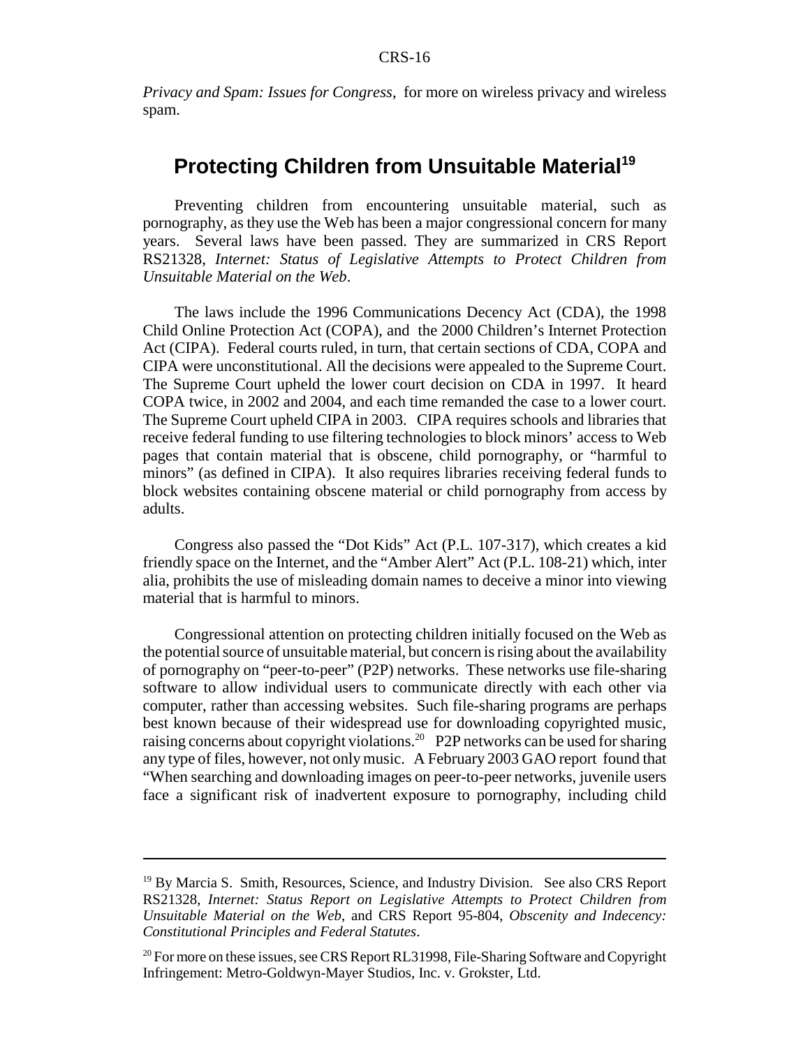*Privacy and Spam: Issues for Congress*, for more on wireless privacy and wireless spam.

## Protecting Children from Unsuitable Material[19]

Preventing children from encountering unsuitable material, such as pornography, as they use the Web has been a major congressional concern for many years. Several laws have been passed. They are summarized in CRS Report RS21328, *Internet: Status of Legislative Attempts to Protect Children from Unsuitable Material on the Web*.

The laws include the 1996 Communications Decency Act (CDA), the 1998 Child Online Protection Act (COPA), and the 2000 Children's Internet Protection Act (CIPA). Federal courts ruled, in turn, that certain sections of CDA, COPA and CIPA were unconstitutional. All the decisions were appealed to the Supreme Court. The Supreme Court upheld the lower court decision on CDA in 1997. It heard COPA twice, in 2002 and 2004, and each time remanded the case to a lower court. The Supreme Court upheld CIPA in 2003. CIPA requires schools and libraries that receive federal funding to use filtering technologies to block minors' access to Web pages that contain material that is obscene, child pornography, or "harmful to minors" (as defined in CIPA). It also requires libraries receiving federal funds to block websites containing obscene material or child pornography from access by adults.

Congress also passed the "Dot Kids" Act (P.L. 107-317), which creates a kid friendly space on the Internet, and the "Amber Alert" Act (P.L. 108-21) which, inter alia, prohibits the use of misleading domain names to deceive a minor into viewing material that is harmful to minors.

Congressional attention on protecting children initially focused on the Web as the potential source of unsuitable material, but concern is rising about the availability of pornography on "peer-to-peer" (P2P) networks. These networks use file-sharing software to allow individual users to communicate directly with each other via computer, rather than accessing websites. Such file-sharing programs are perhaps best known because of their widespread use for downloading copyrighted music, raising concerns about copyright violations.[20] P2P networks can be used for sharing any type of files, however, not only music. A February 2003 GAO report found that "When searching and downloading images on peer-to-peer networks, juvenile users face a significant risk of inadvertent exposure to pornography, including child

---

[19] By Marcia S. Smith, Resources, Science, and Industry Division. See also CRS Report RS21328, *Internet: Status Report on Legislative Attempts to Protect Children from Unsuitable Material on the Web*, and CRS Report 95-804, *Obscenity and Indecency: Constitutional Principles and Federal Statutes*.

[20] For more on these issues, see CRS Report RL31998, File-Sharing Software and Copyright Infringement: Metro-Goldwyn-Mayer Studios, Inc. v. Grokster, Ltd.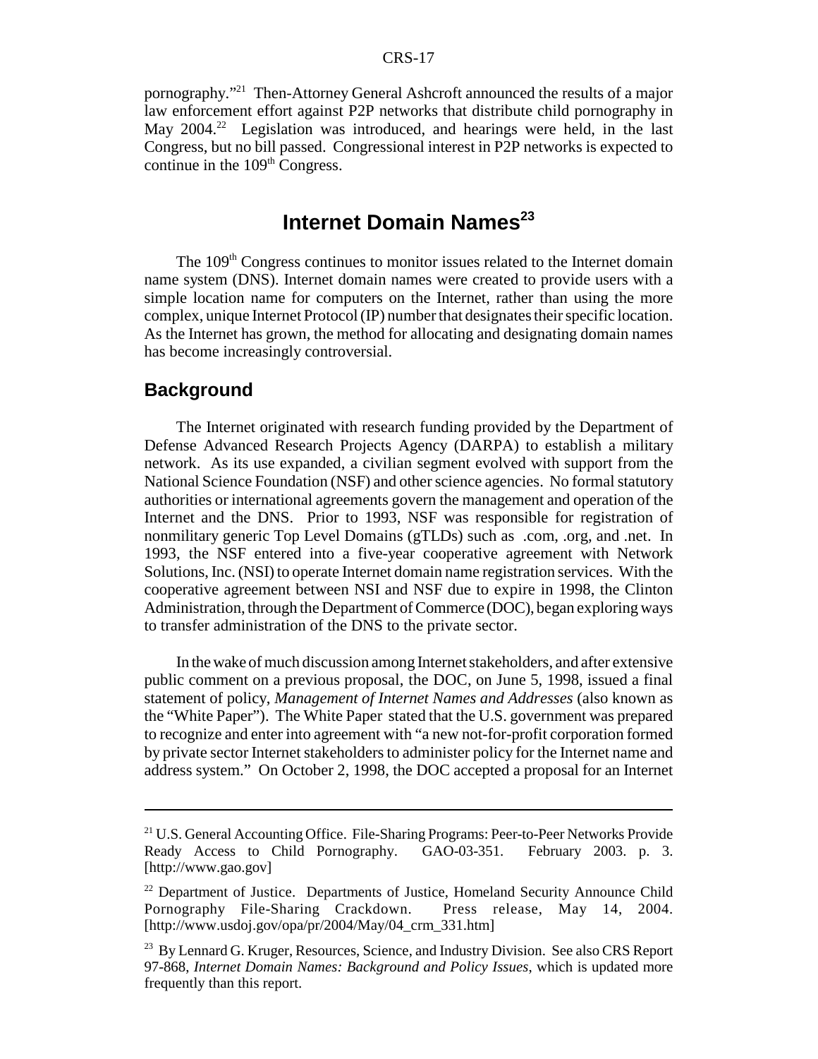pornography."[21] Then-Attorney General Ashcroft announced the results of a major law enforcement effort against P2P networks that distribute child pornography in May 2004.[22] Legislation was introduced, and hearings were held, in the last Congress, but no bill passed. Congressional interest in P2P networks is expected to continue in the 109th Congress.

# Internet Domain Names[23]

The 109th Congress continues to monitor issues related to the Internet domain name system (DNS). Internet domain names were created to provide users with a simple location name for computers on the Internet, rather than using the more complex, unique Internet Protocol (IP) number that designates their specific location. As the Internet has grown, the method for allocating and designating domain names has become increasingly controversial.

## Background

The Internet originated with research funding provided by the Department of Defense Advanced Research Projects Agency (DARPA) to establish a military network. As its use expanded, a civilian segment evolved with support from the National Science Foundation (NSF) and other science agencies. No formal statutory authorities or international agreements govern the management and operation of the Internet and the DNS. Prior to 1993, NSF was responsible for registration of nonmilitary generic Top Level Domains (gTLDs) such as .com, .org, and .net. In 1993, the NSF entered into a five-year cooperative agreement with Network Solutions, Inc. (NSI) to operate Internet domain name registration services. With the cooperative agreement between NSI and NSF due to expire in 1998, the Clinton Administration, through the Department of Commerce (DOC), began exploring ways to transfer administration of the DNS to the private sector.

In the wake of much discussion among Internet stakeholders, and after extensive public comment on a previous proposal, the DOC, on June 5, 1998, issued a final statement of policy, *Management of Internet Names and Addresses* (also known as the "White Paper"). The White Paper stated that the U.S. government was prepared to recognize and enter into agreement with "a new not-for-profit corporation formed by private sector Internet stakeholders to administer policy for the Internet name and address system." On October 2, 1998, the DOC accepted a proposal for an Internet

---

[21] U.S. General Accounting Office. File-Sharing Programs: Peer-to-Peer Networks Provide Ready Access to Child Pornography. GAO-03-351. February 2003. p. 3. [http://www.gao.gov]

[22] Department of Justice. Departments of Justice, Homeland Security Announce Child Pornography File-Sharing Crackdown. Press release, May 14, 2004. [http://www.usdoj.gov/opa/pr/2004/May/04_crm_331.htm]

[23] By Lennard G. Kruger, Resources, Science, and Industry Division. See also CRS Report 97-868, *Internet Domain Names: Background and Policy Issues*, which is updated more frequently than this report.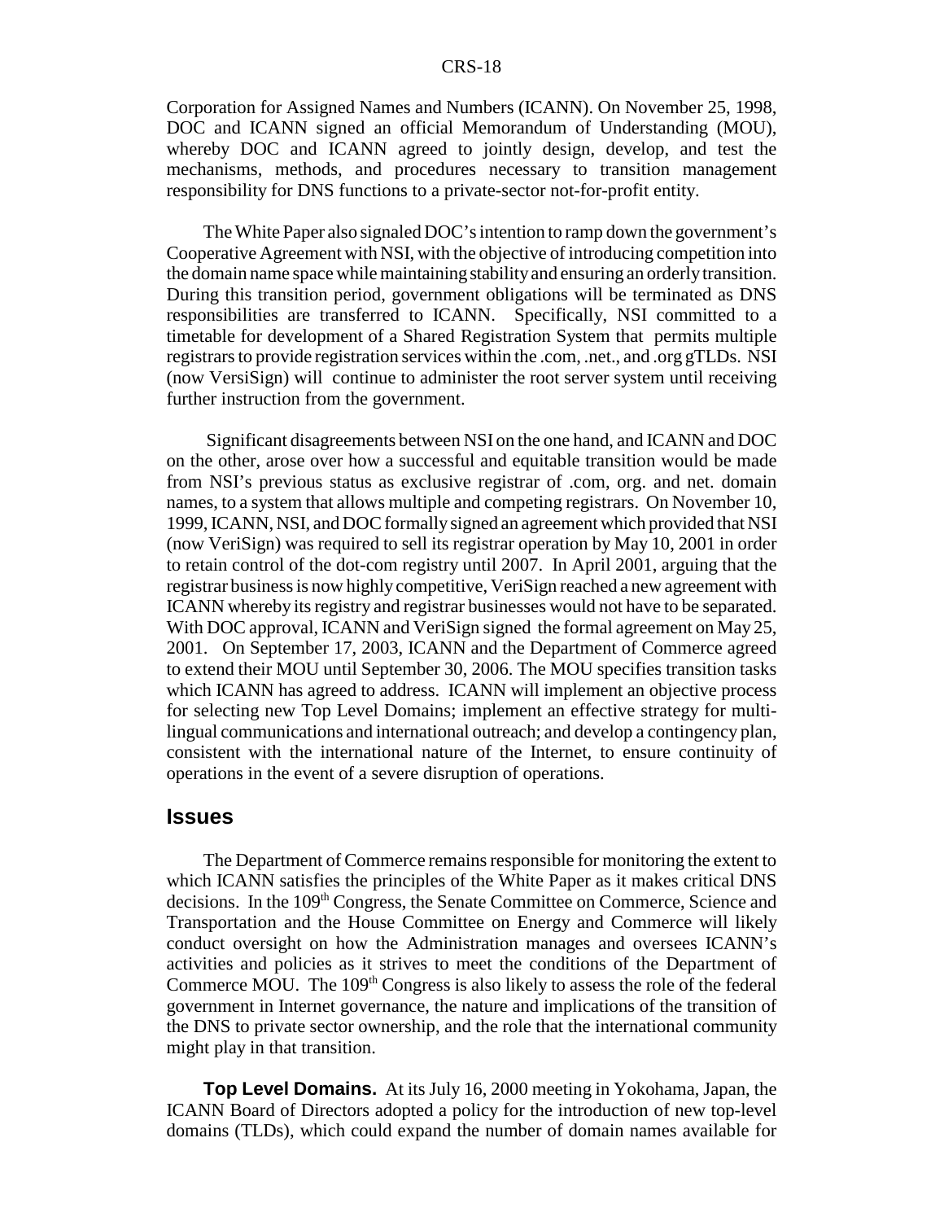Corporation for Assigned Names and Numbers (ICANN). On November 25, 1998, DOC and ICANN signed an official Memorandum of Understanding (MOU), whereby DOC and ICANN agreed to jointly design, develop, and test the mechanisms, methods, and procedures necessary to transition management responsibility for DNS functions to a private-sector not-for-profit entity.

The White Paper also signaled DOC's intention to ramp down the government's Cooperative Agreement with NSI, with the objective of introducing competition into the domain name space while maintaining stability and ensuring an orderly transition. During this transition period, government obligations will be terminated as DNS responsibilities are transferred to ICANN. Specifically, NSI committed to a timetable for development of a Shared Registration System that permits multiple registrars to provide registration services within the .com, .net., and .org gTLDs. NSI (now VersiSign) will continue to administer the root server system until receiving further instruction from the government.

Significant disagreements between NSI on the one hand, and ICANN and DOC on the other, arose over how a successful and equitable transition would be made from NSI's previous status as exclusive registrar of .com, org. and net. domain names, to a system that allows multiple and competing registrars. On November 10, 1999, ICANN, NSI, and DOC formally signed an agreement which provided that NSI (now VeriSign) was required to sell its registrar operation by May 10, 2001 in order to retain control of the dot-com registry until 2007. In April 2001, arguing that the registrar business is now highly competitive, VeriSign reached a new agreement with ICANN whereby its registry and registrar businesses would not have to be separated. With DOC approval, ICANN and VeriSign signed the formal agreement on May 25, 2001. On September 17, 2003, ICANN and the Department of Commerce agreed to extend their MOU until September 30, 2006. The MOU specifies transition tasks which ICANN has agreed to address. ICANN will implement an objective process for selecting new Top Level Domains; implement an effective strategy for multi-lingual communications and international outreach; and develop a contingency plan, consistent with the international nature of the Internet, to ensure continuity of operations in the event of a severe disruption of operations.

## Issues

The Department of Commerce remains responsible for monitoring the extent to which ICANN satisfies the principles of the White Paper as it makes critical DNS decisions. In the 109th Congress, the Senate Committee on Commerce, Science and Transportation and the House Committee on Energy and Commerce will likely conduct oversight on how the Administration manages and oversees ICANN's activities and policies as it strives to meet the conditions of the Department of Commerce MOU. The 109th Congress is also likely to assess the role of the federal government in Internet governance, the nature and implications of the transition of the DNS to private sector ownership, and the role that the international community might play in that transition.

**Top Level Domains.** At its July 16, 2000 meeting in Yokohama, Japan, the ICANN Board of Directors adopted a policy for the introduction of new top-level domains (TLDs), which could expand the number of domain names available for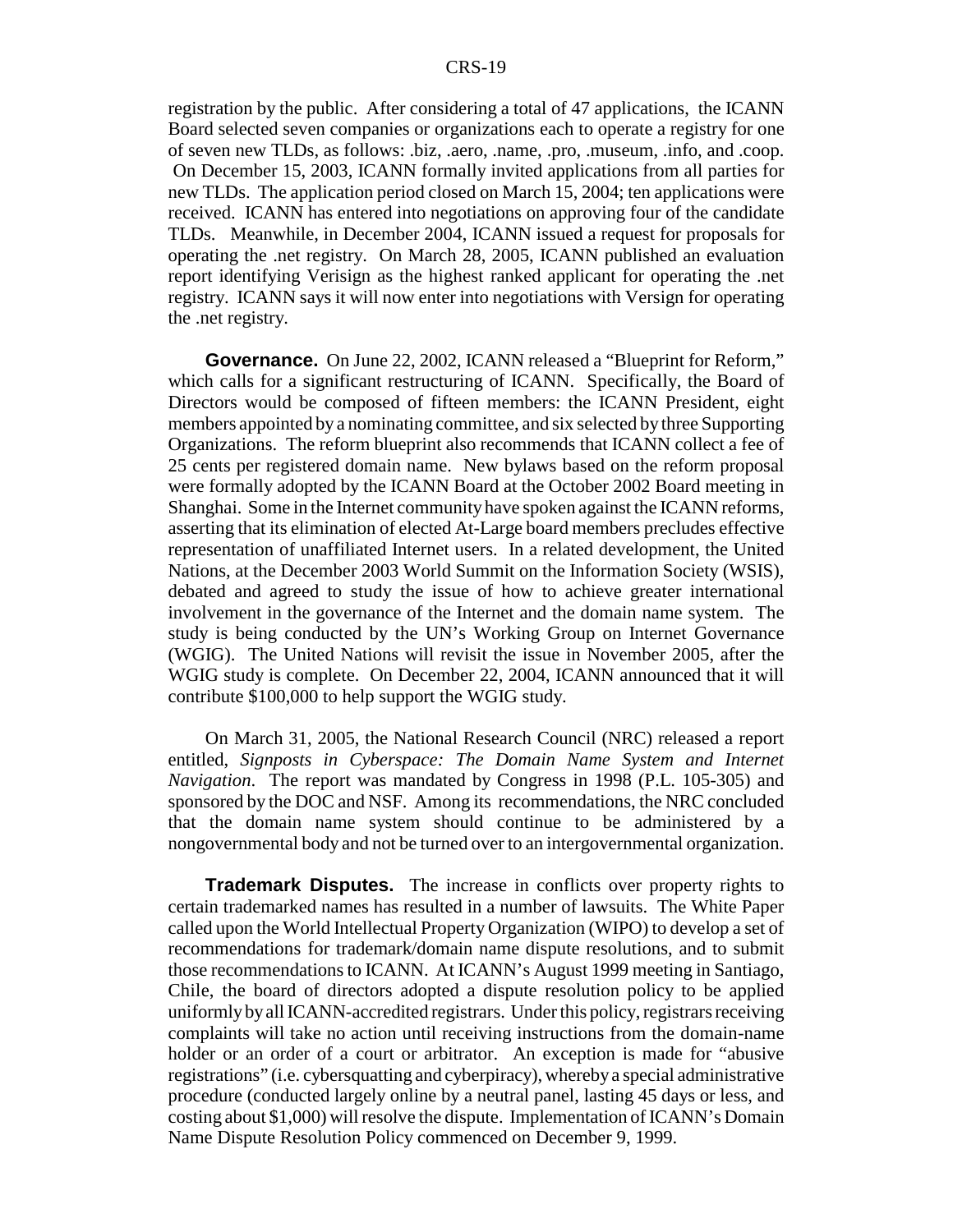registration by the public. After considering a total of 47 applications, the ICANN Board selected seven companies or organizations each to operate a registry for one of seven new TLDs, as follows: .biz, .aero, .name, .pro, .museum, .info, and .coop. On December 15, 2003, ICANN formally invited applications from all parties for new TLDs. The application period closed on March 15, 2004; ten applications were received. ICANN has entered into negotiations on approving four of the candidate TLDs. Meanwhile, in December 2004, ICANN issued a request for proposals for operating the .net registry. On March 28, 2005, ICANN published an evaluation report identifying Verisign as the highest ranked applicant for operating the .net registry. ICANN says it will now enter into negotiations with Versign for operating the .net registry.

**Governance.** On June 22, 2002, ICANN released a "Blueprint for Reform," which calls for a significant restructuring of ICANN. Specifically, the Board of Directors would be composed of fifteen members: the ICANN President, eight members appointed by a nominating committee, and six selected by three Supporting Organizations. The reform blueprint also recommends that ICANN collect a fee of 25 cents per registered domain name. New bylaws based on the reform proposal were formally adopted by the ICANN Board at the October 2002 Board meeting in Shanghai. Some in the Internet community have spoken against the ICANN reforms, asserting that its elimination of elected At-Large board members precludes effective representation of unaffiliated Internet users. In a related development, the United Nations, at the December 2003 World Summit on the Information Society (WSIS), debated and agreed to study the issue of how to achieve greater international involvement in the governance of the Internet and the domain name system. The study is being conducted by the UN's Working Group on Internet Governance (WGIG). The United Nations will revisit the issue in November 2005, after the WGIG study is complete. On December 22, 2004, ICANN announced that it will contribute $100,000 to help support the WGIG study.

On March 31, 2005, the National Research Council (NRC) released a report entitled, *Signposts in Cyberspace: The Domain Name System and Internet Navigation*. The report was mandated by Congress in 1998 (P.L. 105-305) and sponsored by the DOC and NSF. Among its recommendations, the NRC concluded that the domain name system should continue to be administered by a nongovernmental body and not be turned over to an intergovernmental organization.

**Trademark Disputes.** The increase in conflicts over property rights to certain trademarked names has resulted in a number of lawsuits. The White Paper called upon the World Intellectual Property Organization (WIPO) to develop a set of recommendations for trademark/domain name dispute resolutions, and to submit those recommendations to ICANN. At ICANN's August 1999 meeting in Santiago, Chile, the board of directors adopted a dispute resolution policy to be applied uniformly by all ICANN-accredited registrars. Under this policy, registrars receiving complaints will take no action until receiving instructions from the domain-name holder or an order of a court or arbitrator. An exception is made for "abusive registrations" (i.e. cybersquatting and cyberpiracy), whereby a special administrative procedure (conducted largely online by a neutral panel, lasting 45 days or less, and costing about $1,000) will resolve the dispute. Implementation of ICANN's Domain Name Dispute Resolution Policy commenced on December 9, 1999.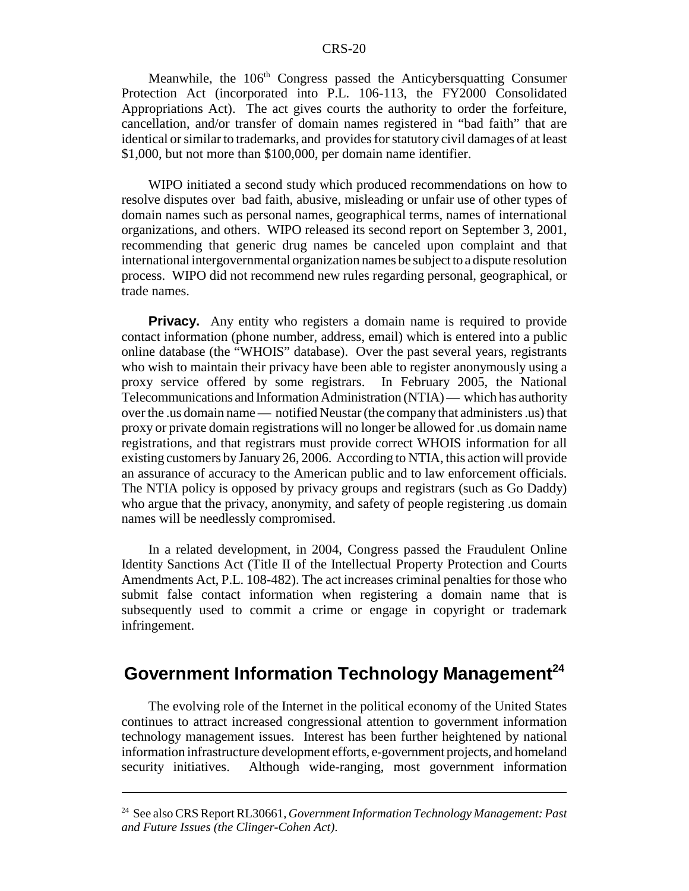Meanwhile, the 106th Congress passed the Anticybersquatting Consumer Protection Act (incorporated into P.L. 106-113, the FY2000 Consolidated Appropriations Act). The act gives courts the authority to order the forfeiture, cancellation, and/or transfer of domain names registered in "bad faith" that are identical or similar to trademarks, and provides for statutory civil damages of at least $1,000, but not more than $100,000, per domain name identifier.

WIPO initiated a second study which produced recommendations on how to resolve disputes over bad faith, abusive, misleading or unfair use of other types of domain names such as personal names, geographical terms, names of international organizations, and others. WIPO released its second report on September 3, 2001, recommending that generic drug names be canceled upon complaint and that international intergovernmental organization names be subject to a dispute resolution process. WIPO did not recommend new rules regarding personal, geographical, or trade names.

**Privacy.** Any entity who registers a domain name is required to provide contact information (phone number, address, email) which is entered into a public online database (the "WHOIS" database). Over the past several years, registrants who wish to maintain their privacy have been able to register anonymously using a proxy service offered by some registrars. In February 2005, the National Telecommunications and Information Administration (NTIA) — which has authority over the .us domain name — notified Neustar (the company that administers .us) that proxy or private domain registrations will no longer be allowed for .us domain name registrations, and that registrars must provide correct WHOIS information for all existing customers by January 26, 2006. According to NTIA, this action will provide an assurance of accuracy to the American public and to law enforcement officials. The NTIA policy is opposed by privacy groups and registrars (such as Go Daddy) who argue that the privacy, anonymity, and safety of people registering .us domain names will be needlessly compromised.

In a related development, in 2004, Congress passed the Fraudulent Online Identity Sanctions Act (Title II of the Intellectual Property Protection and Courts Amendments Act, P.L. 108-482). The act increases criminal penalties for those who submit false contact information when registering a domain name that is subsequently used to commit a crime or engage in copyright or trademark infringement.

## Government Information Technology Management[24]

The evolving role of the Internet in the political economy of the United States continues to attract increased congressional attention to government information technology management issues. Interest has been further heightened by national information infrastructure development efforts, e-government projects, and homeland security initiatives. Although wide-ranging, most government information

---

[24] See also CRS Report RL30661, *Government Information Technology Management: Past and Future Issues (the Clinger-Cohen Act)*.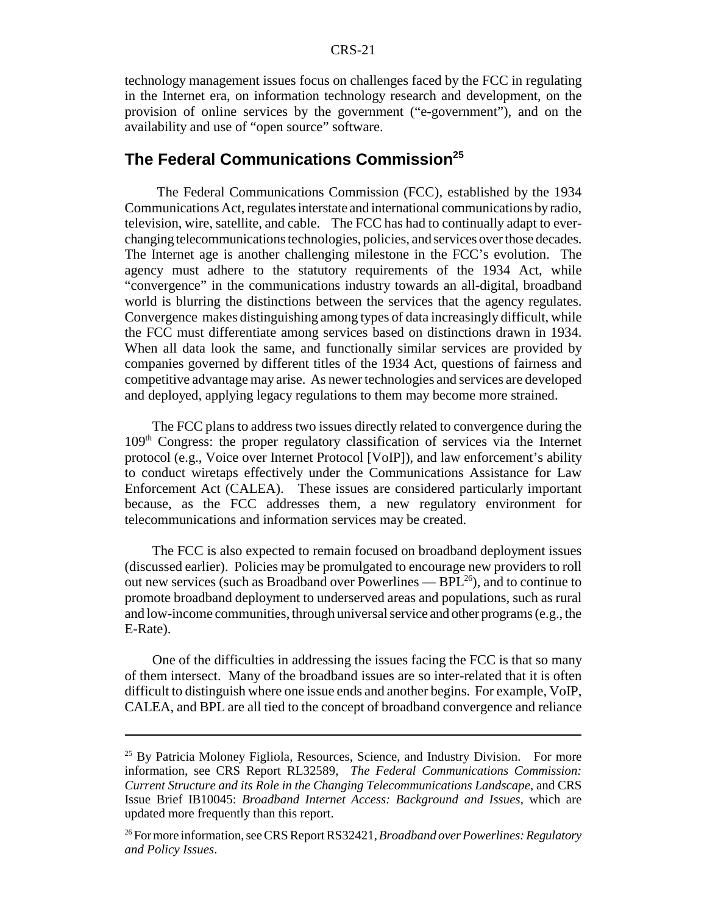technology management issues focus on challenges faced by the FCC in regulating in the Internet era, on information technology research and development, on the provision of online services by the government ("e-government"), and on the availability and use of "open source" software.

## The Federal Communications Commission[25]

The Federal Communications Commission (FCC), established by the 1934 Communications Act, regulates interstate and international communications by radio, television, wire, satellite, and cable. The FCC has had to continually adapt to ever-changing telecommunications technologies, policies, and services over those decades. The Internet age is another challenging milestone in the FCC's evolution. The agency must adhere to the statutory requirements of the 1934 Act, while "convergence" in the communications industry towards an all-digital, broadband world is blurring the distinctions between the services that the agency regulates. Convergence makes distinguishing among types of data increasingly difficult, while the FCC must differentiate among services based on distinctions drawn in 1934. When all data look the same, and functionally similar services are provided by companies governed by different titles of the 1934 Act, questions of fairness and competitive advantage may arise. As newer technologies and services are developed and deployed, applying legacy regulations to them may become more strained.

The FCC plans to address two issues directly related to convergence during the 109th Congress: the proper regulatory classification of services via the Internet protocol (e.g., Voice over Internet Protocol [VoIP]), and law enforcement's ability to conduct wiretaps effectively under the Communications Assistance for Law Enforcement Act (CALEA). These issues are considered particularly important because, as the FCC addresses them, a new regulatory environment for telecommunications and information services may be created.

The FCC is also expected to remain focused on broadband deployment issues (discussed earlier). Policies may be promulgated to encourage new providers to roll out new services (such as Broadband over Powerlines — BPL[26]), and to continue to promote broadband deployment to underserved areas and populations, such as rural and low-income communities, through universal service and other programs (e.g., the E-Rate).

One of the difficulties in addressing the issues facing the FCC is that so many of them intersect. Many of the broadband issues are so inter-related that it is often difficult to distinguish where one issue ends and another begins. For example, VoIP, CALEA, and BPL are all tied to the concept of broadband convergence and reliance

---

[25] By Patricia Moloney Figliola, Resources, Science, and Industry Division. For more information, see CRS Report RL32589, *The Federal Communications Commission: Current Structure and its Role in the Changing Telecommunications Landscape*, and CRS Issue Brief IB10045: *Broadband Internet Access: Background and Issues*, which are updated more frequently than this report.

[26] For more information, see CRS Report RS32421, *Broadband over Powerlines: Regulatory and Policy Issues*.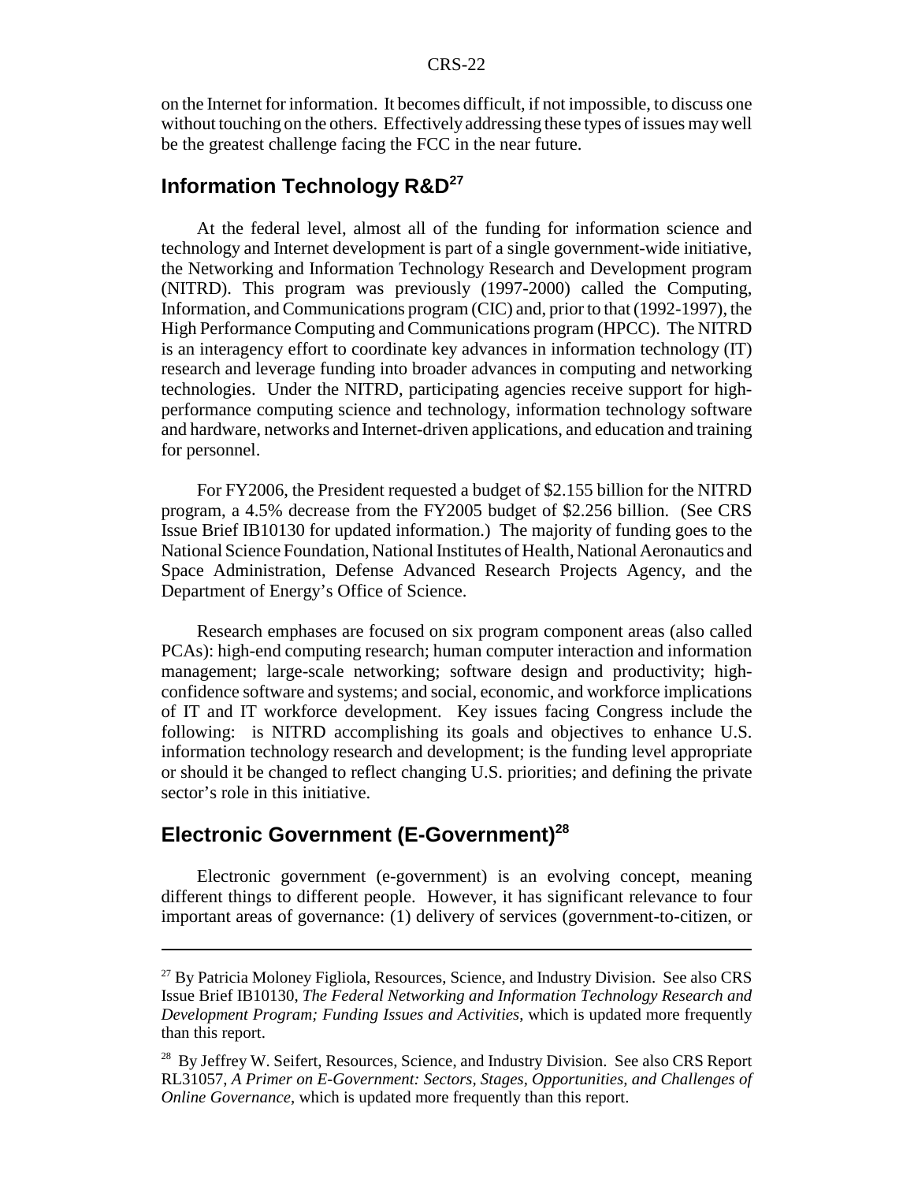on the Internet for information. It becomes difficult, if not impossible, to discuss one without touching on the others. Effectively addressing these types of issues may well be the greatest challenge facing the FCC in the near future.

## Information Technology R&D[27]

At the federal level, almost all of the funding for information science and technology and Internet development is part of a single government-wide initiative, the Networking and Information Technology Research and Development program (NITRD). This program was previously (1997-2000) called the Computing, Information, and Communications program (CIC) and, prior to that (1992-1997), the High Performance Computing and Communications program (HPCC). The NITRD is an interagency effort to coordinate key advances in information technology (IT) research and leverage funding into broader advances in computing and networking technologies. Under the NITRD, participating agencies receive support for high-performance computing science and technology, information technology software and hardware, networks and Internet-driven applications, and education and training for personnel.

For FY2006, the President requested a budget of $2.155 billion for the NITRD program, a 4.5% decrease from the FY2005 budget of $2.256 billion. (See CRS Issue Brief IB10130 for updated information.) The majority of funding goes to the National Science Foundation, National Institutes of Health, National Aeronautics and Space Administration, Defense Advanced Research Projects Agency, and the Department of Energy's Office of Science.

Research emphases are focused on six program component areas (also called PCAs): high-end computing research; human computer interaction and information management; large-scale networking; software design and productivity; high-confidence software and systems; and social, economic, and workforce implications of IT and IT workforce development. Key issues facing Congress include the following: is NITRD accomplishing its goals and objectives to enhance U.S. information technology research and development; is the funding level appropriate or should it be changed to reflect changing U.S. priorities; and defining the private sector's role in this initiative.

## Electronic Government (E-Government)[28]

Electronic government (e-government) is an evolving concept, meaning different things to different people. However, it has significant relevance to four important areas of governance: (1) delivery of services (government-to-citizen, or

---

[27] By Patricia Moloney Figliola, Resources, Science, and Industry Division. See also CRS Issue Brief IB10130, *The Federal Networking and Information Technology Research and Development Program; Funding Issues and Activities*, which is updated more frequently than this report.

[28] By Jeffrey W. Seifert, Resources, Science, and Industry Division. See also CRS Report RL31057, *A Primer on E-Government: Sectors, Stages, Opportunities, and Challenges of Online Governance*, which is updated more frequently than this report.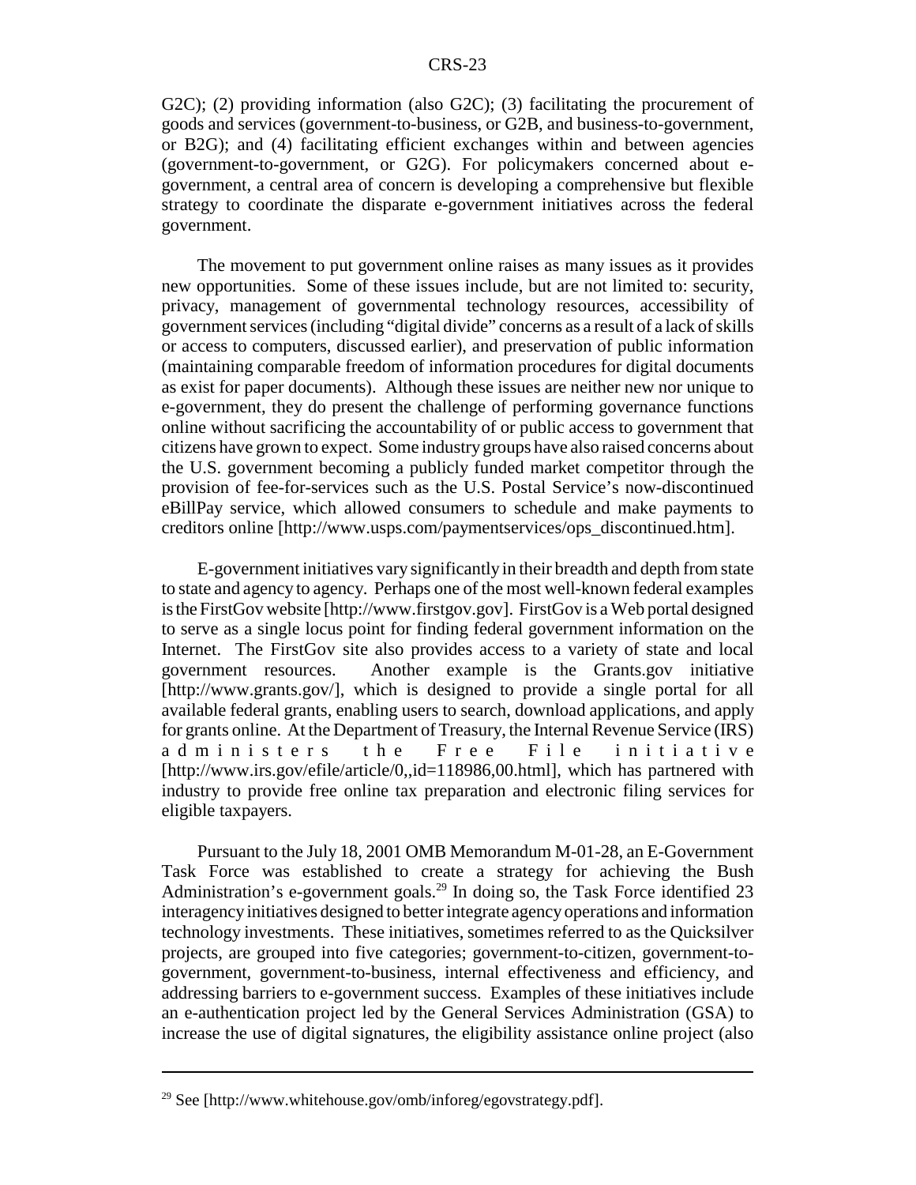G2C); (2) providing information (also G2C); (3) facilitating the procurement of goods and services (government-to-business, or G2B, and business-to-government, or B2G); and (4) facilitating efficient exchanges within and between agencies (government-to-government, or G2G). For policymakers concerned about e-government, a central area of concern is developing a comprehensive but flexible strategy to coordinate the disparate e-government initiatives across the federal government.

The movement to put government online raises as many issues as it provides new opportunities. Some of these issues include, but are not limited to: security, privacy, management of governmental technology resources, accessibility of government services (including "digital divide" concerns as a result of a lack of skills or access to computers, discussed earlier), and preservation of public information (maintaining comparable freedom of information procedures for digital documents as exist for paper documents). Although these issues are neither new nor unique to e-government, they do present the challenge of performing governance functions online without sacrificing the accountability of or public access to government that citizens have grown to expect. Some industry groups have also raised concerns about the U.S. government becoming a publicly funded market competitor through the provision of fee-for-services such as the U.S. Postal Service's now-discontinued eBillPay service, which allowed consumers to schedule and make payments to creditors online [http://www.usps.com/paymentservices/ops_discontinued.htm].

E-government initiatives vary significantly in their breadth and depth from state to state and agency to agency. Perhaps one of the most well-known federal examples is the FirstGov website [http://www.firstgov.gov]. FirstGov is a Web portal designed to serve as a single locus point for finding federal government information on the Internet. The FirstGov site also provides access to a variety of state and local government resources. Another example is the Grants.gov initiative [http://www.grants.gov/], which is designed to provide a single portal for all available federal grants, enabling users to search, download applications, and apply for grants online. At the Department of Treasury, the Internal Revenue Service (IRS) administers the Free File initiative [http://www.irs.gov/efile/article/0,,id=118986,00.html], which has partnered with industry to provide free online tax preparation and electronic filing services for eligible taxpayers.

Pursuant to the July 18, 2001 OMB Memorandum M-01-28, an E-Government Task Force was established to create a strategy for achieving the Bush Administration's e-government goals.[29] In doing so, the Task Force identified 23 interagency initiatives designed to better integrate agency operations and information technology investments. These initiatives, sometimes referred to as the Quicksilver projects, are grouped into five categories; government-to-citizen, government-to-government, government-to-business, internal effectiveness and efficiency, and addressing barriers to e-government success. Examples of these initiatives include an e-authentication project led by the General Services Administration (GSA) to increase the use of digital signatures, the eligibility assistance online project (also

[29] See [http://www.whitehouse.gov/omb/inforeg/egovstrategy.pdf].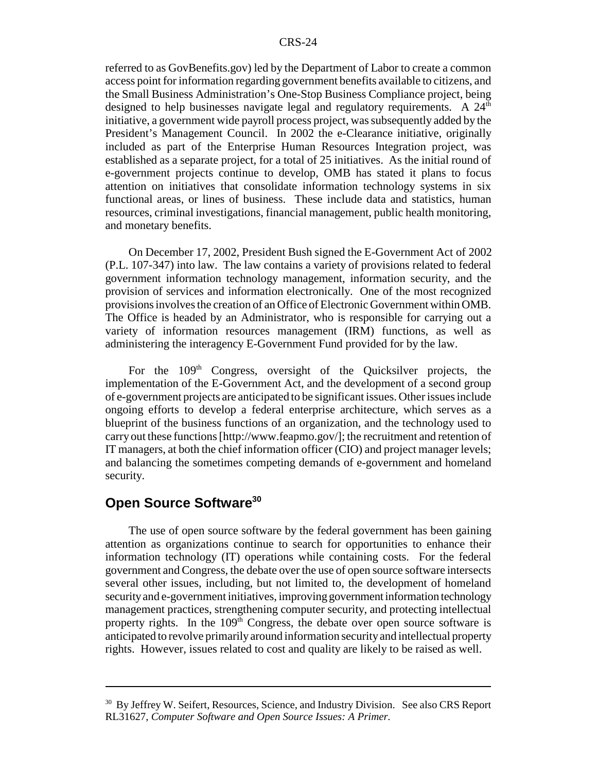referred to as GovBenefits.gov) led by the Department of Labor to create a common access point for information regarding government benefits available to citizens, and the Small Business Administration's One-Stop Business Compliance project, being designed to help businesses navigate legal and regulatory requirements. A 24th initiative, a government wide payroll process project, was subsequently added by the President's Management Council. In 2002 the e-Clearance initiative, originally included as part of the Enterprise Human Resources Integration project, was established as a separate project, for a total of 25 initiatives. As the initial round of e-government projects continue to develop, OMB has stated it plans to focus attention on initiatives that consolidate information technology systems in six functional areas, or lines of business. These include data and statistics, human resources, criminal investigations, financial management, public health monitoring, and monetary benefits.

On December 17, 2002, President Bush signed the E-Government Act of 2002 (P.L. 107-347) into law. The law contains a variety of provisions related to federal government information technology management, information security, and the provision of services and information electronically. One of the most recognized provisions involves the creation of an Office of Electronic Government within OMB. The Office is headed by an Administrator, who is responsible for carrying out a variety of information resources management (IRM) functions, as well as administering the interagency E-Government Fund provided for by the law.

For the 109th Congress, oversight of the Quicksilver projects, the implementation of the E-Government Act, and the development of a second group of e-government projects are anticipated to be significant issues. Other issues include ongoing efforts to develop a federal enterprise architecture, which serves as a blueprint of the business functions of an organization, and the technology used to carry out these functions [http://www.feapmo.gov/]; the recruitment and retention of IT managers, at both the chief information officer (CIO) and project manager levels; and balancing the sometimes competing demands of e-government and homeland security.

## Open Source Software[30]

The use of open source software by the federal government has been gaining attention as organizations continue to search for opportunities to enhance their information technology (IT) operations while containing costs. For the federal government and Congress, the debate over the use of open source software intersects several other issues, including, but not limited to, the development of homeland security and e-government initiatives, improving government information technology management practices, strengthening computer security, and protecting intellectual property rights. In the 109th Congress, the debate over open source software is anticipated to revolve primarily around information security and intellectual property rights. However, issues related to cost and quality are likely to be raised as well.

---

[30] By Jeffrey W. Seifert, Resources, Science, and Industry Division. See also CRS Report RL31627, *Computer Software and Open Source Issues: A Primer*.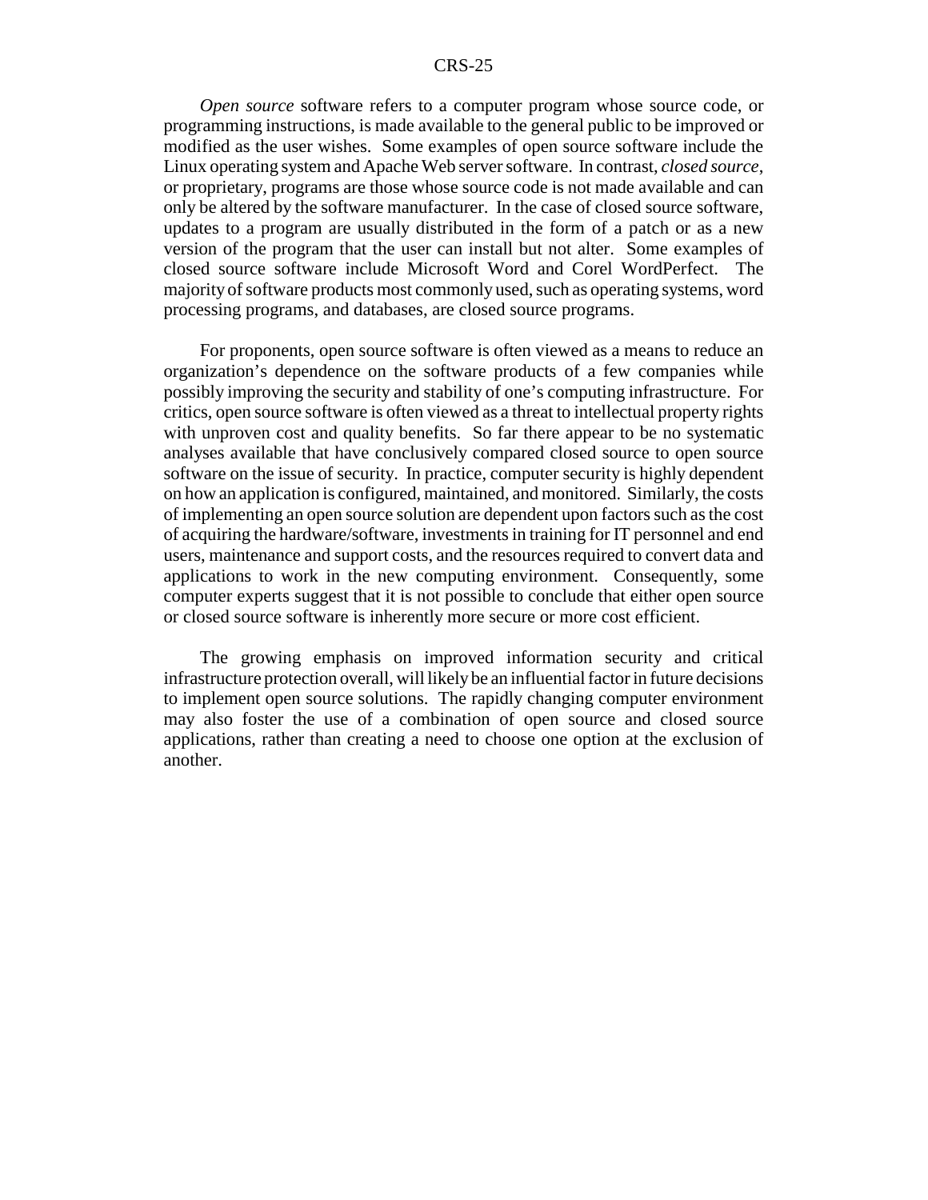*Open source* software refers to a computer program whose source code, or programming instructions, is made available to the general public to be improved or modified as the user wishes. Some examples of open source software include the Linux operating system and Apache Web server software. In contrast, *closed source*, or proprietary, programs are those whose source code is not made available and can only be altered by the software manufacturer. In the case of closed source software, updates to a program are usually distributed in the form of a patch or as a new version of the program that the user can install but not alter. Some examples of closed source software include Microsoft Word and Corel WordPerfect. The majority of software products most commonly used, such as operating systems, word processing programs, and databases, are closed source programs.

For proponents, open source software is often viewed as a means to reduce an organization's dependence on the software products of a few companies while possibly improving the security and stability of one's computing infrastructure. For critics, open source software is often viewed as a threat to intellectual property rights with unproven cost and quality benefits. So far there appear to be no systematic analyses available that have conclusively compared closed source to open source software on the issue of security. In practice, computer security is highly dependent on how an application is configured, maintained, and monitored. Similarly, the costs of implementing an open source solution are dependent upon factors such as the cost of acquiring the hardware/software, investments in training for IT personnel and end users, maintenance and support costs, and the resources required to convert data and applications to work in the new computing environment. Consequently, some computer experts suggest that it is not possible to conclude that either open source or closed source software is inherently more secure or more cost efficient.

The growing emphasis on improved information security and critical infrastructure protection overall, will likely be an influential factor in future decisions to implement open source solutions. The rapidly changing computer environment may also foster the use of a combination of open source and closed source applications, rather than creating a need to choose one option at the exclusion of another.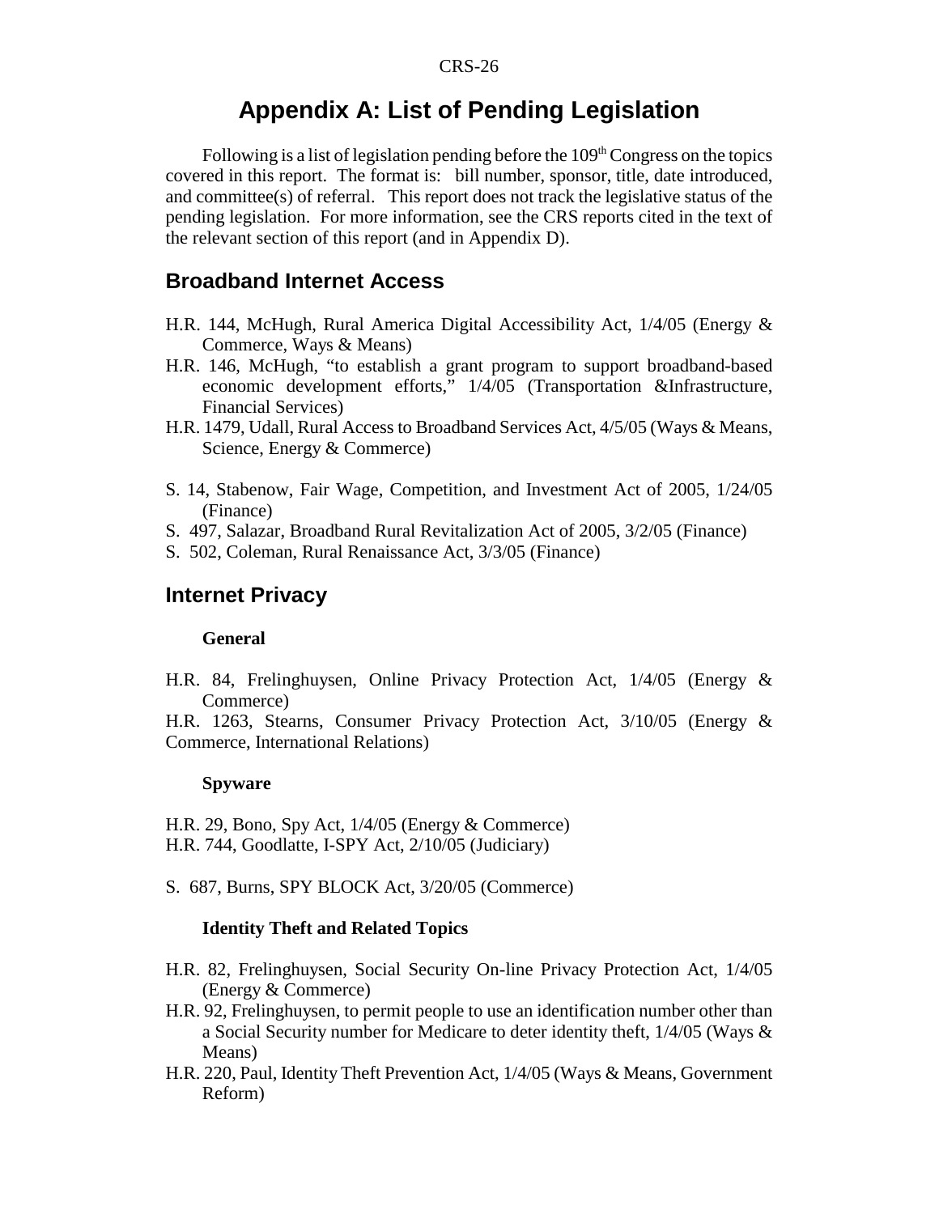# Appendix A: List of Pending Legislation

Following is a list of legislation pending before the 109th Congress on the topics covered in this report. The format is: bill number, sponsor, title, date introduced, and committee(s) of referral. This report does not track the legislative status of the pending legislation. For more information, see the CRS reports cited in the text of the relevant section of this report (and in Appendix D).

## Broadband Internet Access

H.R. 144, McHugh, Rural America Digital Accessibility Act, 1/4/05 (Energy & Commerce, Ways & Means)

H.R. 146, McHugh, "to establish a grant program to support broadband-based economic development efforts," 1/4/05 (Transportation &Infrastructure, Financial Services)

H.R. 1479, Udall, Rural Access to Broadband Services Act, 4/5/05 (Ways & Means, Science, Energy & Commerce)

S. 14, Stabenow, Fair Wage, Competition, and Investment Act of 2005, 1/24/05 (Finance)

S. 497, Salazar, Broadband Rural Revitalization Act of 2005, 3/2/05 (Finance)

S. 502, Coleman, Rural Renaissance Act, 3/3/05 (Finance)

## Internet Privacy

### General

H.R. 84, Frelinghuysen, Online Privacy Protection Act, 1/4/05 (Energy & Commerce)

H.R. 1263, Stearns, Consumer Privacy Protection Act, 3/10/05 (Energy & Commerce, International Relations)

### Spyware

H.R. 29, Bono, Spy Act, 1/4/05 (Energy & Commerce)

H.R. 744, Goodlatte, I-SPY Act, 2/10/05 (Judiciary)

S. 687, Burns, SPY BLOCK Act, 3/20/05 (Commerce)

### Identity Theft and Related Topics

H.R. 82, Frelinghuysen, Social Security On-line Privacy Protection Act, 1/4/05 (Energy & Commerce)

H.R. 92, Frelinghuysen, to permit people to use an identification number other than a Social Security number for Medicare to deter identity theft, 1/4/05 (Ways & Means)

H.R. 220, Paul, Identity Theft Prevention Act, 1/4/05 (Ways & Means, Government Reform)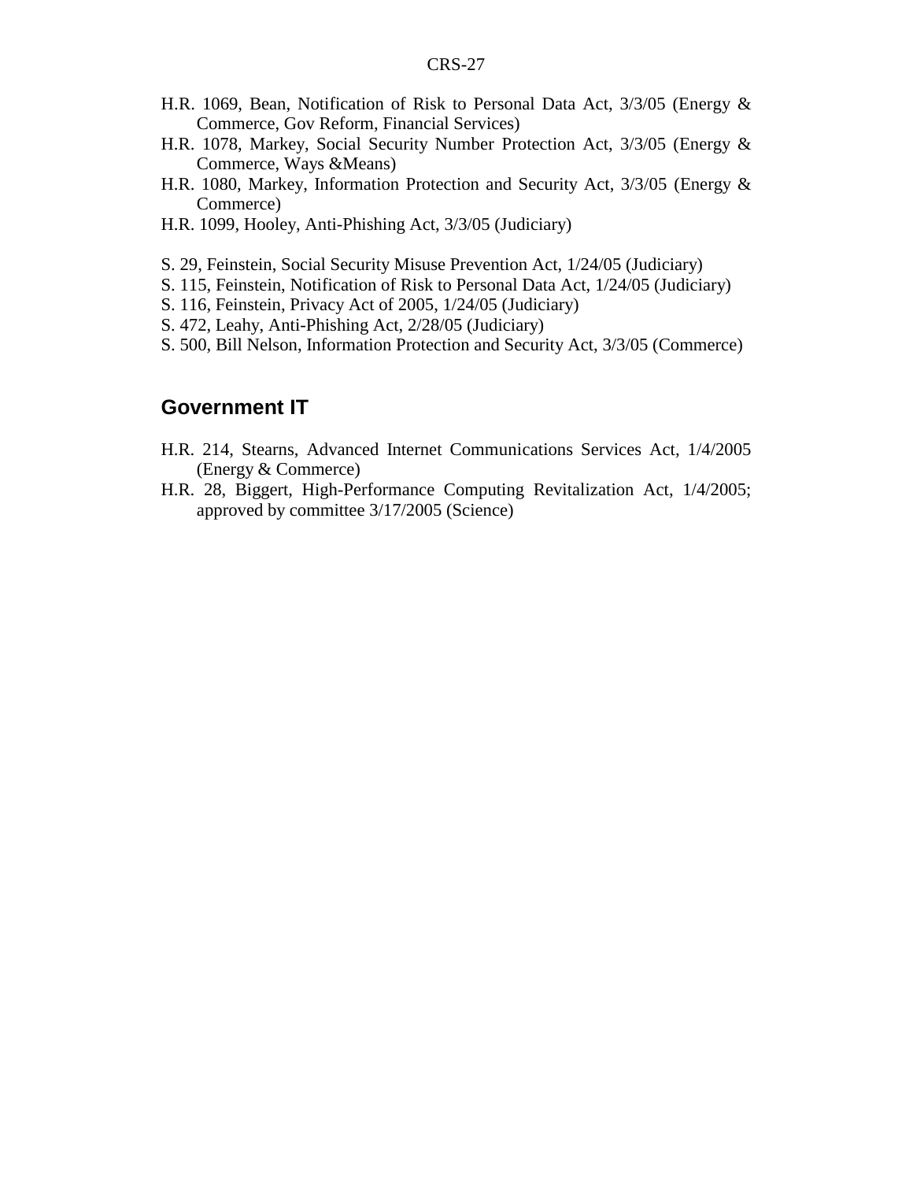H.R. 1069, Bean, Notification of Risk to Personal Data Act, 3/3/05 (Energy & Commerce, Gov Reform, Financial Services)
H.R. 1078, Markey, Social Security Number Protection Act, 3/3/05 (Energy & Commerce, Ways &Means)
H.R. 1080, Markey, Information Protection and Security Act, 3/3/05 (Energy & Commerce)
H.R. 1099, Hooley, Anti-Phishing Act, 3/3/05 (Judiciary)

S. 29, Feinstein, Social Security Misuse Prevention Act, 1/24/05 (Judiciary)
S. 115, Feinstein, Notification of Risk to Personal Data Act, 1/24/05 (Judiciary)
S. 116, Feinstein, Privacy Act of 2005, 1/24/05 (Judiciary)
S. 472, Leahy, Anti-Phishing Act, 2/28/05 (Judiciary)
S. 500, Bill Nelson, Information Protection and Security Act, 3/3/05 (Commerce)

## Government IT

H.R. 214, Stearns, Advanced Internet Communications Services Act, 1/4/2005 (Energy & Commerce)
H.R. 28, Biggert, High-Performance Computing Revitalization Act, 1/4/2005; approved by committee 3/17/2005 (Science)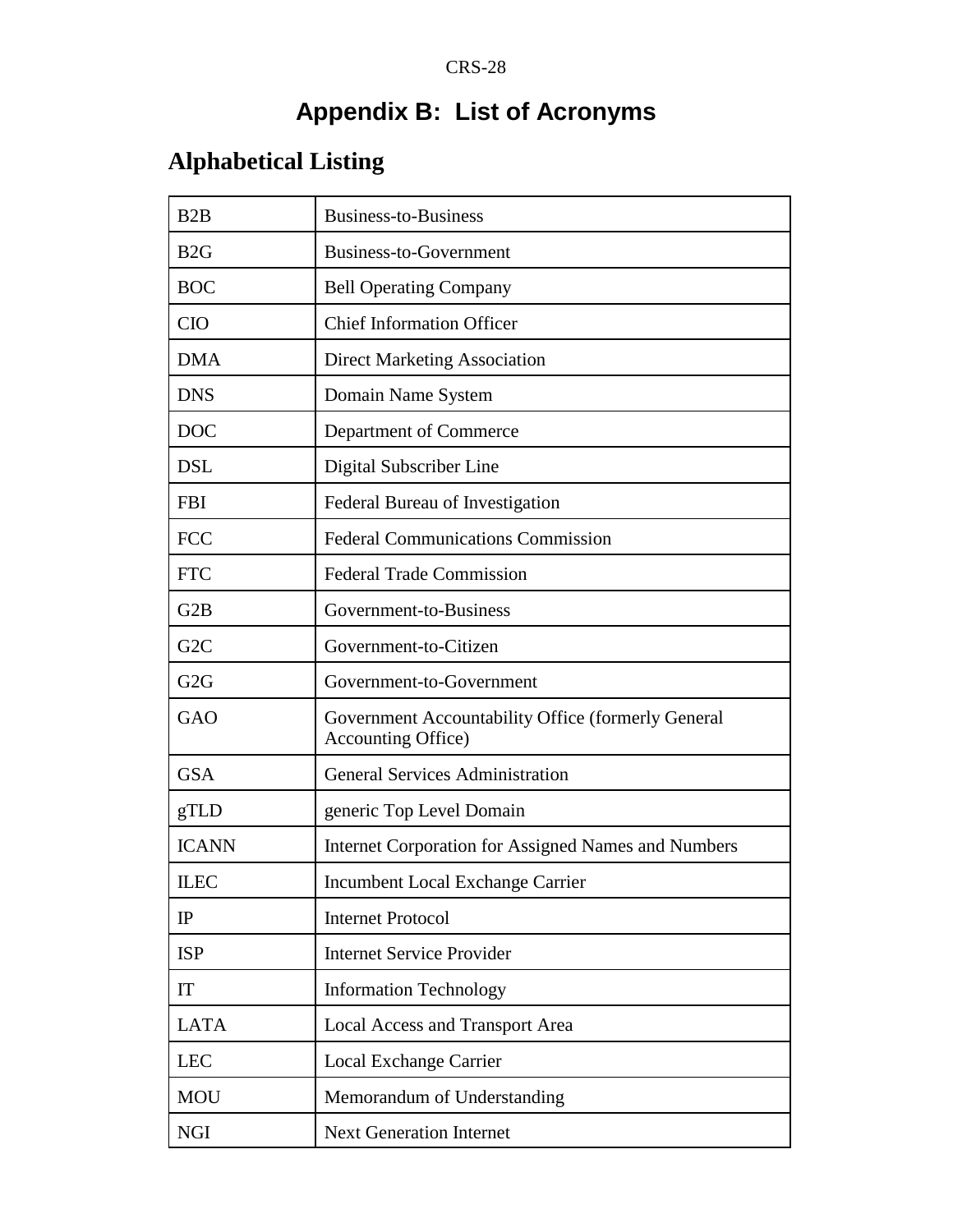# Appendix B: List of Acronyms

## Alphabetical Listing

| | |
|---|---|
| B2B | Business-to-Business |
| B2G | Business-to-Government |
| BOC | Bell Operating Company |
| CIO | Chief Information Officer |
| DMA | Direct Marketing Association |
| DNS | Domain Name System |
| DOC | Department of Commerce |
| DSL | Digital Subscriber Line |
| FBI | Federal Bureau of Investigation |
| FCC | Federal Communications Commission |
| FTC | Federal Trade Commission |
| G2B | Government-to-Business |
| G2C | Government-to-Citizen |
| G2G | Government-to-Government |
| GAO | Government Accountability Office (formerly General Accounting Office) |
| GSA | General Services Administration |
| gTLD | generic Top Level Domain |
| ICANN | Internet Corporation for Assigned Names and Numbers |
| ILEC | Incumbent Local Exchange Carrier |
| IP | Internet Protocol |
| ISP | Internet Service Provider |
| IT | Information Technology |
| LATA | Local Access and Transport Area |
| LEC | Local Exchange Carrier |
| MOU | Memorandum of Understanding |
| NGI | Next Generation Internet |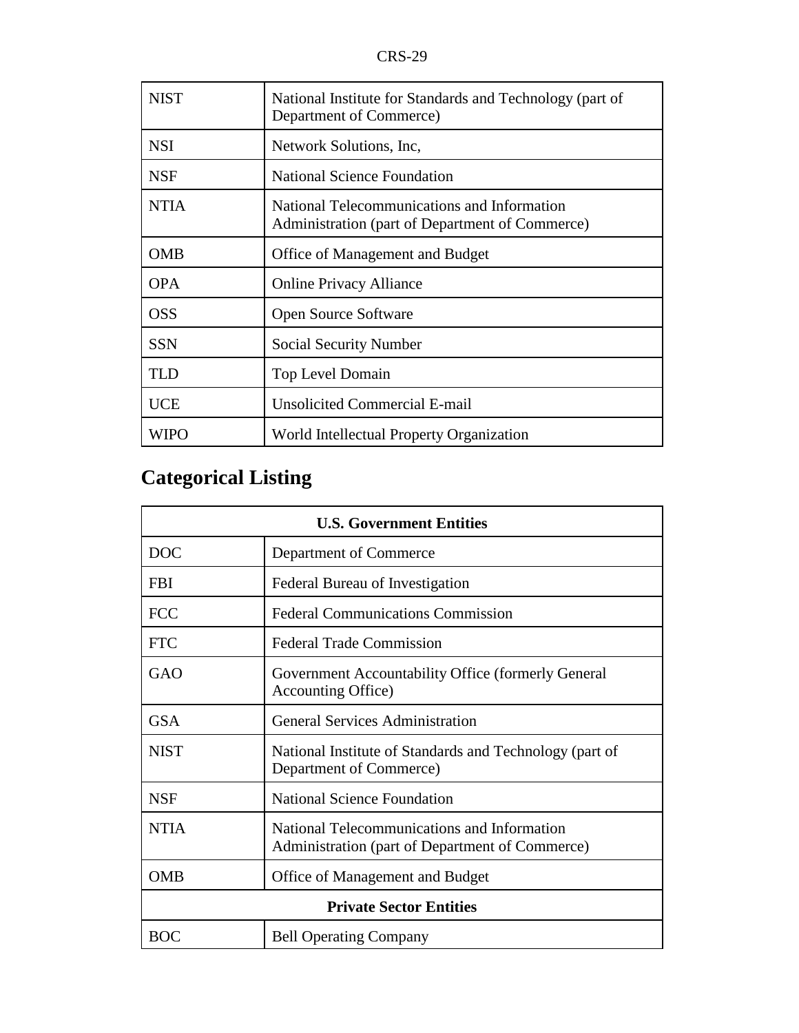| NIST | National Institute for Standards and Technology (part of Department of Commerce) |
|---|---|
| NSI | Network Solutions, Inc, |
| NSF | National Science Foundation |
| NTIA | National Telecommunications and Information Administration (part of Department of Commerce) |
| OMB | Office of Management and Budget |
| OPA | Online Privacy Alliance |
| OSS | Open Source Software |
| SSN | Social Security Number |
| TLD | Top Level Domain |
| UCE | Unsolicited Commercial E-mail |
| WIPO | World Intellectual Property Organization |

## Categorical Listing

| **U.S. Government Entities** | |
|---|---|
| DOC | Department of Commerce |
| FBI | Federal Bureau of Investigation |
| FCC | Federal Communications Commission |
| FTC | Federal Trade Commission |
| GAO | Government Accountability Office (formerly General Accounting Office) |
| GSA | General Services Administration |
| NIST | National Institute of Standards and Technology (part of Department of Commerce) |
| NSF | National Science Foundation |
| NTIA | National Telecommunications and Information Administration (part of Department of Commerce) |
| OMB | Office of Management and Budget |
| **Private Sector Entities** | |
| BOC | Bell Operating Company |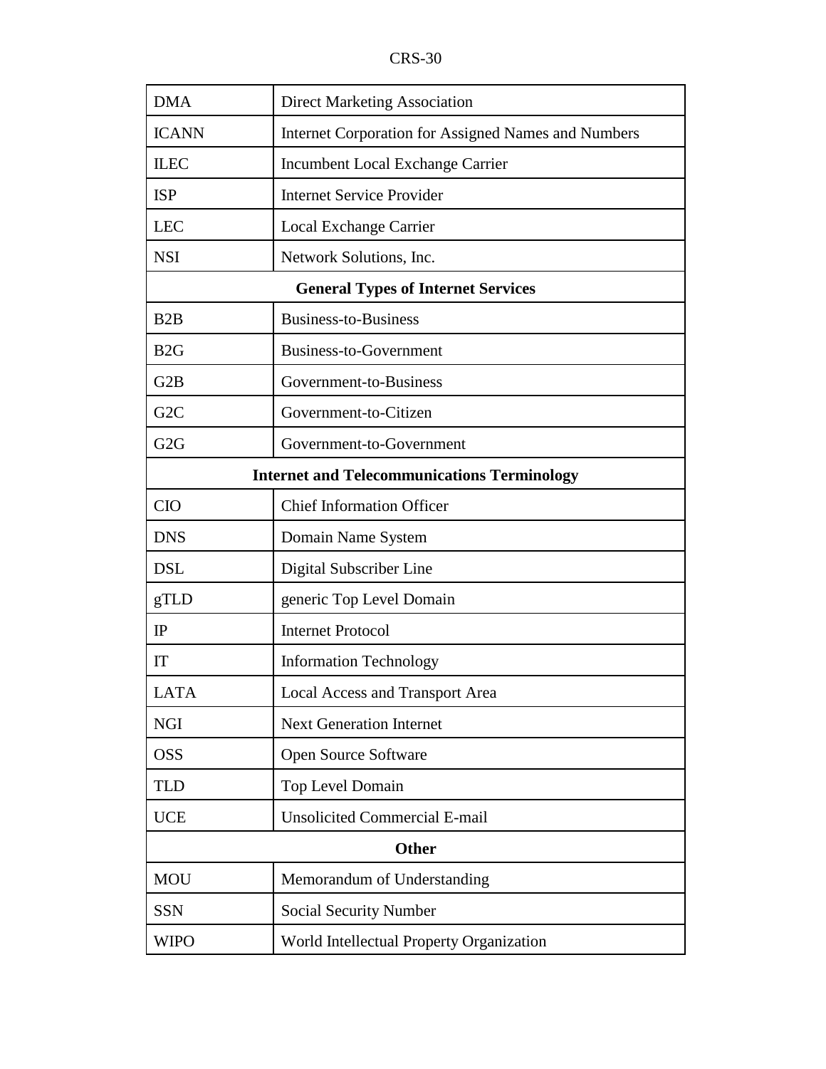| | |
|---|---|
| DMA | Direct Marketing Association |
| ICANN | Internet Corporation for Assigned Names and Numbers |
| ILEC | Incumbent Local Exchange Carrier |
| ISP | Internet Service Provider |
| LEC | Local Exchange Carrier |
| NSI | Network Solutions, Inc. |
| **General Types of Internet Services** | |
| B2B | Business-to-Business |
| B2G | Business-to-Government |
| G2B | Government-to-Business |
| G2C | Government-to-Citizen |
| G2G | Government-to-Government |
| **Internet and Telecommunications Terminology** | |
| CIO | Chief Information Officer |
| DNS | Domain Name System |
| DSL | Digital Subscriber Line |
| gTLD | generic Top Level Domain |
| IP | Internet Protocol |
| IT | Information Technology |
| LATA | Local Access and Transport Area |
| NGI | Next Generation Internet |
| OSS | Open Source Software |
| TLD | Top Level Domain |
| UCE | Unsolicited Commercial E-mail |
| **Other** | |
| MOU | Memorandum of Understanding |
| SSN | Social Security Number |
| WIPO | World Intellectual Property Organization |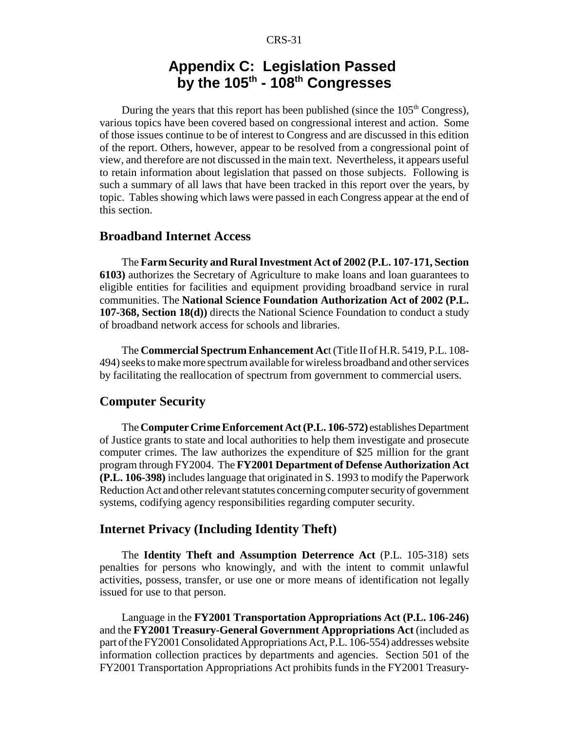# Appendix C: Legislation Passed by the 105th - 108th Congresses

During the years that this report has been published (since the 105th Congress), various topics have been covered based on congressional interest and action. Some of those issues continue to be of interest to Congress and are discussed in this edition of the report. Others, however, appear to be resolved from a congressional point of view, and therefore are not discussed in the main text. Nevertheless, it appears useful to retain information about legislation that passed on those subjects. Following is such a summary of all laws that have been tracked in this report over the years, by topic. Tables showing which laws were passed in each Congress appear at the end of this section.

## Broadband Internet Access

The **Farm Security and Rural Investment Act of 2002 (P.L. 107-171, Section 6103)** authorizes the Secretary of Agriculture to make loans and loan guarantees to eligible entities for facilities and equipment providing broadband service in rural communities. The **National Science Foundation Authorization Act of 2002 (P.L. 107-368, Section 18(d))** directs the National Science Foundation to conduct a study of broadband network access for schools and libraries.

The **Commercial Spectrum Enhancement Ac**t (Title II of H.R. 5419, P.L. 108-494) seeks to make more spectrum available for wireless broadband and other services by facilitating the reallocation of spectrum from government to commercial users.

## Computer Security

The **Computer Crime Enforcement Act (P.L. 106-572)** establishes Department of Justice grants to state and local authorities to help them investigate and prosecute computer crimes. The law authorizes the expenditure of \$25 million for the grant program through FY2004. The **FY2001 Department of Defense Authorization Act (P.L. 106-398)** includes language that originated in S. 1993 to modify the Paperwork Reduction Act and other relevant statutes concerning computer security of government systems, codifying agency responsibilities regarding computer security.

## Internet Privacy (Including Identity Theft)

The **Identity Theft and Assumption Deterrence Act** (P.L. 105-318) sets penalties for persons who knowingly, and with the intent to commit unlawful activities, possess, transfer, or use one or more means of identification not legally issued for use to that person.

Language in the **FY2001 Transportation Appropriations Act (P.L. 106-246)** and the **FY2001 Treasury-General Government Appropriations Act** (included as part of the FY2001 Consolidated Appropriations Act, P.L. 106-554) addresses website information collection practices by departments and agencies. Section 501 of the FY2001 Transportation Appropriations Act prohibits funds in the FY2001 Treasury-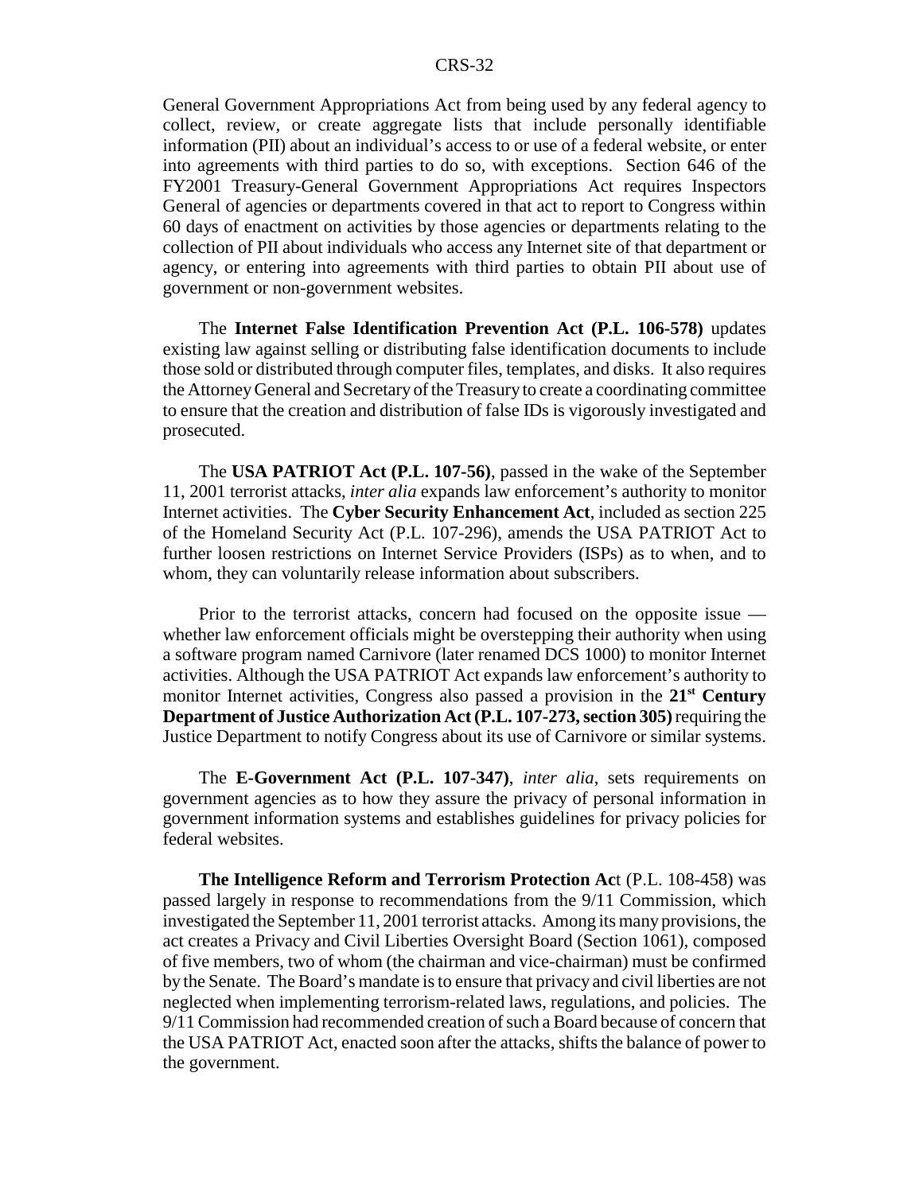General Government Appropriations Act from being used by any federal agency to collect, review, or create aggregate lists that include personally identifiable information (PII) about an individual's access to or use of a federal website, or enter into agreements with third parties to do so, with exceptions. Section 646 of the FY2001 Treasury-General Government Appropriations Act requires Inspectors General of agencies or departments covered in that act to report to Congress within 60 days of enactment on activities by those agencies or departments relating to the collection of PII about individuals who access any Internet site of that department or agency, or entering into agreements with third parties to obtain PII about use of government or non-government websites.

The **Internet False Identification Prevention Act (P.L. 106-578)** updates existing law against selling or distributing false identification documents to include those sold or distributed through computer files, templates, and disks. It also requires the Attorney General and Secretary of the Treasury to create a coordinating committee to ensure that the creation and distribution of false IDs is vigorously investigated and prosecuted.

The **USA PATRIOT Act (P.L. 107-56)**, passed in the wake of the September 11, 2001 terrorist attacks, *inter alia* expands law enforcement's authority to monitor Internet activities. The **Cyber Security Enhancement Act**, included as section 225 of the Homeland Security Act (P.L. 107-296), amends the USA PATRIOT Act to further loosen restrictions on Internet Service Providers (ISPs) as to when, and to whom, they can voluntarily release information about subscribers.

Prior to the terrorist attacks, concern had focused on the opposite issue — whether law enforcement officials might be overstepping their authority when using a software program named Carnivore (later renamed DCS 1000) to monitor Internet activities. Although the USA PATRIOT Act expands law enforcement's authority to monitor Internet activities, Congress also passed a provision in the **21st Century Department of Justice Authorization Act (P.L. 107-273, section 305)** requiring the Justice Department to notify Congress about its use of Carnivore or similar systems.

The **E-Government Act (P.L. 107-347)**, *inter alia*, sets requirements on government agencies as to how they assure the privacy of personal information in government information systems and establishes guidelines for privacy policies for federal websites.

**The Intelligence Reform and Terrorism Protection Ac**t (P.L. 108-458) was passed largely in response to recommendations from the 9/11 Commission, which investigated the September 11, 2001 terrorist attacks. Among its many provisions, the act creates a Privacy and Civil Liberties Oversight Board (Section 1061), composed of five members, two of whom (the chairman and vice-chairman) must be confirmed by the Senate. The Board's mandate is to ensure that privacy and civil liberties are not neglected when implementing terrorism-related laws, regulations, and policies. The 9/11 Commission had recommended creation of such a Board because of concern that the USA PATRIOT Act, enacted soon after the attacks, shifts the balance of power to the government.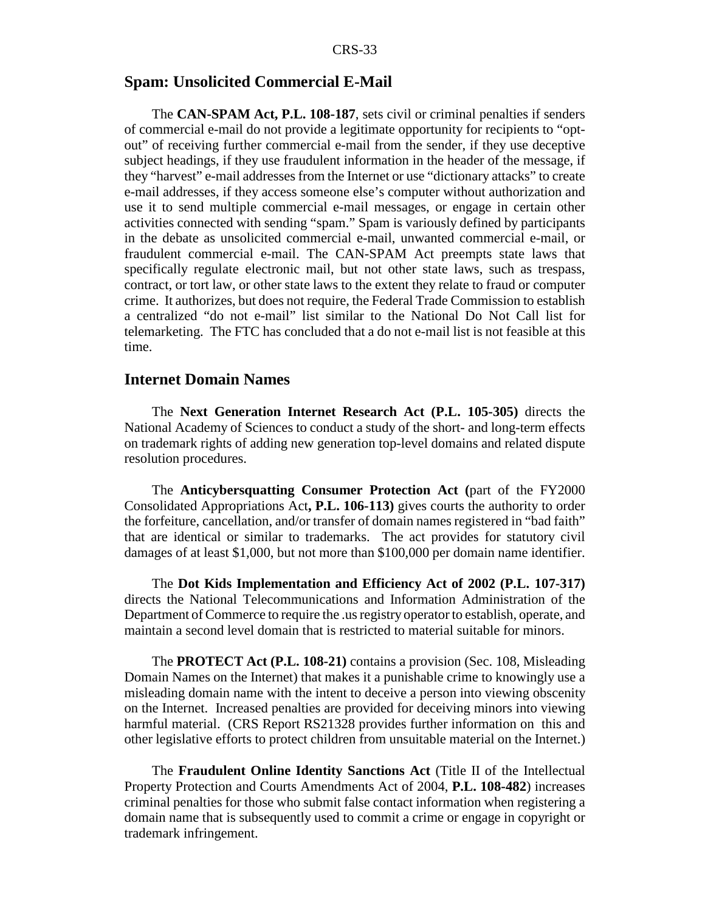## Spam: Unsolicited Commercial E-Mail

The **CAN-SPAM Act, P.L. 108-187**, sets civil or criminal penalties if senders of commercial e-mail do not provide a legitimate opportunity for recipients to "opt-out" of receiving further commercial e-mail from the sender, if they use deceptive subject headings, if they use fraudulent information in the header of the message, if they "harvest" e-mail addresses from the Internet or use "dictionary attacks" to create e-mail addresses, if they access someone else's computer without authorization and use it to send multiple commercial e-mail messages, or engage in certain other activities connected with sending "spam." Spam is variously defined by participants in the debate as unsolicited commercial e-mail, unwanted commercial e-mail, or fraudulent commercial e-mail. The CAN-SPAM Act preempts state laws that specifically regulate electronic mail, but not other state laws, such as trespass, contract, or tort law, or other state laws to the extent they relate to fraud or computer crime. It authorizes, but does not require, the Federal Trade Commission to establish a centralized "do not e-mail" list similar to the National Do Not Call list for telemarketing. The FTC has concluded that a do not e-mail list is not feasible at this time.

## Internet Domain Names

The **Next Generation Internet Research Act (P.L. 105-305)** directs the National Academy of Sciences to conduct a study of the short- and long-term effects on trademark rights of adding new generation top-level domains and related dispute resolution procedures.

The **Anticybersquatting Consumer Protection Act (**part of the FY2000 Consolidated Appropriations Act**, P.L. 106-113)** gives courts the authority to order the forfeiture, cancellation, and/or transfer of domain names registered in "bad faith" that are identical or similar to trademarks. The act provides for statutory civil damages of at least $1,000, but not more than $100,000 per domain name identifier.

The **Dot Kids Implementation and Efficiency Act of 2002 (P.L. 107-317)** directs the National Telecommunications and Information Administration of the Department of Commerce to require the .us registry operator to establish, operate, and maintain a second level domain that is restricted to material suitable for minors.

The **PROTECT Act (P.L. 108-21)** contains a provision (Sec. 108, Misleading Domain Names on the Internet) that makes it a punishable crime to knowingly use a misleading domain name with the intent to deceive a person into viewing obscenity on the Internet. Increased penalties are provided for deceiving minors into viewing harmful material. (CRS Report RS21328 provides further information on this and other legislative efforts to protect children from unsuitable material on the Internet.)

The **Fraudulent Online Identity Sanctions Act** (Title II of the Intellectual Property Protection and Courts Amendments Act of 2004, **P.L. 108-482**) increases criminal penalties for those who submit false contact information when registering a domain name that is subsequently used to commit a crime or engage in copyright or trademark infringement.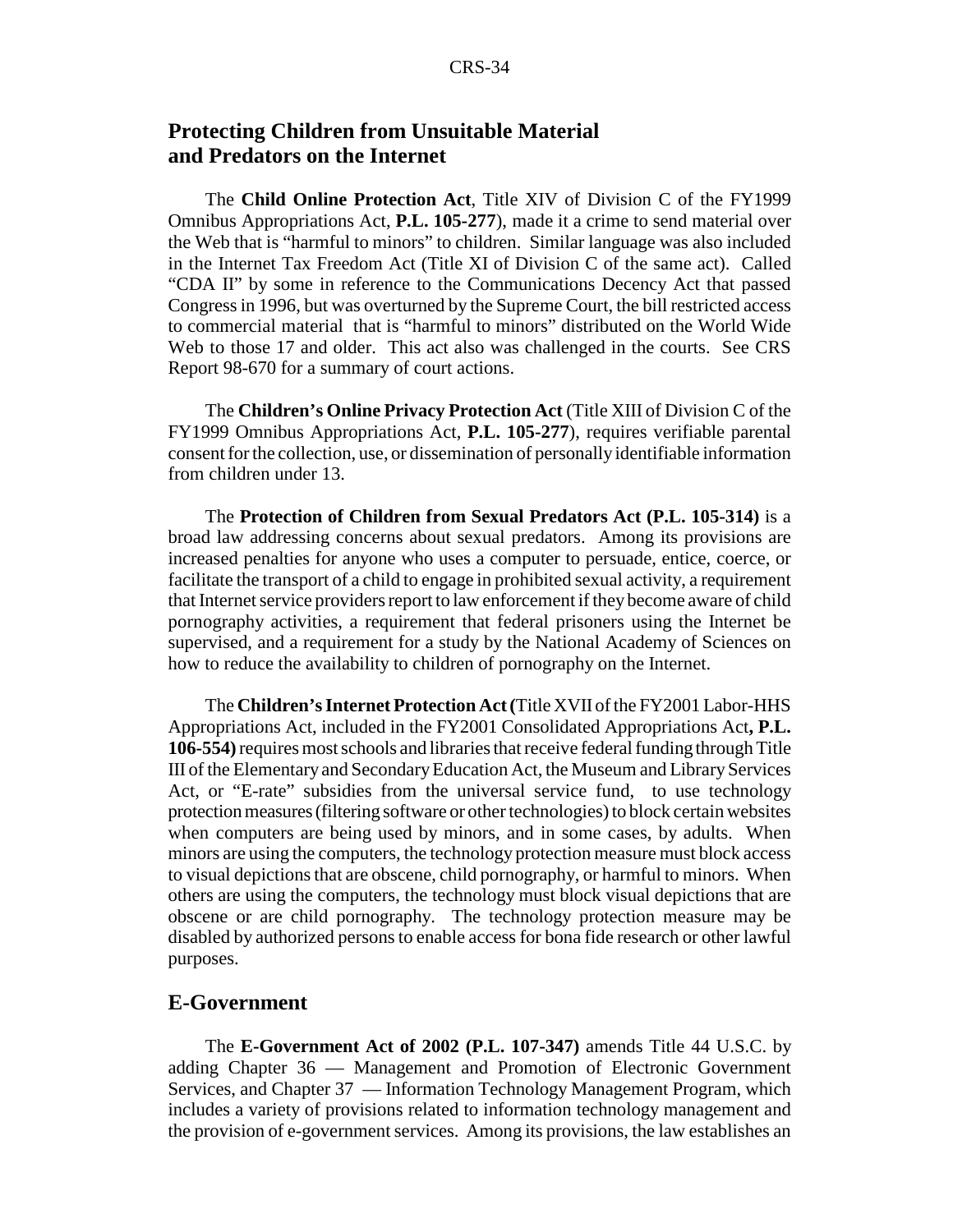## Protecting Children from Unsuitable Material and Predators on the Internet

The **Child Online Protection Act**, Title XIV of Division C of the FY1999 Omnibus Appropriations Act, **P.L. 105-277**), made it a crime to send material over the Web that is "harmful to minors" to children. Similar language was also included in the Internet Tax Freedom Act (Title XI of Division C of the same act). Called "CDA II" by some in reference to the Communications Decency Act that passed Congress in 1996, but was overturned by the Supreme Court, the bill restricted access to commercial material that is "harmful to minors" distributed on the World Wide Web to those 17 and older. This act also was challenged in the courts. See CRS Report 98-670 for a summary of court actions.

The **Children's Online Privacy Protection Act** (Title XIII of Division C of the FY1999 Omnibus Appropriations Act, **P.L. 105-277**), requires verifiable parental consent for the collection, use, or dissemination of personally identifiable information from children under 13.

The **Protection of Children from Sexual Predators Act (P.L. 105-314)** is a broad law addressing concerns about sexual predators. Among its provisions are increased penalties for anyone who uses a computer to persuade, entice, coerce, or facilitate the transport of a child to engage in prohibited sexual activity, a requirement that Internet service providers report to law enforcement if they become aware of child pornography activities, a requirement that federal prisoners using the Internet be supervised, and a requirement for a study by the National Academy of Sciences on how to reduce the availability to children of pornography on the Internet.

The **Children's Internet Protection Act (**Title XVII of the FY2001 Labor-HHS Appropriations Act, included in the FY2001 Consolidated Appropriations Act**, P.L. 106-554)** requires most schools and libraries that receive federal funding through Title III of the Elementary and Secondary Education Act, the Museum and Library Services Act, or "E-rate" subsidies from the universal service fund, to use technology protection measures (filtering software or other technologies) to block certain websites when computers are being used by minors, and in some cases, by adults. When minors are using the computers, the technology protection measure must block access to visual depictions that are obscene, child pornography, or harmful to minors. When others are using the computers, the technology must block visual depictions that are obscene or are child pornography. The technology protection measure may be disabled by authorized persons to enable access for bona fide research or other lawful purposes.

## E-Government

The **E-Government Act of 2002 (P.L. 107-347)** amends Title 44 U.S.C. by adding Chapter 36 — Management and Promotion of Electronic Government Services, and Chapter 37 — Information Technology Management Program, which includes a variety of provisions related to information technology management and the provision of e-government services. Among its provisions, the law establishes an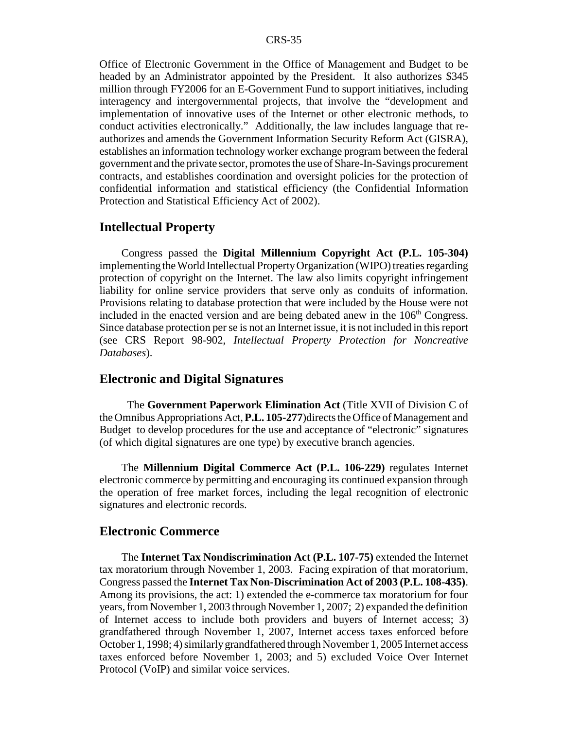Office of Electronic Government in the Office of Management and Budget to be headed by an Administrator appointed by the President. It also authorizes $345 million through FY2006 for an E-Government Fund to support initiatives, including interagency and intergovernmental projects, that involve the "development and implementation of innovative uses of the Internet or other electronic methods, to conduct activities electronically." Additionally, the law includes language that re-authorizes and amends the Government Information Security Reform Act (GISRA), establishes an information technology worker exchange program between the federal government and the private sector, promotes the use of Share-In-Savings procurement contracts, and establishes coordination and oversight policies for the protection of confidential information and statistical efficiency (the Confidential Information Protection and Statistical Efficiency Act of 2002).

## Intellectual Property

Congress passed the **Digital Millennium Copyright Act (P.L. 105-304)** implementing the World Intellectual Property Organization (WIPO) treaties regarding protection of copyright on the Internet. The law also limits copyright infringement liability for online service providers that serve only as conduits of information. Provisions relating to database protection that were included by the House were not included in the enacted version and are being debated anew in the 106th Congress. Since database protection per se is not an Internet issue, it is not included in this report (see CRS Report 98-902, *Intellectual Property Protection for Noncreative Databases*).

## Electronic and Digital Signatures

The **Government Paperwork Elimination Act** (Title XVII of Division C of the Omnibus Appropriations Act, **P.L. 105-277**) directs the Office of Management and Budget to develop procedures for the use and acceptance of "electronic" signatures (of which digital signatures are one type) by executive branch agencies.

The **Millennium Digital Commerce Act (P.L. 106-229)** regulates Internet electronic commerce by permitting and encouraging its continued expansion through the operation of free market forces, including the legal recognition of electronic signatures and electronic records.

## Electronic Commerce

The **Internet Tax Nondiscrimination Act (P.L. 107-75)** extended the Internet tax moratorium through November 1, 2003. Facing expiration of that moratorium, Congress passed the **Internet Tax Non-Discrimination Act of 2003 (P.L. 108-435)**. Among its provisions, the act: 1) extended the e-commerce tax moratorium for four years, from November 1, 2003 through November 1, 2007; 2) expanded the definition of Internet access to include both providers and buyers of Internet access; 3) grandfathered through November 1, 2007, Internet access taxes enforced before October 1, 1998; 4) similarly grandfathered through November 1, 2005 Internet access taxes enforced before November 1, 2003; and 5) excluded Voice Over Internet Protocol (VoIP) and similar voice services.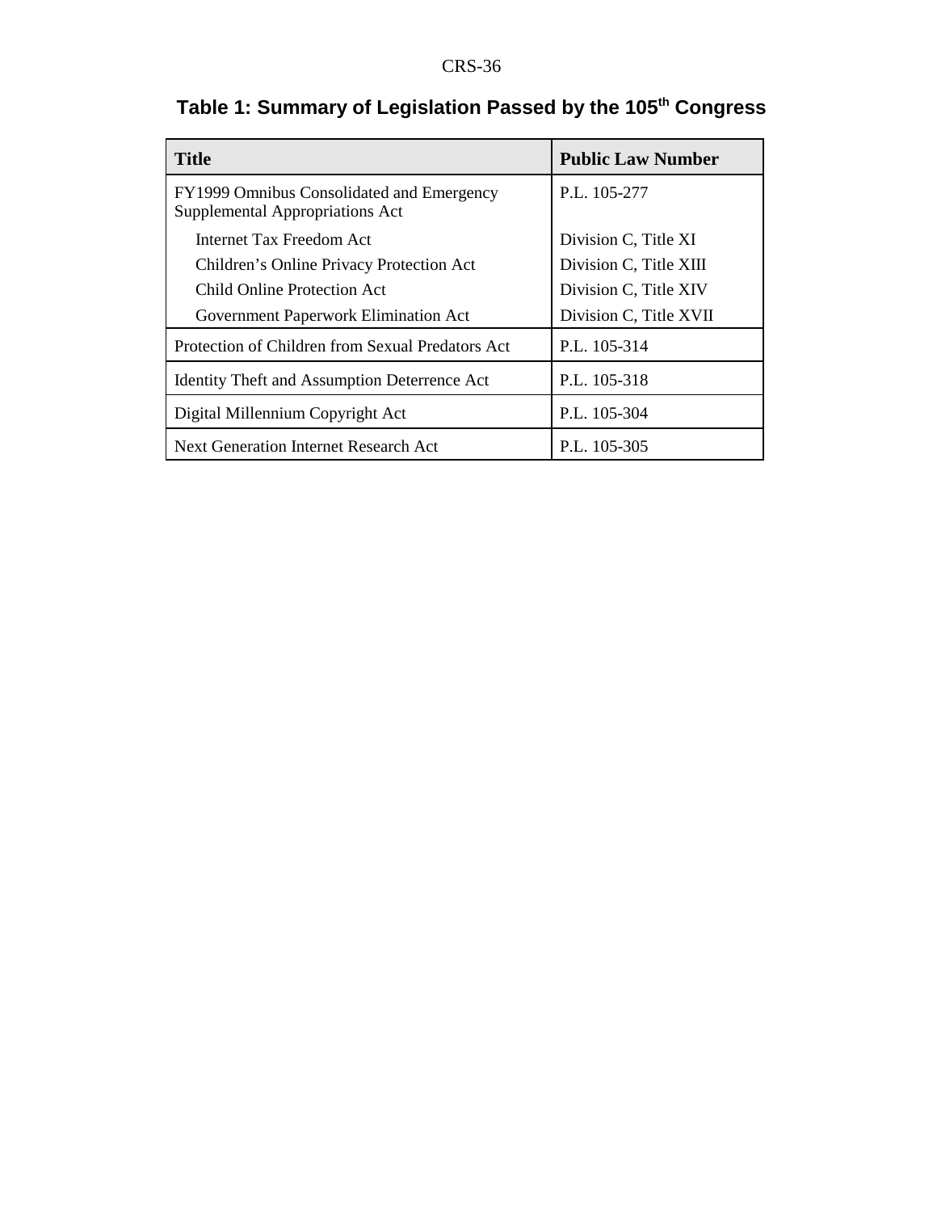## Table 1: Summary of Legislation Passed by the 105th Congress

| Title | Public Law Number |
| --- | --- |
| FY1999 Omnibus Consolidated and Emergency Supplemental Appropriations Act | P.L. 105-277 |
| Internet Tax Freedom Act | Division C, Title XI |
| Children's Online Privacy Protection Act | Division C, Title XIII |
| Child Online Protection Act | Division C, Title XIV |
| Government Paperwork Elimination Act | Division C, Title XVII |
| Protection of Children from Sexual Predators Act | P.L. 105-314 |
| Identity Theft and Assumption Deterrence Act | P.L. 105-318 |
| Digital Millennium Copyright Act | P.L. 105-304 |
| Next Generation Internet Research Act | P.L. 105-305 |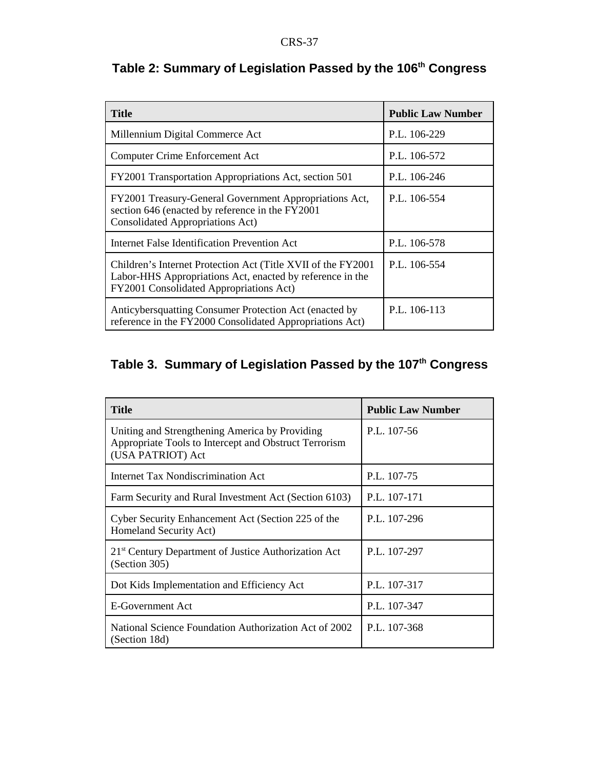## Table 2: Summary of Legislation Passed by the 106th Congress

| Title | Public Law Number |
|---|---|
| Millennium Digital Commerce Act | P.L. 106-229 |
| Computer Crime Enforcement Act | P.L. 106-572 |
| FY2001 Transportation Appropriations Act, section 501 | P.L. 106-246 |
| FY2001 Treasury-General Government Appropriations Act, section 646 (enacted by reference in the FY2001 Consolidated Appropriations Act) | P.L. 106-554 |
| Internet False Identification Prevention Act | P.L. 106-578 |
| Children's Internet Protection Act (Title XVII of the FY2001 Labor-HHS Appropriations Act, enacted by reference in the FY2001 Consolidated Appropriations Act) | P.L. 106-554 |
| Anticybersquatting Consumer Protection Act (enacted by reference in the FY2000 Consolidated Appropriations Act) | P.L. 106-113 |

## Table 3. Summary of Legislation Passed by the 107th Congress

| Title | Public Law Number |
|---|---|
| Uniting and Strengthening America by Providing Appropriate Tools to Intercept and Obstruct Terrorism (USA PATRIOT) Act | P.L. 107-56 |
| Internet Tax Nondiscrimination Act | P.L. 107-75 |
| Farm Security and Rural Investment Act (Section 6103) | P.L. 107-171 |
| Cyber Security Enhancement Act (Section 225 of the Homeland Security Act) | P.L. 107-296 |
| 21st Century Department of Justice Authorization Act (Section 305) | P.L. 107-297 |
| Dot Kids Implementation and Efficiency Act | P.L. 107-317 |
| E-Government Act | P.L. 107-347 |
| National Science Foundation Authorization Act of 2002 (Section 18d) | P.L. 107-368 |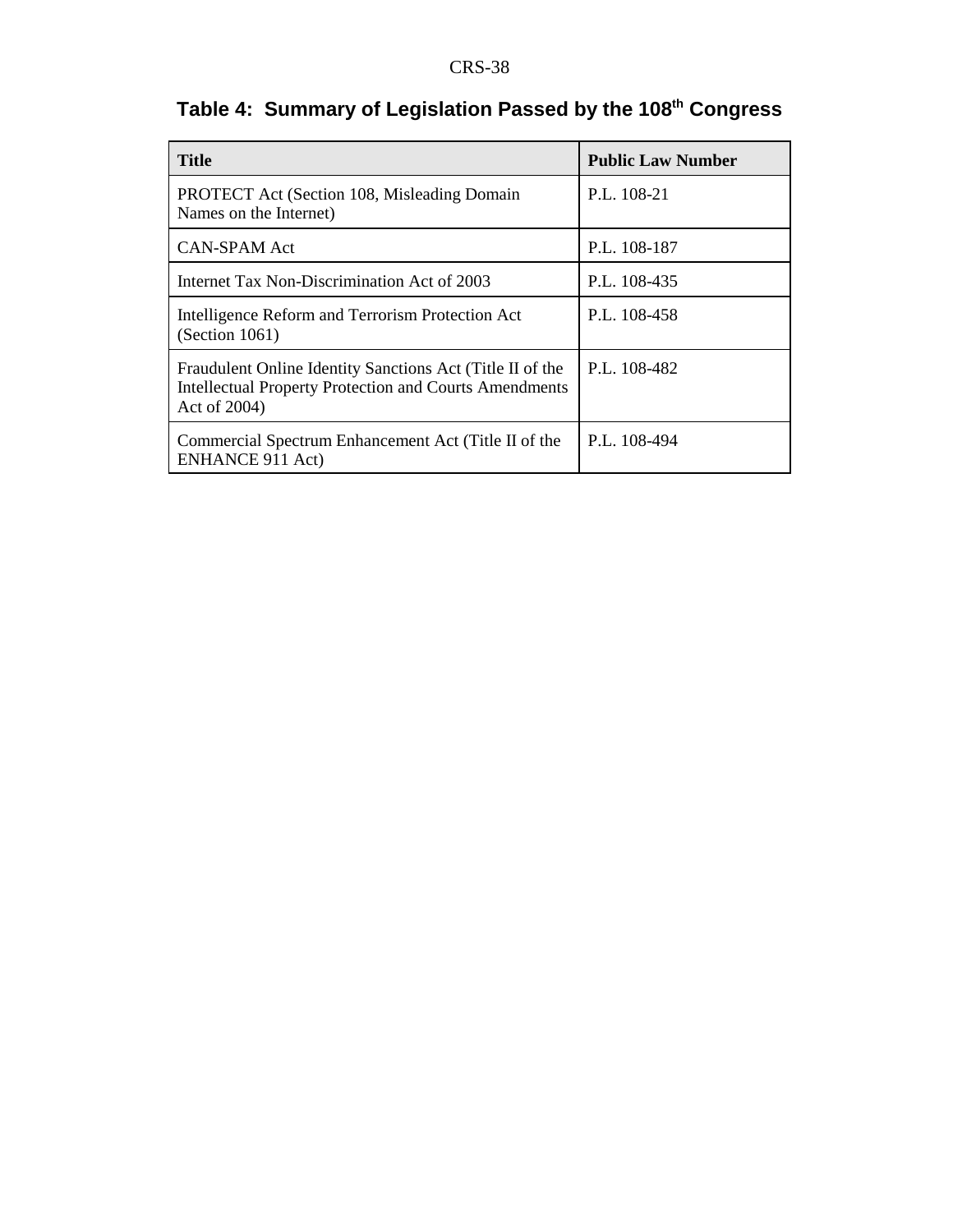**Table 4: Summary of Legislation Passed by the 108th Congress**

| Title | Public Law Number |
| --- | --- |
| PROTECT Act (Section 108, Misleading Domain Names on the Internet) | P.L. 108-21 |
| CAN-SPAM Act | P.L. 108-187 |
| Internet Tax Non-Discrimination Act of 2003 | P.L. 108-435 |
| Intelligence Reform and Terrorism Protection Act (Section 1061) | P.L. 108-458 |
| Fraudulent Online Identity Sanctions Act (Title II of the Intellectual Property Protection and Courts Amendments Act of 2004) | P.L. 108-482 |
| Commercial Spectrum Enhancement Act (Title II of the ENHANCE 911 Act) | P.L. 108-494 |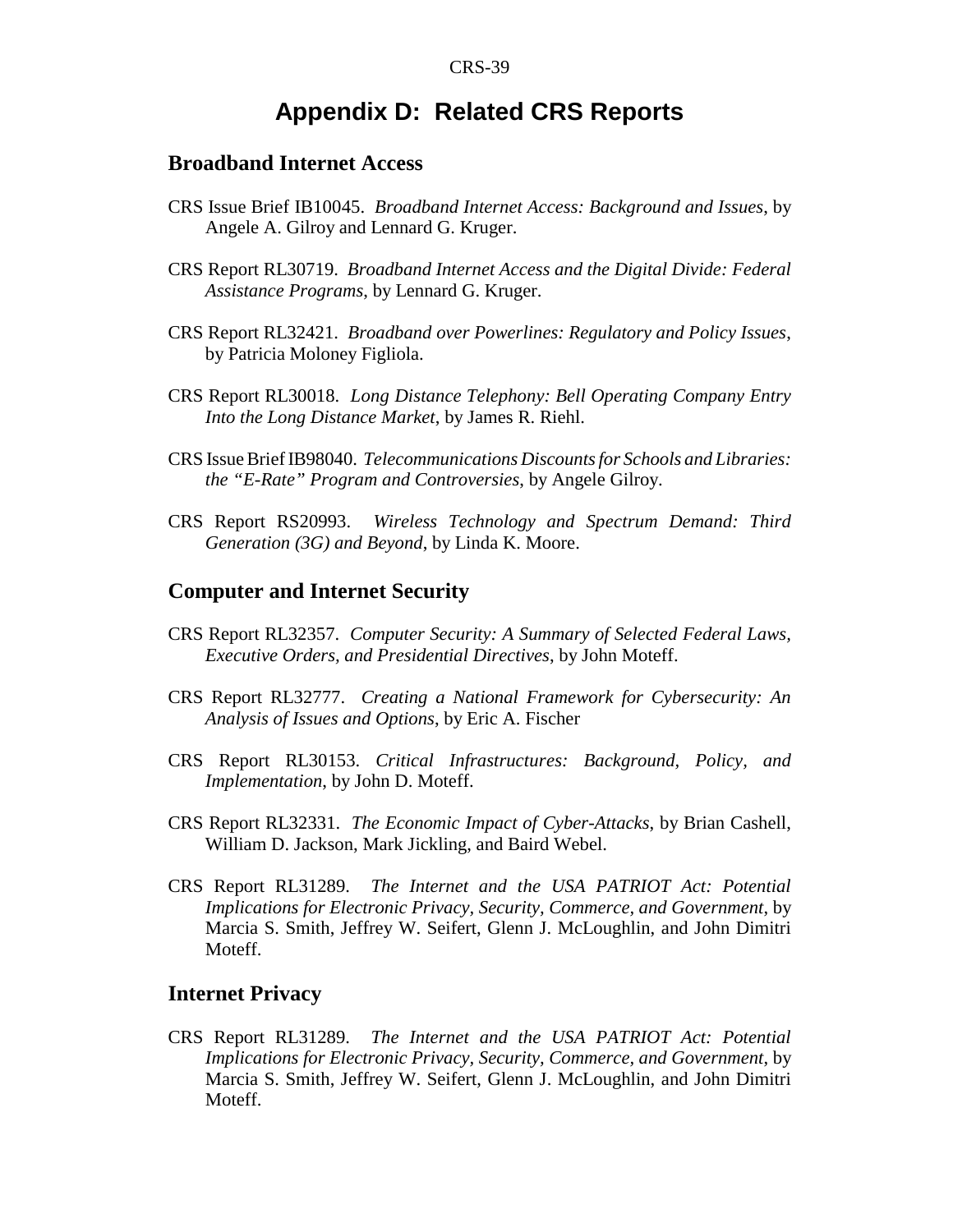# Appendix D: Related CRS Reports

## Broadband Internet Access

CRS Issue Brief IB10045. *Broadband Internet Access: Background and Issues*, by Angele A. Gilroy and Lennard G. Kruger.

CRS Report RL30719. *Broadband Internet Access and the Digital Divide: Federal Assistance Programs*, by Lennard G. Kruger.

CRS Report RL32421. *Broadband over Powerlines: Regulatory and Policy Issues*, by Patricia Moloney Figliola.

CRS Report RL30018. *Long Distance Telephony: Bell Operating Company Entry Into the Long Distance Market*, by James R. Riehl.

CRS Issue Brief IB98040. *Telecommunications Discounts for Schools and Libraries: the "E-Rate" Program and Controversies*, by Angele Gilroy.

CRS Report RS20993. *Wireless Technology and Spectrum Demand: Third Generation (3G) and Beyond*, by Linda K. Moore.

## Computer and Internet Security

CRS Report RL32357. *Computer Security: A Summary of Selected Federal Laws, Executive Orders, and Presidential Directives*, by John Moteff.

CRS Report RL32777. *Creating a National Framework for Cybersecurity: An Analysis of Issues and Options*, by Eric A. Fischer

CRS Report RL30153. *Critical Infrastructures: Background, Policy, and Implementation*, by John D. Moteff.

CRS Report RL32331. *The Economic Impact of Cyber-Attacks*, by Brian Cashell, William D. Jackson, Mark Jickling, and Baird Webel.

CRS Report RL31289. *The Internet and the USA PATRIOT Act: Potential Implications for Electronic Privacy, Security, Commerce, and Government*, by Marcia S. Smith, Jeffrey W. Seifert, Glenn J. McLoughlin, and John Dimitri Moteff.

## Internet Privacy

CRS Report RL31289. *The Internet and the USA PATRIOT Act: Potential Implications for Electronic Privacy, Security, Commerce, and Government*, by Marcia S. Smith, Jeffrey W. Seifert, Glenn J. McLoughlin, and John Dimitri Moteff.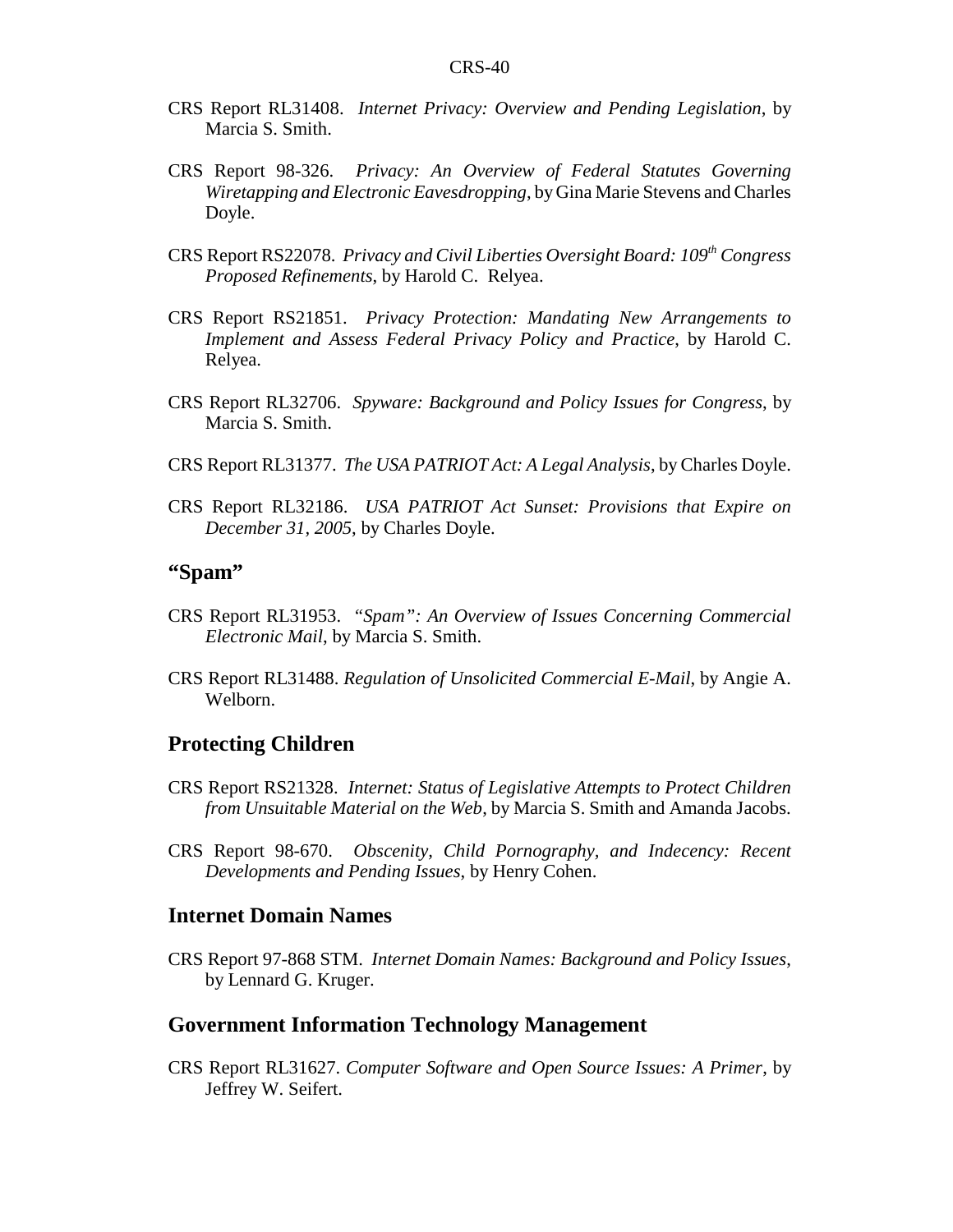CRS Report RL31408. *Internet Privacy: Overview and Pending Legislation*, by Marcia S. Smith.

CRS Report 98-326. *Privacy: An Overview of Federal Statutes Governing Wiretapping and Electronic Eavesdropping*, by Gina Marie Stevens and Charles Doyle.

CRS Report RS22078. *Privacy and Civil Liberties Oversight Board: 109th Congress Proposed Refinements*, by Harold C. Relyea.

CRS Report RS21851. *Privacy Protection: Mandating New Arrangements to Implement and Assess Federal Privacy Policy and Practice*, by Harold C. Relyea.

CRS Report RL32706. *Spyware: Background and Policy Issues for Congress*, by Marcia S. Smith.

CRS Report RL31377. *The USA PATRIOT Act: A Legal Analysis*, by Charles Doyle.

CRS Report RL32186. *USA PATRIOT Act Sunset: Provisions that Expire on December 31, 2005*, by Charles Doyle.

## "Spam"

CRS Report RL31953. *"Spam": An Overview of Issues Concerning Commercial Electronic Mail*, by Marcia S. Smith.

CRS Report RL31488. *Regulation of Unsolicited Commercial E-Mail*, by Angie A. Welborn.

## Protecting Children

CRS Report RS21328. *Internet: Status of Legislative Attempts to Protect Children from Unsuitable Material on the Web*, by Marcia S. Smith and Amanda Jacobs.

CRS Report 98-670. *Obscenity, Child Pornography, and Indecency: Recent Developments and Pending Issues*, by Henry Cohen.

## Internet Domain Names

CRS Report 97-868 STM. *Internet Domain Names: Background and Policy Issues*, by Lennard G. Kruger.

## Government Information Technology Management

CRS Report RL31627. *Computer Software and Open Source Issues: A Primer*, by Jeffrey W. Seifert.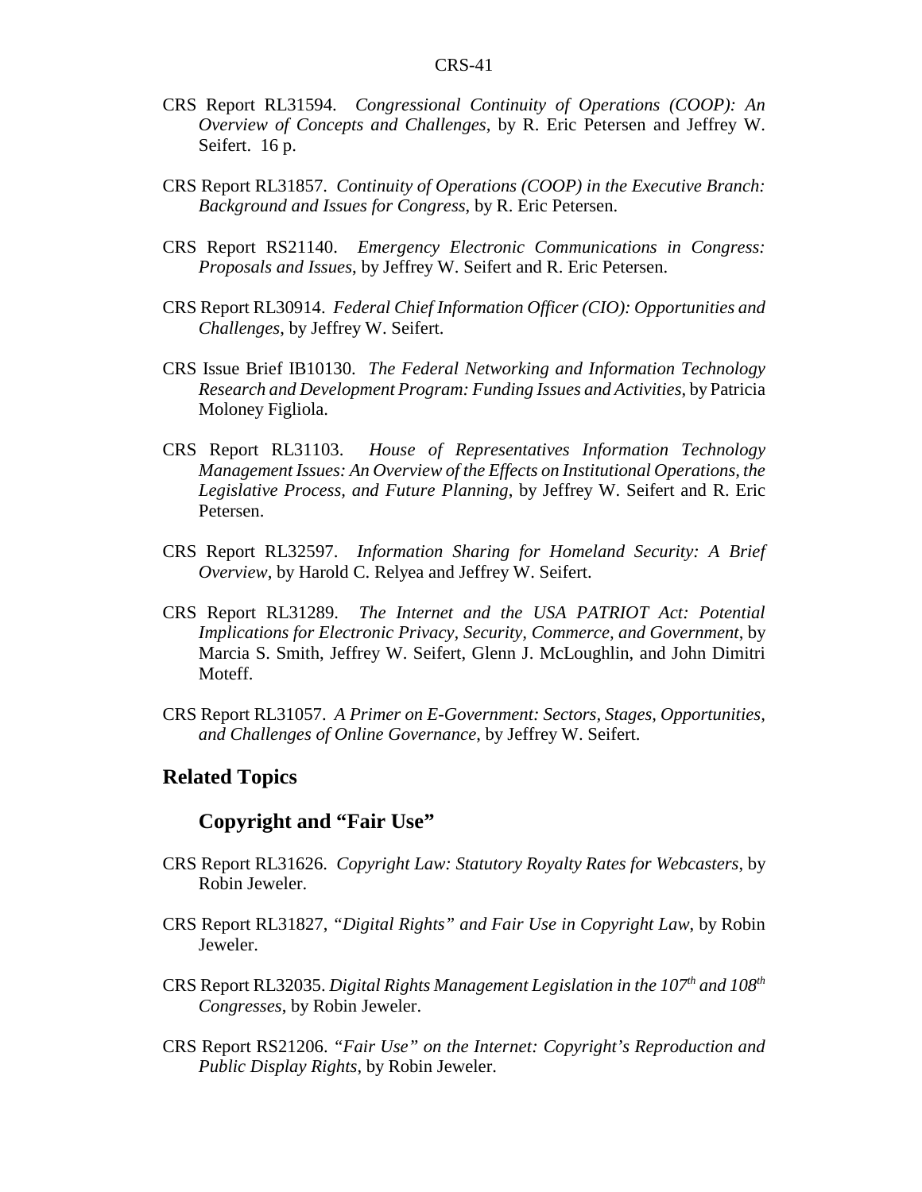CRS Report RL31594. *Congressional Continuity of Operations (COOP): An Overview of Concepts and Challenges*, by R. Eric Petersen and Jeffrey W. Seifert. 16 p.

CRS Report RL31857. *Continuity of Operations (COOP) in the Executive Branch: Background and Issues for Congress*, by R. Eric Petersen.

CRS Report RS21140. *Emergency Electronic Communications in Congress: Proposals and Issues*, by Jeffrey W. Seifert and R. Eric Petersen.

CRS Report RL30914. *Federal Chief Information Officer (CIO): Opportunities and Challenges*, by Jeffrey W. Seifert.

CRS Issue Brief IB10130. *The Federal Networking and Information Technology Research and Development Program: Funding Issues and Activities*, by Patricia Moloney Figliola.

CRS Report RL31103. *House of Representatives Information Technology Management Issues: An Overview of the Effects on Institutional Operations, the Legislative Process, and Future Planning*, by Jeffrey W. Seifert and R. Eric Petersen.

CRS Report RL32597. *Information Sharing for Homeland Security: A Brief Overview*, by Harold C. Relyea and Jeffrey W. Seifert.

CRS Report RL31289. *The Internet and the USA PATRIOT Act: Potential Implications for Electronic Privacy, Security, Commerce, and Government*, by Marcia S. Smith, Jeffrey W. Seifert, Glenn J. McLoughlin, and John Dimitri Moteff.

CRS Report RL31057. *A Primer on E-Government: Sectors, Stages, Opportunities, and Challenges of Online Governance*, by Jeffrey W. Seifert.

## Related Topics

### Copyright and "Fair Use"

CRS Report RL31626. *Copyright Law: Statutory Royalty Rates for Webcasters*, by Robin Jeweler.

CRS Report RL31827, *"Digital Rights" and Fair Use in Copyright Law*, by Robin Jeweler.

CRS Report RL32035. *Digital Rights Management Legislation in the 107th and 108th Congresses*, by Robin Jeweler.

CRS Report RS21206. *"Fair Use" on the Internet: Copyright's Reproduction and Public Display Rights*, by Robin Jeweler.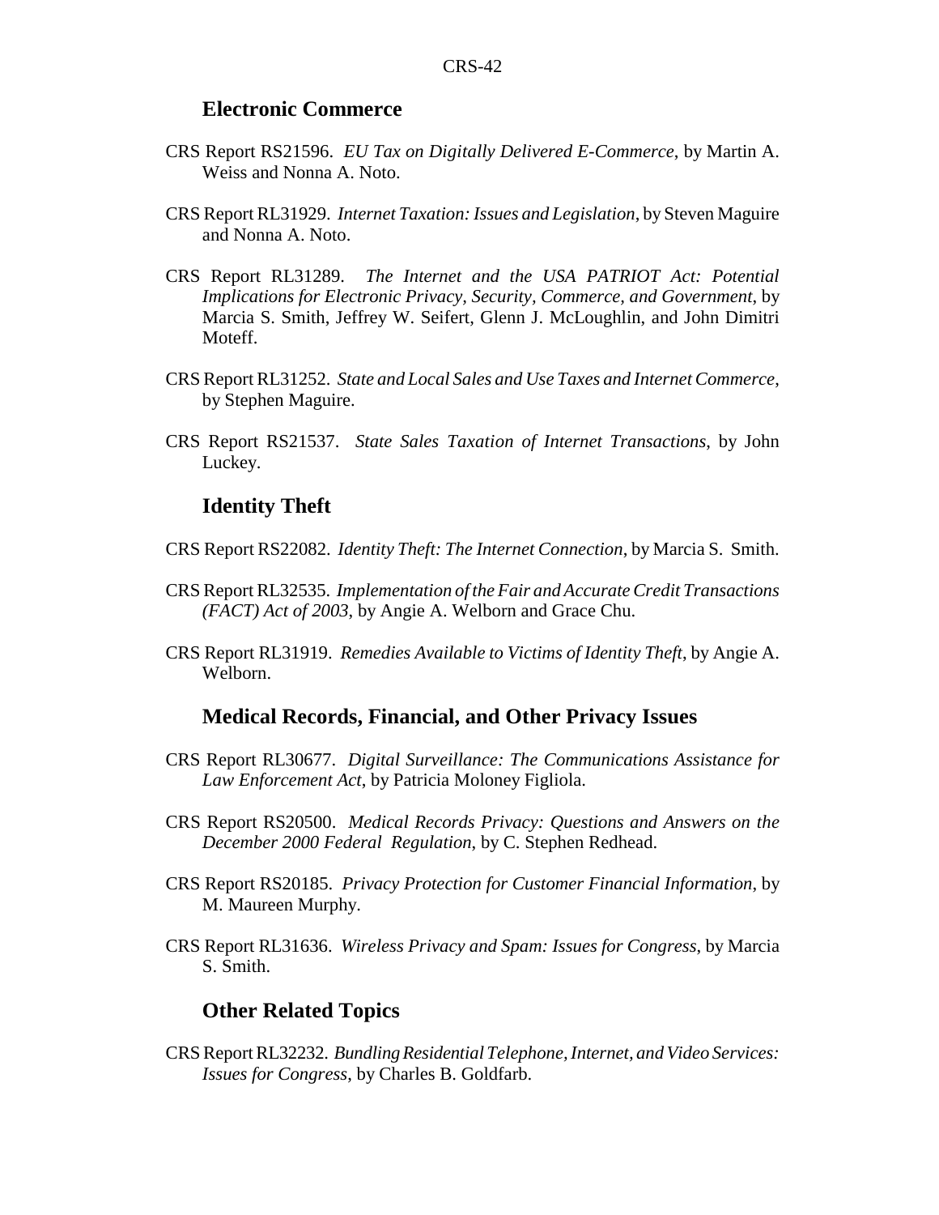### Electronic Commerce

CRS Report RS21596. *EU Tax on Digitally Delivered E-Commerce*, by Martin A. Weiss and Nonna A. Noto.

CRS Report RL31929. *Internet Taxation: Issues and Legislation*, by Steven Maguire and Nonna A. Noto.

CRS Report RL31289. *The Internet and the USA PATRIOT Act: Potential Implications for Electronic Privacy, Security, Commerce, and Government*, by Marcia S. Smith, Jeffrey W. Seifert, Glenn J. McLoughlin, and John Dimitri Moteff.

CRS Report RL31252. *State and Local Sales and Use Taxes and Internet Commerce*, by Stephen Maguire.

CRS Report RS21537. *State Sales Taxation of Internet Transactions*, by John Luckey.

### Identity Theft

CRS Report RS22082. *Identity Theft: The Internet Connection*, by Marcia S. Smith.

CRS Report RL32535. *Implementation of the Fair and Accurate Credit Transactions (FACT) Act of 2003*, by Angie A. Welborn and Grace Chu.

CRS Report RL31919. *Remedies Available to Victims of Identity Theft*, by Angie A. Welborn.

### Medical Records, Financial, and Other Privacy Issues

CRS Report RL30677. *Digital Surveillance: The Communications Assistance for Law Enforcement Act*, by Patricia Moloney Figliola.

CRS Report RS20500. *Medical Records Privacy: Questions and Answers on the December 2000 Federal Regulation*, by C. Stephen Redhead.

CRS Report RS20185. *Privacy Protection for Customer Financial Information*, by M. Maureen Murphy.

CRS Report RL31636. *Wireless Privacy and Spam: Issues for Congress*, by Marcia S. Smith.

### Other Related Topics

CRS Report RL32232. *Bundling Residential Telephone, Internet, and Video Services: Issues for Congress*, by Charles B. Goldfarb.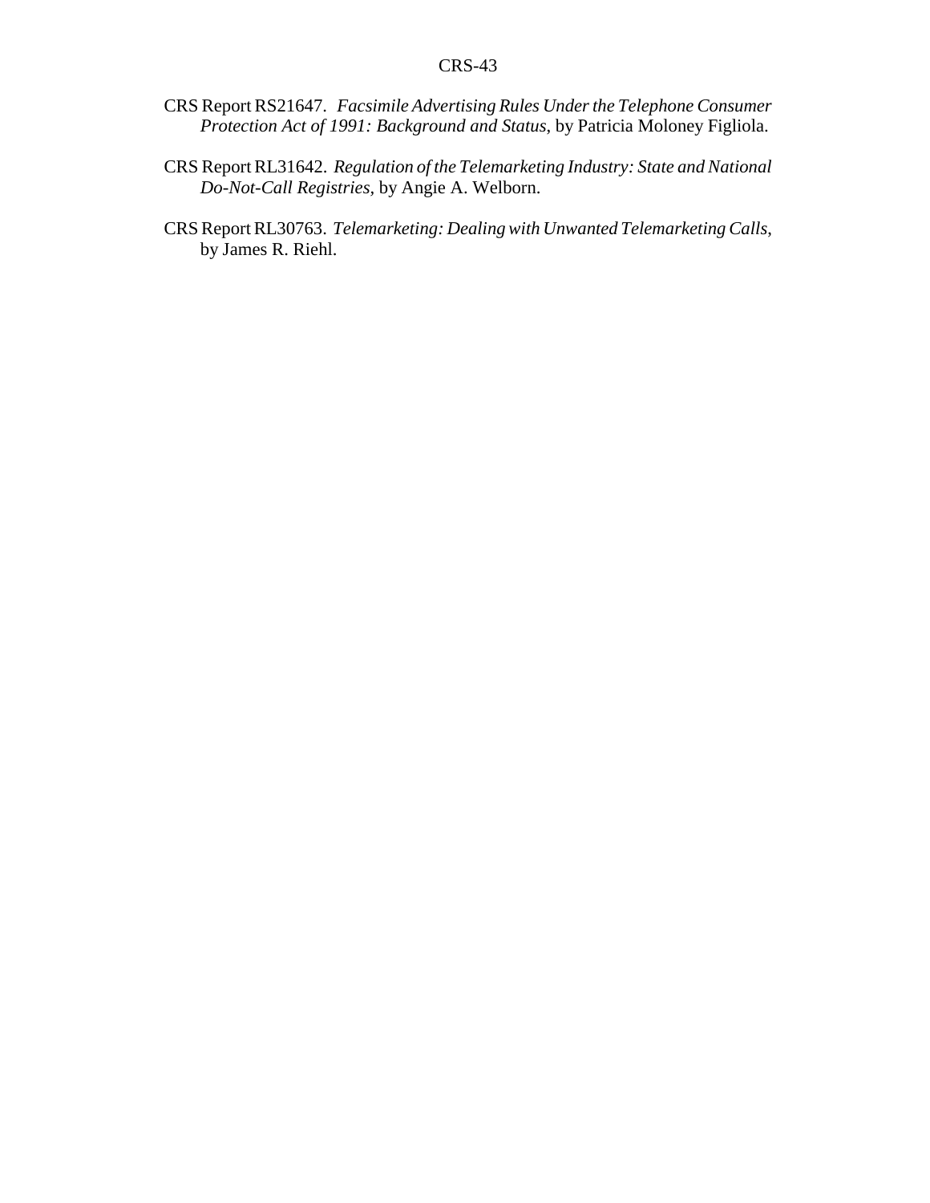CRS Report RS21647. *Facsimile Advertising Rules Under the Telephone Consumer Protection Act of 1991: Background and Status*, by Patricia Moloney Figliola.

CRS Report RL31642. *Regulation of the Telemarketing Industry: State and National Do-Not-Call Registries*, by Angie A. Welborn.

CRS Report RL30763. *Telemarketing: Dealing with Unwanted Telemarketing Calls*, by James R. Riehl.